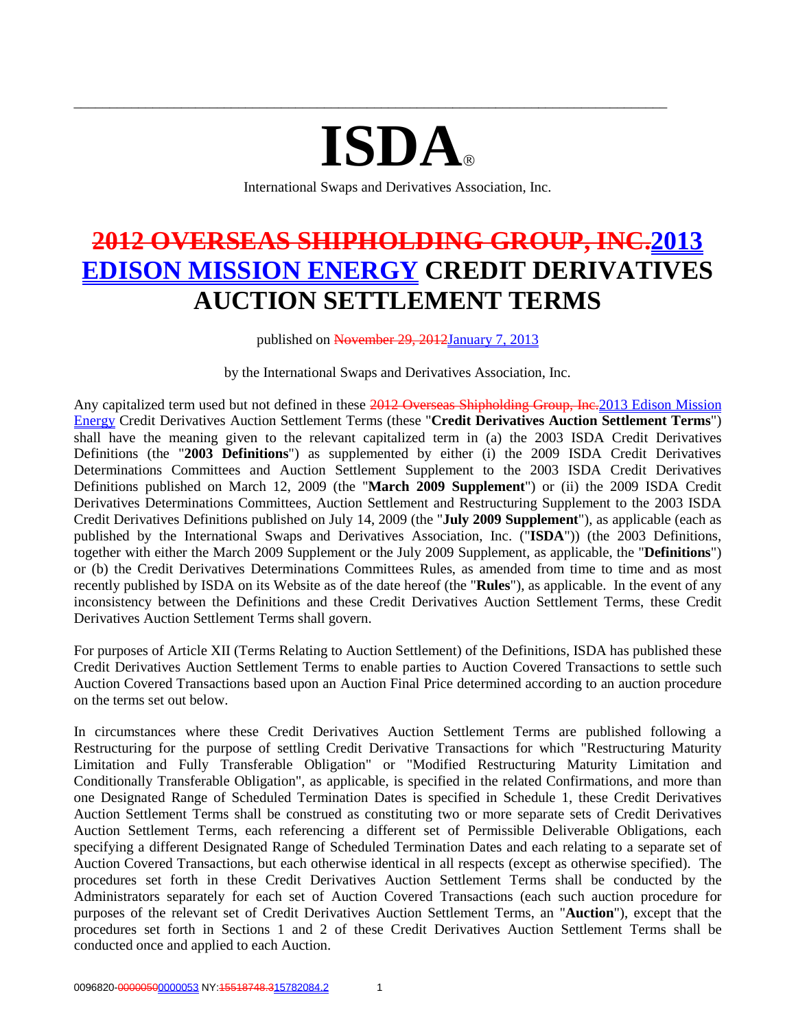# ISDA®

International Swaps and Derivatives Association, Inc.

# ~~2012 OVERSEAS SHIPHOLDING GROUP, INC.~~2013 EDISON MISSION ENERGY CREDIT DERIVATIVES AUCTION SETTLEMENT TERMS

published on ~~November 29, 2012~~January 7, 2013

by the International Swaps and Derivatives Association, Inc.

Any capitalized term used but not defined in these ~~2012 Overseas Shipholding Group, Inc.~~2013 Edison Mission Energy Credit Derivatives Auction Settlement Terms (these "**Credit Derivatives Auction Settlement Terms**") shall have the meaning given to the relevant capitalized term in (a) the 2003 ISDA Credit Derivatives Definitions (the "**2003 Definitions**") as supplemented by either (i) the 2009 ISDA Credit Derivatives Determinations Committees and Auction Settlement Supplement to the 2003 ISDA Credit Derivatives Definitions published on March 12, 2009 (the "**March 2009 Supplement**") or (ii) the 2009 ISDA Credit Derivatives Determinations Committees, Auction Settlement and Restructuring Supplement to the 2003 ISDA Credit Derivatives Definitions published on July 14, 2009 (the "**July 2009 Supplement**"), as applicable (each as published by the International Swaps and Derivatives Association, Inc. ("**ISDA**")) (the 2003 Definitions, together with either the March 2009 Supplement or the July 2009 Supplement, as applicable, the "**Definitions**") or (b) the Credit Derivatives Determinations Committees Rules, as amended from time to time and as most recently published by ISDA on its Website as of the date hereof (the "**Rules**"), as applicable. In the event of any inconsistency between the Definitions and these Credit Derivatives Auction Settlement Terms, these Credit Derivatives Auction Settlement Terms shall govern.

For purposes of Article XII (Terms Relating to Auction Settlement) of the Definitions, ISDA has published these Credit Derivatives Auction Settlement Terms to enable parties to Auction Covered Transactions to settle such Auction Covered Transactions based upon an Auction Final Price determined according to an auction procedure on the terms set out below.

In circumstances where these Credit Derivatives Auction Settlement Terms are published following a Restructuring for the purpose of settling Credit Derivative Transactions for which "Restructuring Maturity Limitation and Fully Transferable Obligation" or "Modified Restructuring Maturity Limitation and Conditionally Transferable Obligation", as applicable, is specified in the related Confirmations, and more than one Designated Range of Scheduled Termination Dates is specified in Schedule 1, these Credit Derivatives Auction Settlement Terms shall be construed as constituting two or more separate sets of Credit Derivatives Auction Settlement Terms, each referencing a different set of Permissible Deliverable Obligations, each specifying a different Designated Range of Scheduled Termination Dates and each relating to a separate set of Auction Covered Transactions, but each otherwise identical in all respects (except as otherwise specified). The procedures set forth in these Credit Derivatives Auction Settlement Terms shall be conducted by the Administrators separately for each set of Auction Covered Transactions (each such auction procedure for purposes of the relevant set of Credit Derivatives Auction Settlement Terms, an "**Auction**"), except that the procedures set forth in Sections 1 and 2 of these Credit Derivatives Auction Settlement Terms shall be conducted once and applied to each Auction.

0096820-~~00000050~~0000053 NY:~~15518748.3~~15782084.2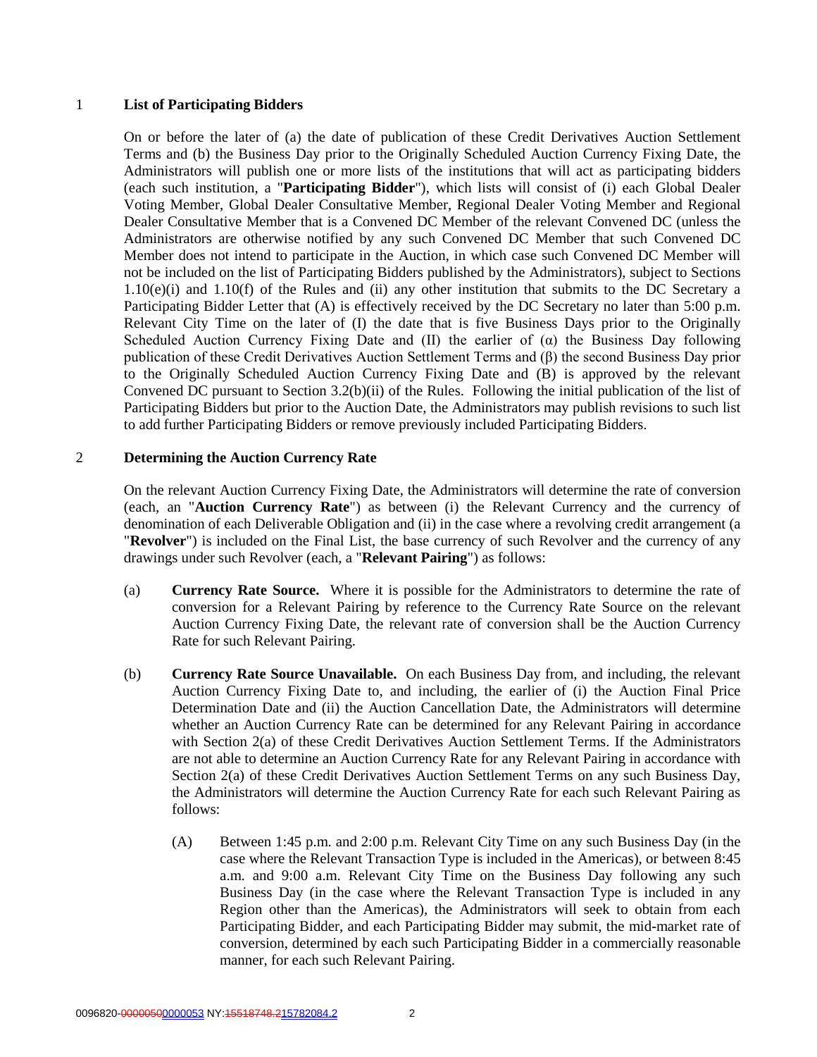## 1 List of Participating Bidders

On or before the later of (a) the date of publication of these Credit Derivatives Auction Settlement Terms and (b) the Business Day prior to the Originally Scheduled Auction Currency Fixing Date, the Administrators will publish one or more lists of the institutions that will act as participating bidders (each such institution, a "**Participating Bidder**"), which lists will consist of (i) each Global Dealer Voting Member, Global Dealer Consultative Member, Regional Dealer Voting Member and Regional Dealer Consultative Member that is a Convened DC Member of the relevant Convened DC (unless the Administrators are otherwise notified by any such Convened DC Member that such Convened DC Member does not intend to participate in the Auction, in which case such Convened DC Member will not be included on the list of Participating Bidders published by the Administrators), subject to Sections 1.10(e)(i) and 1.10(f) of the Rules and (ii) any other institution that submits to the DC Secretary a Participating Bidder Letter that (A) is effectively received by the DC Secretary no later than 5:00 p.m. Relevant City Time on the later of (I) the date that is five Business Days prior to the Originally Scheduled Auction Currency Fixing Date and (II) the earlier of (α) the Business Day following publication of these Credit Derivatives Auction Settlement Terms and (β) the second Business Day prior to the Originally Scheduled Auction Currency Fixing Date and (B) is approved by the relevant Convened DC pursuant to Section 3.2(b)(ii) of the Rules. Following the initial publication of the list of Participating Bidders but prior to the Auction Date, the Administrators may publish revisions to such list to add further Participating Bidders or remove previously included Participating Bidders.

## 2 Determining the Auction Currency Rate

On the relevant Auction Currency Fixing Date, the Administrators will determine the rate of conversion (each, an "**Auction Currency Rate**") as between (i) the Relevant Currency and the currency of denomination of each Deliverable Obligation and (ii) in the case where a revolving credit arrangement (a "**Revolver**") is included on the Final List, the base currency of such Revolver and the currency of any drawings under such Revolver (each, a "**Relevant Pairing**") as follows:

(a) **Currency Rate Source.** Where it is possible for the Administrators to determine the rate of conversion for a Relevant Pairing by reference to the Currency Rate Source on the relevant Auction Currency Fixing Date, the relevant rate of conversion shall be the Auction Currency Rate for such Relevant Pairing.

(b) **Currency Rate Source Unavailable.** On each Business Day from, and including, the relevant Auction Currency Fixing Date to, and including, the earlier of (i) the Auction Final Price Determination Date and (ii) the Auction Cancellation Date, the Administrators will determine whether an Auction Currency Rate can be determined for any Relevant Pairing in accordance with Section 2(a) of these Credit Derivatives Auction Settlement Terms. If the Administrators are not able to determine an Auction Currency Rate for any Relevant Pairing in accordance with Section 2(a) of these Credit Derivatives Auction Settlement Terms on any such Business Day, the Administrators will determine the Auction Currency Rate for each such Relevant Pairing as follows:

(A) Between 1:45 p.m. and 2:00 p.m. Relevant City Time on any such Business Day (in the case where the Relevant Transaction Type is included in the Americas), or between 8:45 a.m. and 9:00 a.m. Relevant City Time on the Business Day following any such Business Day (in the case where the Relevant Transaction Type is included in any Region other than the Americas), the Administrators will seek to obtain from each Participating Bidder, and each Participating Bidder may submit, the mid-market rate of conversion, determined by each such Participating Bidder in a commercially reasonable manner, for each such Relevant Pairing.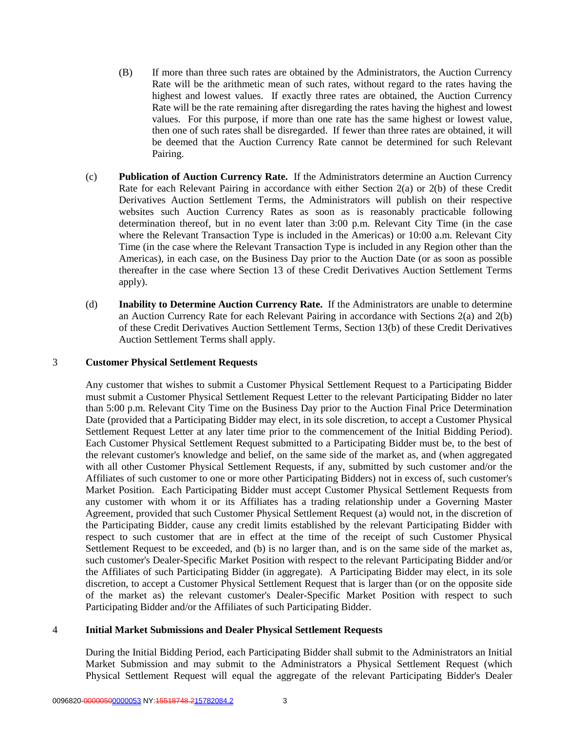(B) If more than three such rates are obtained by the Administrators, the Auction Currency Rate will be the arithmetic mean of such rates, without regard to the rates having the highest and lowest values. If exactly three rates are obtained, the Auction Currency Rate will be the rate remaining after disregarding the rates having the highest and lowest values. For this purpose, if more than one rate has the same highest or lowest value, then one of such rates shall be disregarded. If fewer than three rates are obtained, it will be deemed that the Auction Currency Rate cannot be determined for such Relevant Pairing.

(c) **Publication of Auction Currency Rate.** If the Administrators determine an Auction Currency Rate for each Relevant Pairing in accordance with either Section 2(a) or 2(b) of these Credit Derivatives Auction Settlement Terms, the Administrators will publish on their respective websites such Auction Currency Rates as soon as is reasonably practicable following determination thereof, but in no event later than 3:00 p.m. Relevant City Time (in the case where the Relevant Transaction Type is included in the Americas) or 10:00 a.m. Relevant City Time (in the case where the Relevant Transaction Type is included in any Region other than the Americas), in each case, on the Business Day prior to the Auction Date (or as soon as possible thereafter in the case where Section 13 of these Credit Derivatives Auction Settlement Terms apply).

(d) **Inability to Determine Auction Currency Rate.** If the Administrators are unable to determine an Auction Currency Rate for each Relevant Pairing in accordance with Sections 2(a) and 2(b) of these Credit Derivatives Auction Settlement Terms, Section 13(b) of these Credit Derivatives Auction Settlement Terms shall apply.

## 3 Customer Physical Settlement Requests

Any customer that wishes to submit a Customer Physical Settlement Request to a Participating Bidder must submit a Customer Physical Settlement Request Letter to the relevant Participating Bidder no later than 5:00 p.m. Relevant City Time on the Business Day prior to the Auction Final Price Determination Date (provided that a Participating Bidder may elect, in its sole discretion, to accept a Customer Physical Settlement Request Letter at any later time prior to the commencement of the Initial Bidding Period). Each Customer Physical Settlement Request submitted to a Participating Bidder must be, to the best of the relevant customer's knowledge and belief, on the same side of the market as, and (when aggregated with all other Customer Physical Settlement Requests, if any, submitted by such customer and/or the Affiliates of such customer to one or more other Participating Bidders) not in excess of, such customer's Market Position. Each Participating Bidder must accept Customer Physical Settlement Requests from any customer with whom it or its Affiliates has a trading relationship under a Governing Master Agreement, provided that such Customer Physical Settlement Request (a) would not, in the discretion of the Participating Bidder, cause any credit limits established by the relevant Participating Bidder with respect to such customer that are in effect at the time of the receipt of such Customer Physical Settlement Request to be exceeded, and (b) is no larger than, and is on the same side of the market as, such customer's Dealer-Specific Market Position with respect to the relevant Participating Bidder and/or the Affiliates of such Participating Bidder (in aggregate). A Participating Bidder may elect, in its sole discretion, to accept a Customer Physical Settlement Request that is larger than (or on the opposite side of the market as) the relevant customer's Dealer-Specific Market Position with respect to such Participating Bidder and/or the Affiliates of such Participating Bidder.

## 4 Initial Market Submissions and Dealer Physical Settlement Requests

During the Initial Bidding Period, each Participating Bidder shall submit to the Administrators an Initial Market Submission and may submit to the Administrators a Physical Settlement Request (which Physical Settlement Request will equal the aggregate of the relevant Participating Bidder's Dealer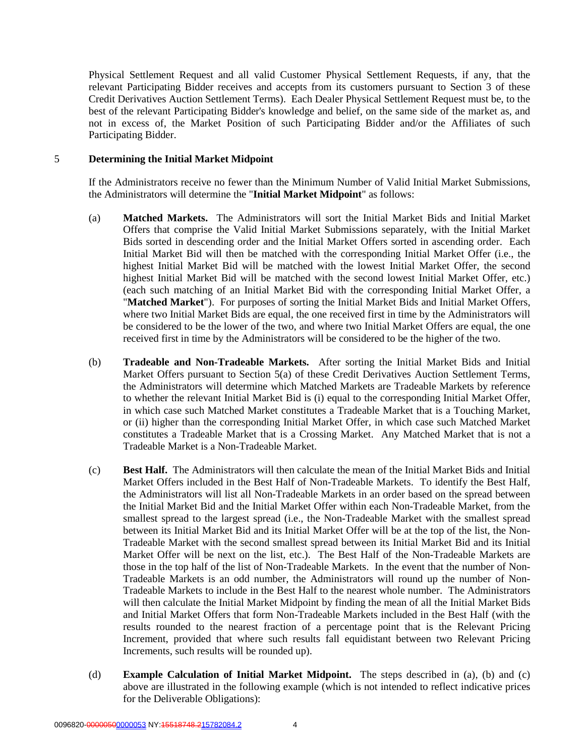Physical Settlement Request and all valid Customer Physical Settlement Requests, if any, that the relevant Participating Bidder receives and accepts from its customers pursuant to Section 3 of these Credit Derivatives Auction Settlement Terms). Each Dealer Physical Settlement Request must be, to the best of the relevant Participating Bidder's knowledge and belief, on the same side of the market as, and not in excess of, the Market Position of such Participating Bidder and/or the Affiliates of such Participating Bidder.

## 5 Determining the Initial Market Midpoint

If the Administrators receive no fewer than the Minimum Number of Valid Initial Market Submissions, the Administrators will determine the "**Initial Market Midpoint**" as follows:

(a) **Matched Markets.** The Administrators will sort the Initial Market Bids and Initial Market Offers that comprise the Valid Initial Market Submissions separately, with the Initial Market Bids sorted in descending order and the Initial Market Offers sorted in ascending order. Each Initial Market Bid will then be matched with the corresponding Initial Market Offer (i.e., the highest Initial Market Bid will be matched with the lowest Initial Market Offer, the second highest Initial Market Bid will be matched with the second lowest Initial Market Offer, etc.) (each such matching of an Initial Market Bid with the corresponding Initial Market Offer, a "**Matched Market**"). For purposes of sorting the Initial Market Bids and Initial Market Offers, where two Initial Market Bids are equal, the one received first in time by the Administrators will be considered to be the lower of the two, and where two Initial Market Offers are equal, the one received first in time by the Administrators will be considered to be the higher of the two.

(b) **Tradeable and Non-Tradeable Markets.** After sorting the Initial Market Bids and Initial Market Offers pursuant to Section 5(a) of these Credit Derivatives Auction Settlement Terms, the Administrators will determine which Matched Markets are Tradeable Markets by reference to whether the relevant Initial Market Bid is (i) equal to the corresponding Initial Market Offer, in which case such Matched Market constitutes a Tradeable Market that is a Touching Market, or (ii) higher than the corresponding Initial Market Offer, in which case such Matched Market constitutes a Tradeable Market that is a Crossing Market. Any Matched Market that is not a Tradeable Market is a Non-Tradeable Market.

(c) **Best Half.** The Administrators will then calculate the mean of the Initial Market Bids and Initial Market Offers included in the Best Half of Non-Tradeable Markets. To identify the Best Half, the Administrators will list all Non-Tradeable Markets in an order based on the spread between the Initial Market Bid and the Initial Market Offer within each Non-Tradeable Market, from the smallest spread to the largest spread (i.e., the Non-Tradeable Market with the smallest spread between its Initial Market Bid and its Initial Market Offer will be at the top of the list, the Non-Tradeable Market with the second smallest spread between its Initial Market Bid and its Initial Market Offer will be next on the list, etc.). The Best Half of the Non-Tradeable Markets are those in the top half of the list of Non-Tradeable Markets. In the event that the number of Non-Tradeable Markets is an odd number, the Administrators will round up the number of Non-Tradeable Markets to include in the Best Half to the nearest whole number. The Administrators will then calculate the Initial Market Midpoint by finding the mean of all the Initial Market Bids and Initial Market Offers that form Non-Tradeable Markets included in the Best Half (with the results rounded to the nearest fraction of a percentage point that is the Relevant Pricing Increment, provided that where such results fall equidistant between two Relevant Pricing Increments, such results will be rounded up).

(d) **Example Calculation of Initial Market Midpoint.** The steps described in (a), (b) and (c) above are illustrated in the following example (which is not intended to reflect indicative prices for the Deliverable Obligations):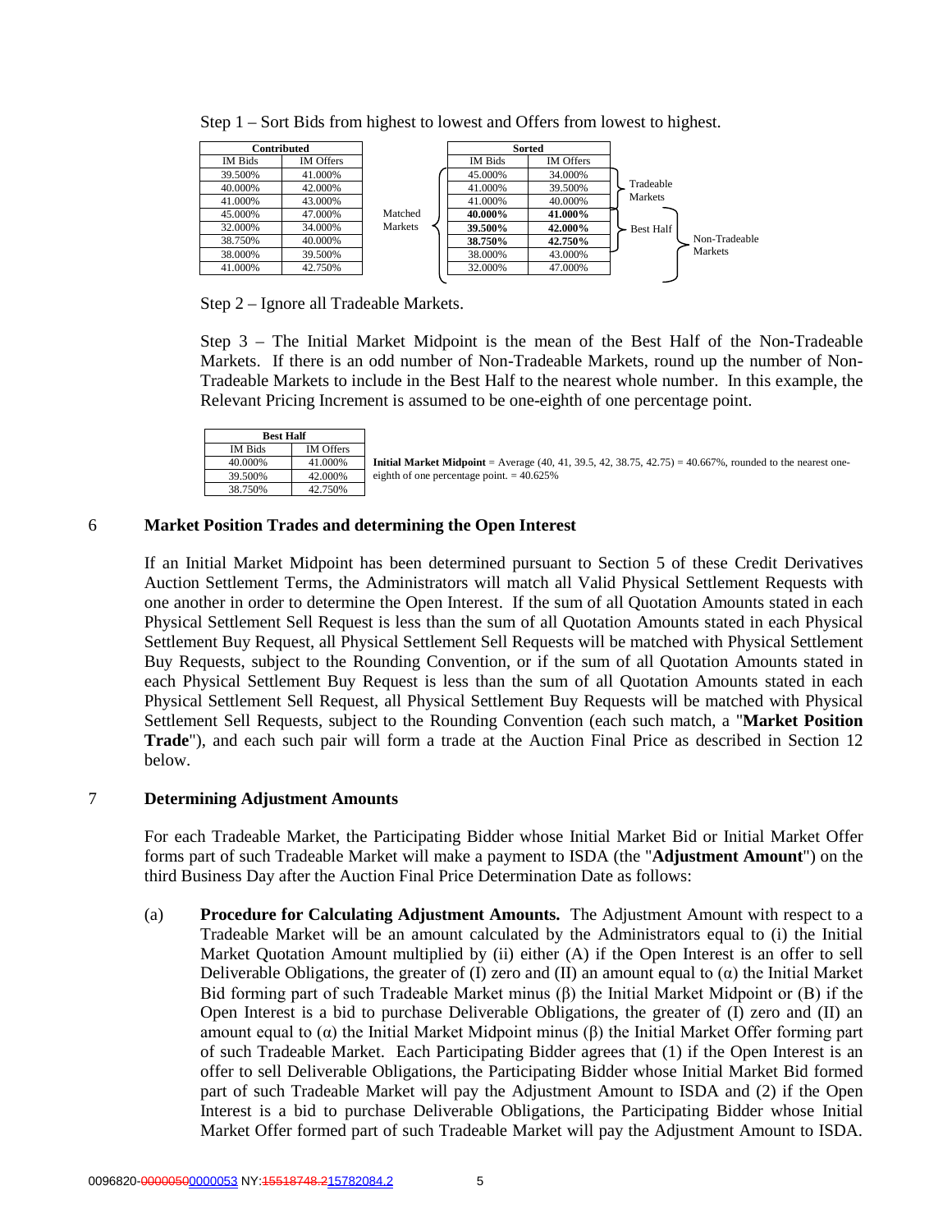Step 1 – Sort Bids from highest to lowest and Offers from lowest to highest.

| Contributed | |
|---|---|
| IM Bids | IM Offers |
| 39.500% | 41.000% |
| 40.000% | 42.000% |
| 41.000% | 43.000% |
| 45.000% | 47.000% |
| 32.000% | 34.000% |
| 38.750% | 40.000% |
| 38.000% | 39.500% |
| 41.000% | 42.750% |

Matched Markets

| Sorted | | |
|---|---|---|
| IM Bids | IM Offers | |
| 45.000% | 34.000% | Tradeable Markets |
| 41.000% | 39.500% | Tradeable Markets |
| 41.000% | 40.000% | Tradeable Markets |
| **40.000%** | **41.000%** | Best Half / Non-Tradeable Markets |
| **39.500%** | **42.000%** | Best Half / Non-Tradeable Markets |
| **38.750%** | **42.750%** | Best Half / Non-Tradeable Markets |
| 38.000% | 43.000% | Non-Tradeable Markets |
| 32.000% | 47.000% | Non-Tradeable Markets |

Step 2 – Ignore all Tradeable Markets.

Step 3 – The Initial Market Midpoint is the mean of the Best Half of the Non-Tradeable Markets. If there is an odd number of Non-Tradeable Markets, round up the number of Non-Tradeable Markets to include in the Best Half to the nearest whole number. In this example, the Relevant Pricing Increment is assumed to be one-eighth of one percentage point.

| Best Half | |
|---|---|
| IM Bids | IM Offers |
| 40.000% | 41.000% |
| 39.500% | 42.000% |
| 38.750% | 42.750% |

**Initial Market Midpoint** = Average (40, 41, 39.5, 42, 38.75, 42.75) = 40.667%, rounded to the nearest one-eighth of one percentage point. = 40.625%

## 6 Market Position Trades and determining the Open Interest

If an Initial Market Midpoint has been determined pursuant to Section 5 of these Credit Derivatives Auction Settlement Terms, the Administrators will match all Valid Physical Settlement Requests with one another in order to determine the Open Interest. If the sum of all Quotation Amounts stated in each Physical Settlement Sell Request is less than the sum of all Quotation Amounts stated in each Physical Settlement Buy Request, all Physical Settlement Sell Requests will be matched with Physical Settlement Buy Requests, subject to the Rounding Convention, or if the sum of all Quotation Amounts stated in each Physical Settlement Buy Request is less than the sum of all Quotation Amounts stated in each Physical Settlement Sell Request, all Physical Settlement Buy Requests will be matched with Physical Settlement Sell Requests, subject to the Rounding Convention (each such match, a "**Market Position Trade**"), and each such pair will form a trade at the Auction Final Price as described in Section 12 below.

## 7 Determining Adjustment Amounts

For each Tradeable Market, the Participating Bidder whose Initial Market Bid or Initial Market Offer forms part of such Tradeable Market will make a payment to ISDA (the "**Adjustment Amount**") on the third Business Day after the Auction Final Price Determination Date as follows:

(a) **Procedure for Calculating Adjustment Amounts.** The Adjustment Amount with respect to a Tradeable Market will be an amount calculated by the Administrators equal to (i) the Initial Market Quotation Amount multiplied by (ii) either (A) if the Open Interest is an offer to sell Deliverable Obligations, the greater of (I) zero and (II) an amount equal to (α) the Initial Market Bid forming part of such Tradeable Market minus (β) the Initial Market Midpoint or (B) if the Open Interest is a bid to purchase Deliverable Obligations, the greater of (I) zero and (II) an amount equal to (α) the Initial Market Midpoint minus (β) the Initial Market Offer forming part of such Tradeable Market. Each Participating Bidder agrees that (1) if the Open Interest is an offer to sell Deliverable Obligations, the Participating Bidder whose Initial Market Bid formed part of such Tradeable Market will pay the Adjustment Amount to ISDA and (2) if the Open Interest is a bid to purchase Deliverable Obligations, the Participating Bidder whose Initial Market Offer formed part of such Tradeable Market will pay the Adjustment Amount to ISDA.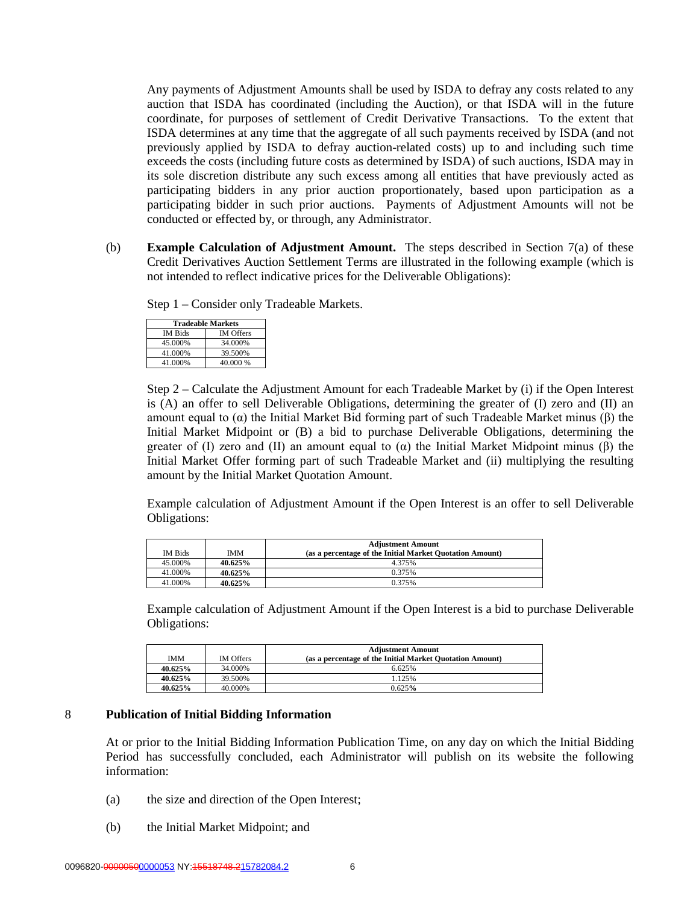Any payments of Adjustment Amounts shall be used by ISDA to defray any costs related to any auction that ISDA has coordinated (including the Auction), or that ISDA will in the future coordinate, for purposes of settlement of Credit Derivative Transactions. To the extent that ISDA determines at any time that the aggregate of all such payments received by ISDA (and not previously applied by ISDA to defray auction-related costs) up to and including such time exceeds the costs (including future costs as determined by ISDA) of such auctions, ISDA may in its sole discretion distribute any such excess among all entities that have previously acted as participating bidders in any prior auction proportionately, based upon participation as a participating bidder in such prior auctions. Payments of Adjustment Amounts will not be conducted or effected by, or through, any Administrator.

(b) **Example Calculation of Adjustment Amount.** The steps described in Section 7(a) of these Credit Derivatives Auction Settlement Terms are illustrated in the following example (which is not intended to reflect indicative prices for the Deliverable Obligations):

Step 1 – Consider only Tradeable Markets.

| **Tradeable Markets** | |
|---|---|
| IM Bids | IM Offers |
| 45.000% | 34.000% |
| 41.000% | 39.500% |
| 41.000% | 40.000 % |

Step 2 – Calculate the Adjustment Amount for each Tradeable Market by (i) if the Open Interest is (A) an offer to sell Deliverable Obligations, determining the greater of (I) zero and (II) an amount equal to (α) the Initial Market Bid forming part of such Tradeable Market minus (β) the Initial Market Midpoint or (B) a bid to purchase Deliverable Obligations, determining the greater of (I) zero and (II) an amount equal to (α) the Initial Market Midpoint minus (β) the Initial Market Offer forming part of such Tradeable Market and (ii) multiplying the resulting amount by the Initial Market Quotation Amount.

Example calculation of Adjustment Amount if the Open Interest is an offer to sell Deliverable Obligations:

| IM Bids | IMM | **Adjustment Amount (as a percentage of the Initial Market Quotation Amount)** |
|---|---|---|
| 45.000% | **40.625%** | 4.375% |
| 41.000% | **40.625%** | 0.375% |
| 41.000% | **40.625%** | 0.375% |

Example calculation of Adjustment Amount if the Open Interest is a bid to purchase Deliverable Obligations:

| IMM | IM Offers | **Adjustment Amount (as a percentage of the Initial Market Quotation Amount)** |
|---|---|---|
| **40.625%** | 34.000% | 6.625% |
| **40.625%** | 39.500% | 1.125% |
| **40.625%** | 40.000% | 0.625% |

## 8 Publication of Initial Bidding Information

At or prior to the Initial Bidding Information Publication Time, on any day on which the Initial Bidding Period has successfully concluded, each Administrator will publish on its website the following information:

(a) the size and direction of the Open Interest;

(b) the Initial Market Midpoint; and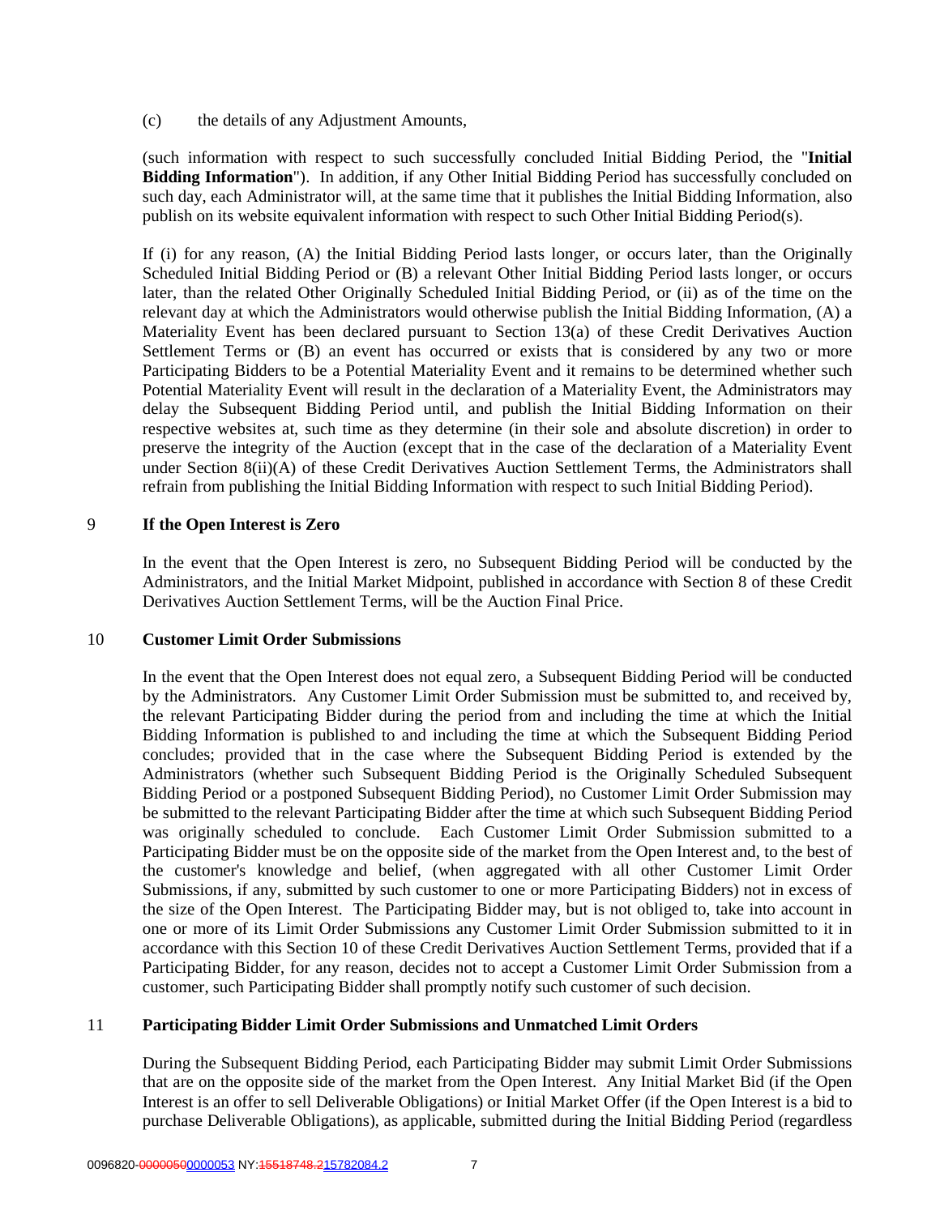(c) the details of any Adjustment Amounts,

(such information with respect to such successfully concluded Initial Bidding Period, the "**Initial Bidding Information**"). In addition, if any Other Initial Bidding Period has successfully concluded on such day, each Administrator will, at the same time that it publishes the Initial Bidding Information, also publish on its website equivalent information with respect to such Other Initial Bidding Period(s).

If (i) for any reason, (A) the Initial Bidding Period lasts longer, or occurs later, than the Originally Scheduled Initial Bidding Period or (B) a relevant Other Initial Bidding Period lasts longer, or occurs later, than the related Other Originally Scheduled Initial Bidding Period, or (ii) as of the time on the relevant day at which the Administrators would otherwise publish the Initial Bidding Information, (A) a Materiality Event has been declared pursuant to Section 13(a) of these Credit Derivatives Auction Settlement Terms or (B) an event has occurred or exists that is considered by any two or more Participating Bidders to be a Potential Materiality Event and it remains to be determined whether such Potential Materiality Event will result in the declaration of a Materiality Event, the Administrators may delay the Subsequent Bidding Period until, and publish the Initial Bidding Information on their respective websites at, such time as they determine (in their sole and absolute discretion) in order to preserve the integrity of the Auction (except that in the case of the declaration of a Materiality Event under Section 8(ii)(A) of these Credit Derivatives Auction Settlement Terms, the Administrators shall refrain from publishing the Initial Bidding Information with respect to such Initial Bidding Period).

## 9 If the Open Interest is Zero

In the event that the Open Interest is zero, no Subsequent Bidding Period will be conducted by the Administrators, and the Initial Market Midpoint, published in accordance with Section 8 of these Credit Derivatives Auction Settlement Terms, will be the Auction Final Price.

## 10 Customer Limit Order Submissions

In the event that the Open Interest does not equal zero, a Subsequent Bidding Period will be conducted by the Administrators. Any Customer Limit Order Submission must be submitted to, and received by, the relevant Participating Bidder during the period from and including the time at which the Initial Bidding Information is published to and including the time at which the Subsequent Bidding Period concludes; provided that in the case where the Subsequent Bidding Period is extended by the Administrators (whether such Subsequent Bidding Period is the Originally Scheduled Subsequent Bidding Period or a postponed Subsequent Bidding Period), no Customer Limit Order Submission may be submitted to the relevant Participating Bidder after the time at which such Subsequent Bidding Period was originally scheduled to conclude. Each Customer Limit Order Submission submitted to a Participating Bidder must be on the opposite side of the market from the Open Interest and, to the best of the customer's knowledge and belief, (when aggregated with all other Customer Limit Order Submissions, if any, submitted by such customer to one or more Participating Bidders) not in excess of the size of the Open Interest. The Participating Bidder may, but is not obliged to, take into account in one or more of its Limit Order Submissions any Customer Limit Order Submission submitted to it in accordance with this Section 10 of these Credit Derivatives Auction Settlement Terms, provided that if a Participating Bidder, for any reason, decides not to accept a Customer Limit Order Submission from a customer, such Participating Bidder shall promptly notify such customer of such decision.

## 11 Participating Bidder Limit Order Submissions and Unmatched Limit Orders

During the Subsequent Bidding Period, each Participating Bidder may submit Limit Order Submissions that are on the opposite side of the market from the Open Interest. Any Initial Market Bid (if the Open Interest is an offer to sell Deliverable Obligations) or Initial Market Offer (if the Open Interest is a bid to purchase Deliverable Obligations), as applicable, submitted during the Initial Bidding Period (regardless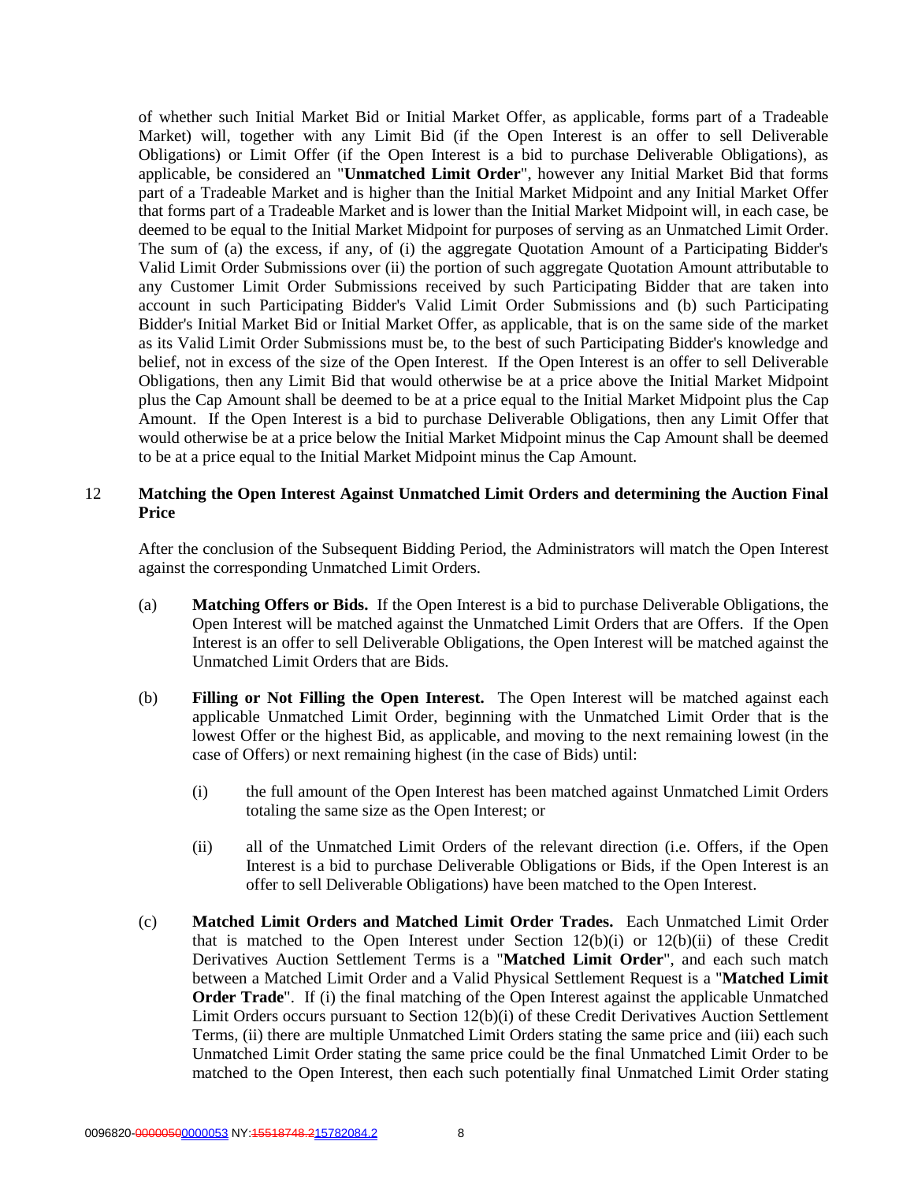of whether such Initial Market Bid or Initial Market Offer, as applicable, forms part of a Tradeable Market) will, together with any Limit Bid (if the Open Interest is an offer to sell Deliverable Obligations) or Limit Offer (if the Open Interest is a bid to purchase Deliverable Obligations), as applicable, be considered an "**Unmatched Limit Order**", however any Initial Market Bid that forms part of a Tradeable Market and is higher than the Initial Market Midpoint and any Initial Market Offer that forms part of a Tradeable Market and is lower than the Initial Market Midpoint will, in each case, be deemed to be equal to the Initial Market Midpoint for purposes of serving as an Unmatched Limit Order. The sum of (a) the excess, if any, of (i) the aggregate Quotation Amount of a Participating Bidder's Valid Limit Order Submissions over (ii) the portion of such aggregate Quotation Amount attributable to any Customer Limit Order Submissions received by such Participating Bidder that are taken into account in such Participating Bidder's Valid Limit Order Submissions and (b) such Participating Bidder's Initial Market Bid or Initial Market Offer, as applicable, that is on the same side of the market as its Valid Limit Order Submissions must be, to the best of such Participating Bidder's knowledge and belief, not in excess of the size of the Open Interest. If the Open Interest is an offer to sell Deliverable Obligations, then any Limit Bid that would otherwise be at a price above the Initial Market Midpoint plus the Cap Amount shall be deemed to be at a price equal to the Initial Market Midpoint plus the Cap Amount. If the Open Interest is a bid to purchase Deliverable Obligations, then any Limit Offer that would otherwise be at a price below the Initial Market Midpoint minus the Cap Amount shall be deemed to be at a price equal to the Initial Market Midpoint minus the Cap Amount.

## 12 Matching the Open Interest Against Unmatched Limit Orders and determining the Auction Final Price

After the conclusion of the Subsequent Bidding Period, the Administrators will match the Open Interest against the corresponding Unmatched Limit Orders.

(a) **Matching Offers or Bids.** If the Open Interest is a bid to purchase Deliverable Obligations, the Open Interest will be matched against the Unmatched Limit Orders that are Offers. If the Open Interest is an offer to sell Deliverable Obligations, the Open Interest will be matched against the Unmatched Limit Orders that are Bids.

(b) **Filling or Not Filling the Open Interest.** The Open Interest will be matched against each applicable Unmatched Limit Order, beginning with the Unmatched Limit Order that is the lowest Offer or the highest Bid, as applicable, and moving to the next remaining lowest (in the case of Offers) or next remaining highest (in the case of Bids) until:

(i) the full amount of the Open Interest has been matched against Unmatched Limit Orders totaling the same size as the Open Interest; or

(ii) all of the Unmatched Limit Orders of the relevant direction (i.e. Offers, if the Open Interest is a bid to purchase Deliverable Obligations or Bids, if the Open Interest is an offer to sell Deliverable Obligations) have been matched to the Open Interest.

(c) **Matched Limit Orders and Matched Limit Order Trades.** Each Unmatched Limit Order that is matched to the Open Interest under Section 12(b)(i) or 12(b)(ii) of these Credit Derivatives Auction Settlement Terms is a "**Matched Limit Order**", and each such match between a Matched Limit Order and a Valid Physical Settlement Request is a "**Matched Limit Order Trade**". If (i) the final matching of the Open Interest against the applicable Unmatched Limit Orders occurs pursuant to Section 12(b)(i) of these Credit Derivatives Auction Settlement Terms, (ii) there are multiple Unmatched Limit Orders stating the same price and (iii) each such Unmatched Limit Order stating the same price could be the final Unmatched Limit Order to be matched to the Open Interest, then each such potentially final Unmatched Limit Order stating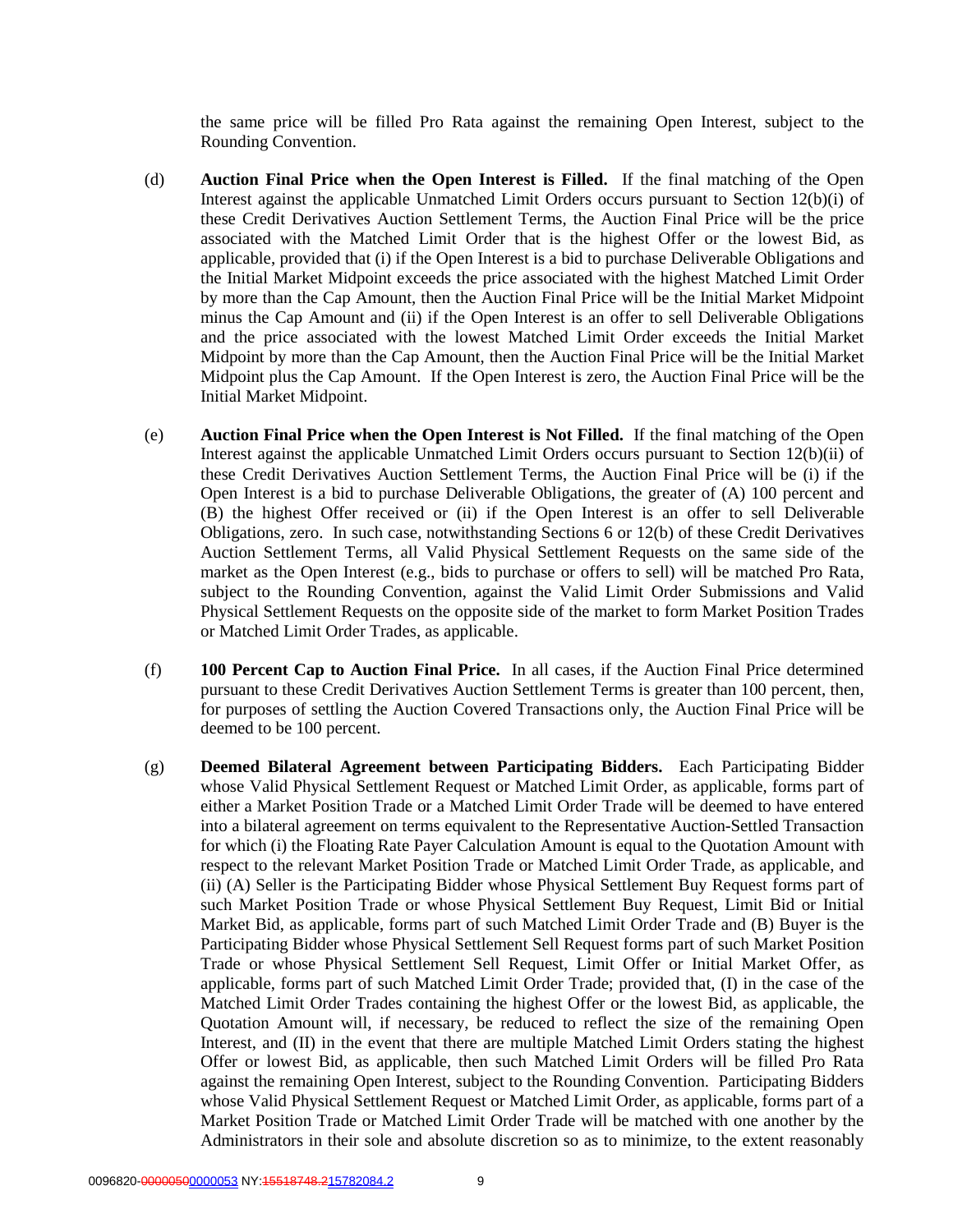the same price will be filled Pro Rata against the remaining Open Interest, subject to the Rounding Convention.

(d) **Auction Final Price when the Open Interest is Filled.** If the final matching of the Open Interest against the applicable Unmatched Limit Orders occurs pursuant to Section 12(b)(i) of these Credit Derivatives Auction Settlement Terms, the Auction Final Price will be the price associated with the Matched Limit Order that is the highest Offer or the lowest Bid, as applicable, provided that (i) if the Open Interest is a bid to purchase Deliverable Obligations and the Initial Market Midpoint exceeds the price associated with the highest Matched Limit Order by more than the Cap Amount, then the Auction Final Price will be the Initial Market Midpoint minus the Cap Amount and (ii) if the Open Interest is an offer to sell Deliverable Obligations and the price associated with the lowest Matched Limit Order exceeds the Initial Market Midpoint by more than the Cap Amount, then the Auction Final Price will be the Initial Market Midpoint plus the Cap Amount. If the Open Interest is zero, the Auction Final Price will be the Initial Market Midpoint.

(e) **Auction Final Price when the Open Interest is Not Filled.** If the final matching of the Open Interest against the applicable Unmatched Limit Orders occurs pursuant to Section 12(b)(ii) of these Credit Derivatives Auction Settlement Terms, the Auction Final Price will be (i) if the Open Interest is a bid to purchase Deliverable Obligations, the greater of (A) 100 percent and (B) the highest Offer received or (ii) if the Open Interest is an offer to sell Deliverable Obligations, zero. In such case, notwithstanding Sections 6 or 12(b) of these Credit Derivatives Auction Settlement Terms, all Valid Physical Settlement Requests on the same side of the market as the Open Interest (e.g., bids to purchase or offers to sell) will be matched Pro Rata, subject to the Rounding Convention, against the Valid Limit Order Submissions and Valid Physical Settlement Requests on the opposite side of the market to form Market Position Trades or Matched Limit Order Trades, as applicable.

(f) **100 Percent Cap to Auction Final Price.** In all cases, if the Auction Final Price determined pursuant to these Credit Derivatives Auction Settlement Terms is greater than 100 percent, then, for purposes of settling the Auction Covered Transactions only, the Auction Final Price will be deemed to be 100 percent.

(g) **Deemed Bilateral Agreement between Participating Bidders.** Each Participating Bidder whose Valid Physical Settlement Request or Matched Limit Order, as applicable, forms part of either a Market Position Trade or a Matched Limit Order Trade will be deemed to have entered into a bilateral agreement on terms equivalent to the Representative Auction-Settled Transaction for which (i) the Floating Rate Payer Calculation Amount is equal to the Quotation Amount with respect to the relevant Market Position Trade or Matched Limit Order Trade, as applicable, and (ii) (A) Seller is the Participating Bidder whose Physical Settlement Buy Request forms part of such Market Position Trade or whose Physical Settlement Buy Request, Limit Bid or Initial Market Bid, as applicable, forms part of such Matched Limit Order Trade and (B) Buyer is the Participating Bidder whose Physical Settlement Sell Request forms part of such Market Position Trade or whose Physical Settlement Sell Request, Limit Offer or Initial Market Offer, as applicable, forms part of such Matched Limit Order Trade; provided that, (I) in the case of the Matched Limit Order Trades containing the highest Offer or the lowest Bid, as applicable, the Quotation Amount will, if necessary, be reduced to reflect the size of the remaining Open Interest, and (II) in the event that there are multiple Matched Limit Orders stating the highest Offer or lowest Bid, as applicable, then such Matched Limit Orders will be filled Pro Rata against the remaining Open Interest, subject to the Rounding Convention. Participating Bidders whose Valid Physical Settlement Request or Matched Limit Order, as applicable, forms part of a Market Position Trade or Matched Limit Order Trade will be matched with one another by the Administrators in their sole and absolute discretion so as to minimize, to the extent reasonably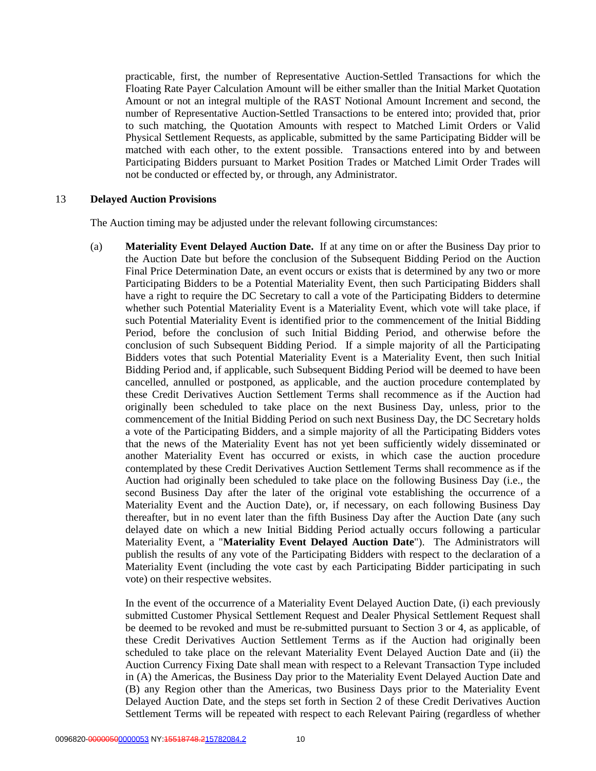practicable, first, the number of Representative Auction-Settled Transactions for which the Floating Rate Payer Calculation Amount will be either smaller than the Initial Market Quotation Amount or not an integral multiple of the RAST Notional Amount Increment and second, the number of Representative Auction-Settled Transactions to be entered into; provided that, prior to such matching, the Quotation Amounts with respect to Matched Limit Orders or Valid Physical Settlement Requests, as applicable, submitted by the same Participating Bidder will be matched with each other, to the extent possible. Transactions entered into by and between Participating Bidders pursuant to Market Position Trades or Matched Limit Order Trades will not be conducted or effected by, or through, any Administrator.

## 13 Delayed Auction Provisions

The Auction timing may be adjusted under the relevant following circumstances:

(a) **Materiality Event Delayed Auction Date.** If at any time on or after the Business Day prior to the Auction Date but before the conclusion of the Subsequent Bidding Period on the Auction Final Price Determination Date, an event occurs or exists that is determined by any two or more Participating Bidders to be a Potential Materiality Event, then such Participating Bidders shall have a right to require the DC Secretary to call a vote of the Participating Bidders to determine whether such Potential Materiality Event is a Materiality Event, which vote will take place, if such Potential Materiality Event is identified prior to the commencement of the Initial Bidding Period, before the conclusion of such Initial Bidding Period, and otherwise before the conclusion of such Subsequent Bidding Period. If a simple majority of all the Participating Bidders votes that such Potential Materiality Event is a Materiality Event, then such Initial Bidding Period and, if applicable, such Subsequent Bidding Period will be deemed to have been cancelled, annulled or postponed, as applicable, and the auction procedure contemplated by these Credit Derivatives Auction Settlement Terms shall recommence as if the Auction had originally been scheduled to take place on the next Business Day, unless, prior to the commencement of the Initial Bidding Period on such next Business Day, the DC Secretary holds a vote of the Participating Bidders, and a simple majority of all the Participating Bidders votes that the news of the Materiality Event has not yet been sufficiently widely disseminated or another Materiality Event has occurred or exists, in which case the auction procedure contemplated by these Credit Derivatives Auction Settlement Terms shall recommence as if the Auction had originally been scheduled to take place on the following Business Day (i.e., the second Business Day after the later of the original vote establishing the occurrence of a Materiality Event and the Auction Date), or, if necessary, on each following Business Day thereafter, but in no event later than the fifth Business Day after the Auction Date (any such delayed date on which a new Initial Bidding Period actually occurs following a particular Materiality Event, a "**Materiality Event Delayed Auction Date**"). The Administrators will publish the results of any vote of the Participating Bidders with respect to the declaration of a Materiality Event (including the vote cast by each Participating Bidder participating in such vote) on their respective websites.

In the event of the occurrence of a Materiality Event Delayed Auction Date, (i) each previously submitted Customer Physical Settlement Request and Dealer Physical Settlement Request shall be deemed to be revoked and must be re-submitted pursuant to Section 3 or 4, as applicable, of these Credit Derivatives Auction Settlement Terms as if the Auction had originally been scheduled to take place on the relevant Materiality Event Delayed Auction Date and (ii) the Auction Currency Fixing Date shall mean with respect to a Relevant Transaction Type included in (A) the Americas, the Business Day prior to the Materiality Event Delayed Auction Date and (B) any Region other than the Americas, two Business Days prior to the Materiality Event Delayed Auction Date, and the steps set forth in Section 2 of these Credit Derivatives Auction Settlement Terms will be repeated with respect to each Relevant Pairing (regardless of whether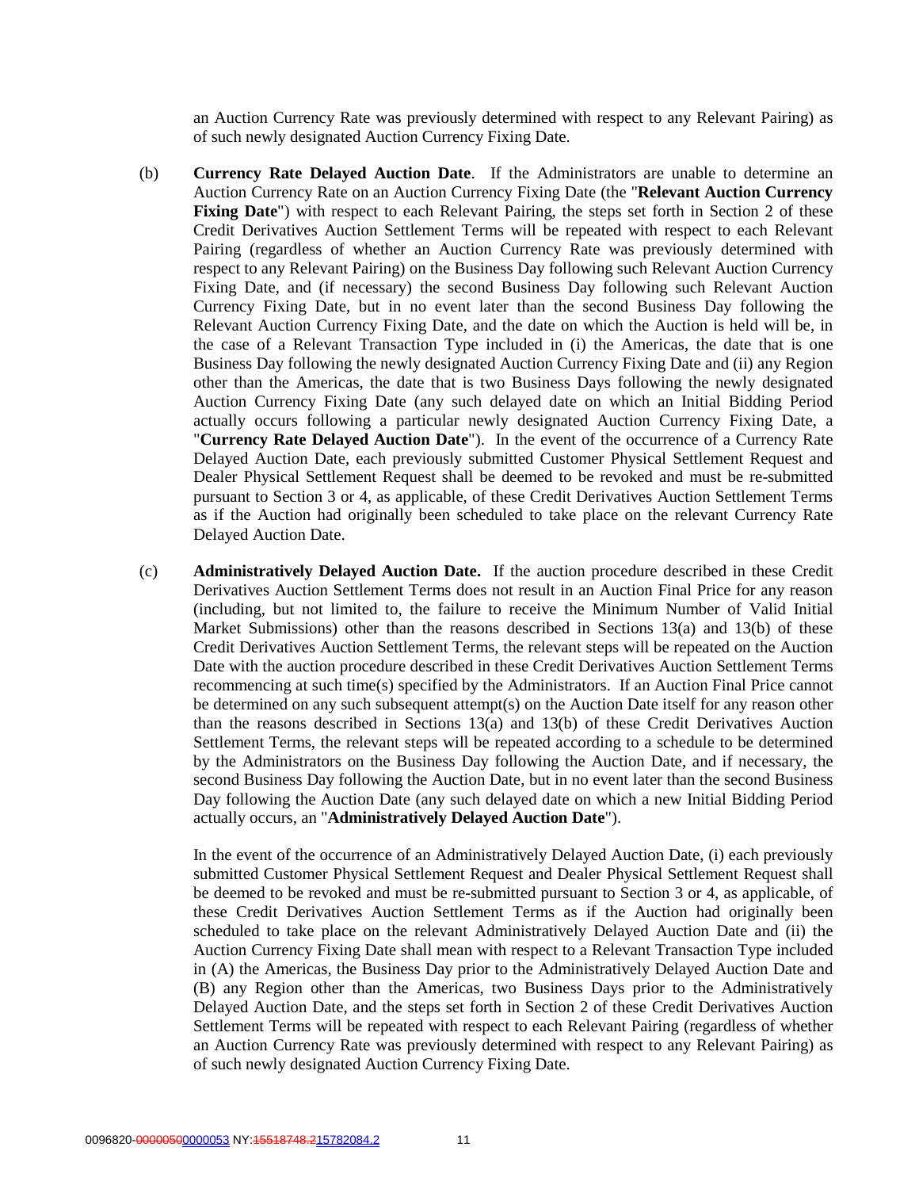an Auction Currency Rate was previously determined with respect to any Relevant Pairing) as of such newly designated Auction Currency Fixing Date.

(b) **Currency Rate Delayed Auction Date**. If the Administrators are unable to determine an Auction Currency Rate on an Auction Currency Fixing Date (the "**Relevant Auction Currency Fixing Date**") with respect to each Relevant Pairing, the steps set forth in Section 2 of these Credit Derivatives Auction Settlement Terms will be repeated with respect to each Relevant Pairing (regardless of whether an Auction Currency Rate was previously determined with respect to any Relevant Pairing) on the Business Day following such Relevant Auction Currency Fixing Date, and (if necessary) the second Business Day following such Relevant Auction Currency Fixing Date, but in no event later than the second Business Day following the Relevant Auction Currency Fixing Date, and the date on which the Auction is held will be, in the case of a Relevant Transaction Type included in (i) the Americas, the date that is one Business Day following the newly designated Auction Currency Fixing Date and (ii) any Region other than the Americas, the date that is two Business Days following the newly designated Auction Currency Fixing Date (any such delayed date on which an Initial Bidding Period actually occurs following a particular newly designated Auction Currency Fixing Date, a "**Currency Rate Delayed Auction Date**"). In the event of the occurrence of a Currency Rate Delayed Auction Date, each previously submitted Customer Physical Settlement Request and Dealer Physical Settlement Request shall be deemed to be revoked and must be re-submitted pursuant to Section 3 or 4, as applicable, of these Credit Derivatives Auction Settlement Terms as if the Auction had originally been scheduled to take place on the relevant Currency Rate Delayed Auction Date.

(c) **Administratively Delayed Auction Date.** If the auction procedure described in these Credit Derivatives Auction Settlement Terms does not result in an Auction Final Price for any reason (including, but not limited to, the failure to receive the Minimum Number of Valid Initial Market Submissions) other than the reasons described in Sections 13(a) and 13(b) of these Credit Derivatives Auction Settlement Terms, the relevant steps will be repeated on the Auction Date with the auction procedure described in these Credit Derivatives Auction Settlement Terms recommencing at such time(s) specified by the Administrators. If an Auction Final Price cannot be determined on any such subsequent attempt(s) on the Auction Date itself for any reason other than the reasons described in Sections 13(a) and 13(b) of these Credit Derivatives Auction Settlement Terms, the relevant steps will be repeated according to a schedule to be determined by the Administrators on the Business Day following the Auction Date, and if necessary, the second Business Day following the Auction Date, but in no event later than the second Business Day following the Auction Date (any such delayed date on which a new Initial Bidding Period actually occurs, an "**Administratively Delayed Auction Date**").

In the event of the occurrence of an Administratively Delayed Auction Date, (i) each previously submitted Customer Physical Settlement Request and Dealer Physical Settlement Request shall be deemed to be revoked and must be re-submitted pursuant to Section 3 or 4, as applicable, of these Credit Derivatives Auction Settlement Terms as if the Auction had originally been scheduled to take place on the relevant Administratively Delayed Auction Date and (ii) the Auction Currency Fixing Date shall mean with respect to a Relevant Transaction Type included in (A) the Americas, the Business Day prior to the Administratively Delayed Auction Date and (B) any Region other than the Americas, two Business Days prior to the Administratively Delayed Auction Date, and the steps set forth in Section 2 of these Credit Derivatives Auction Settlement Terms will be repeated with respect to each Relevant Pairing (regardless of whether an Auction Currency Rate was previously determined with respect to any Relevant Pairing) as of such newly designated Auction Currency Fixing Date.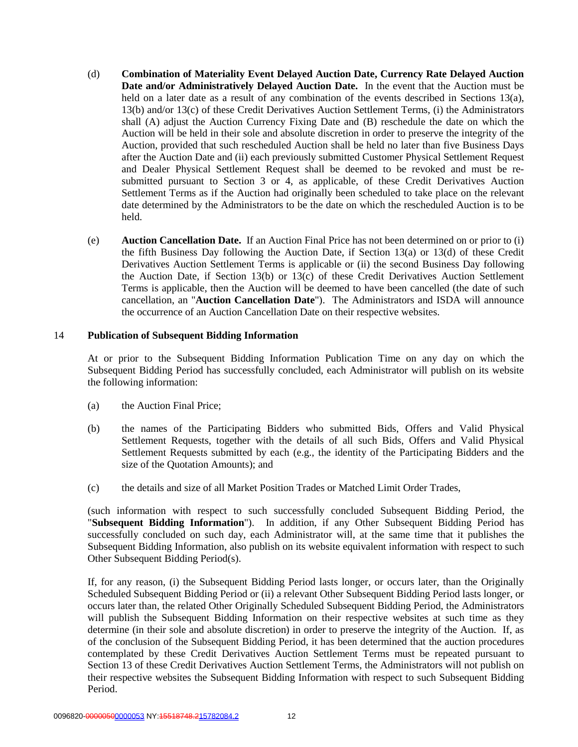(d) **Combination of Materiality Event Delayed Auction Date, Currency Rate Delayed Auction Date and/or Administratively Delayed Auction Date.** In the event that the Auction must be held on a later date as a result of any combination of the events described in Sections 13(a), 13(b) and/or 13(c) of these Credit Derivatives Auction Settlement Terms, (i) the Administrators shall (A) adjust the Auction Currency Fixing Date and (B) reschedule the date on which the Auction will be held in their sole and absolute discretion in order to preserve the integrity of the Auction, provided that such rescheduled Auction shall be held no later than five Business Days after the Auction Date and (ii) each previously submitted Customer Physical Settlement Request and Dealer Physical Settlement Request shall be deemed to be revoked and must be re-submitted pursuant to Section 3 or 4, as applicable, of these Credit Derivatives Auction Settlement Terms as if the Auction had originally been scheduled to take place on the relevant date determined by the Administrators to be the date on which the rescheduled Auction is to be held.

(e) **Auction Cancellation Date.** If an Auction Final Price has not been determined on or prior to (i) the fifth Business Day following the Auction Date, if Section 13(a) or 13(d) of these Credit Derivatives Auction Settlement Terms is applicable or (ii) the second Business Day following the Auction Date, if Section 13(b) or 13(c) of these Credit Derivatives Auction Settlement Terms is applicable, then the Auction will be deemed to have been cancelled (the date of such cancellation, an "**Auction Cancellation Date**"). The Administrators and ISDA will announce the occurrence of an Auction Cancellation Date on their respective websites.

## 14 Publication of Subsequent Bidding Information

At or prior to the Subsequent Bidding Information Publication Time on any day on which the Subsequent Bidding Period has successfully concluded, each Administrator will publish on its website the following information:

(a) the Auction Final Price;

(b) the names of the Participating Bidders who submitted Bids, Offers and Valid Physical Settlement Requests, together with the details of all such Bids, Offers and Valid Physical Settlement Requests submitted by each (e.g., the identity of the Participating Bidders and the size of the Quotation Amounts); and

(c) the details and size of all Market Position Trades or Matched Limit Order Trades,

(such information with respect to such successfully concluded Subsequent Bidding Period, the "**Subsequent Bidding Information**"). In addition, if any Other Subsequent Bidding Period has successfully concluded on such day, each Administrator will, at the same time that it publishes the Subsequent Bidding Information, also publish on its website equivalent information with respect to such Other Subsequent Bidding Period(s).

If, for any reason, (i) the Subsequent Bidding Period lasts longer, or occurs later, than the Originally Scheduled Subsequent Bidding Period or (ii) a relevant Other Subsequent Bidding Period lasts longer, or occurs later than, the related Other Originally Scheduled Subsequent Bidding Period, the Administrators will publish the Subsequent Bidding Information on their respective websites at such time as they determine (in their sole and absolute discretion) in order to preserve the integrity of the Auction. If, as of the conclusion of the Subsequent Bidding Period, it has been determined that the auction procedures contemplated by these Credit Derivatives Auction Settlement Terms must be repeated pursuant to Section 13 of these Credit Derivatives Auction Settlement Terms, the Administrators will not publish on their respective websites the Subsequent Bidding Information with respect to such Subsequent Bidding Period.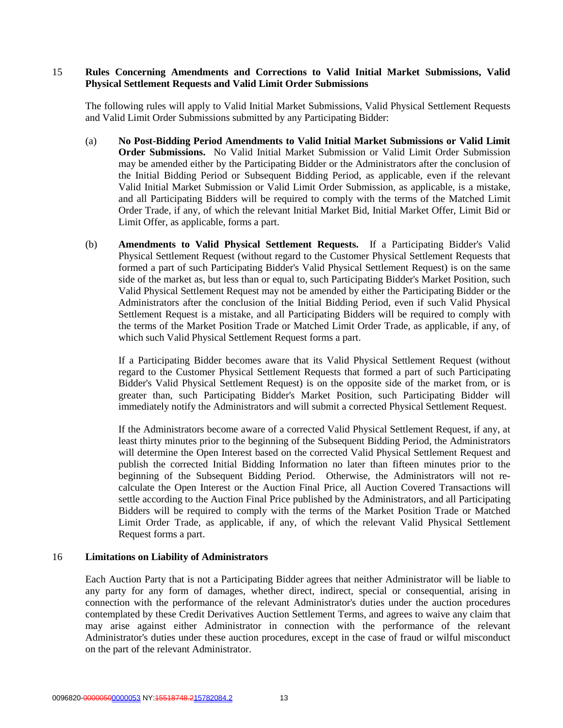## 15 Rules Concerning Amendments and Corrections to Valid Initial Market Submissions, Valid Physical Settlement Requests and Valid Limit Order Submissions

The following rules will apply to Valid Initial Market Submissions, Valid Physical Settlement Requests and Valid Limit Order Submissions submitted by any Participating Bidder:

(a) **No Post-Bidding Period Amendments to Valid Initial Market Submissions or Valid Limit Order Submissions.** No Valid Initial Market Submission or Valid Limit Order Submission may be amended either by the Participating Bidder or the Administrators after the conclusion of the Initial Bidding Period or Subsequent Bidding Period, as applicable, even if the relevant Valid Initial Market Submission or Valid Limit Order Submission, as applicable, is a mistake, and all Participating Bidders will be required to comply with the terms of the Matched Limit Order Trade, if any, of which the relevant Initial Market Bid, Initial Market Offer, Limit Bid or Limit Offer, as applicable, forms a part.

(b) **Amendments to Valid Physical Settlement Requests.** If a Participating Bidder's Valid Physical Settlement Request (without regard to the Customer Physical Settlement Requests that formed a part of such Participating Bidder's Valid Physical Settlement Request) is on the same side of the market as, but less than or equal to, such Participating Bidder's Market Position, such Valid Physical Settlement Request may not be amended by either the Participating Bidder or the Administrators after the conclusion of the Initial Bidding Period, even if such Valid Physical Settlement Request is a mistake, and all Participating Bidders will be required to comply with the terms of the Market Position Trade or Matched Limit Order Trade, as applicable, if any, of which such Valid Physical Settlement Request forms a part.

If a Participating Bidder becomes aware that its Valid Physical Settlement Request (without regard to the Customer Physical Settlement Requests that formed a part of such Participating Bidder's Valid Physical Settlement Request) is on the opposite side of the market from, or is greater than, such Participating Bidder's Market Position, such Participating Bidder will immediately notify the Administrators and will submit a corrected Physical Settlement Request.

If the Administrators become aware of a corrected Valid Physical Settlement Request, if any, at least thirty minutes prior to the beginning of the Subsequent Bidding Period, the Administrators will determine the Open Interest based on the corrected Valid Physical Settlement Request and publish the corrected Initial Bidding Information no later than fifteen minutes prior to the beginning of the Subsequent Bidding Period. Otherwise, the Administrators will not re-calculate the Open Interest or the Auction Final Price, all Auction Covered Transactions will settle according to the Auction Final Price published by the Administrators, and all Participating Bidders will be required to comply with the terms of the Market Position Trade or Matched Limit Order Trade, as applicable, if any, of which the relevant Valid Physical Settlement Request forms a part.

## 16 Limitations on Liability of Administrators

Each Auction Party that is not a Participating Bidder agrees that neither Administrator will be liable to any party for any form of damages, whether direct, indirect, special or consequential, arising in connection with the performance of the relevant Administrator's duties under the auction procedures contemplated by these Credit Derivatives Auction Settlement Terms, and agrees to waive any claim that may arise against either Administrator in connection with the performance of the relevant Administrator's duties under these auction procedures, except in the case of fraud or wilful misconduct on the part of the relevant Administrator.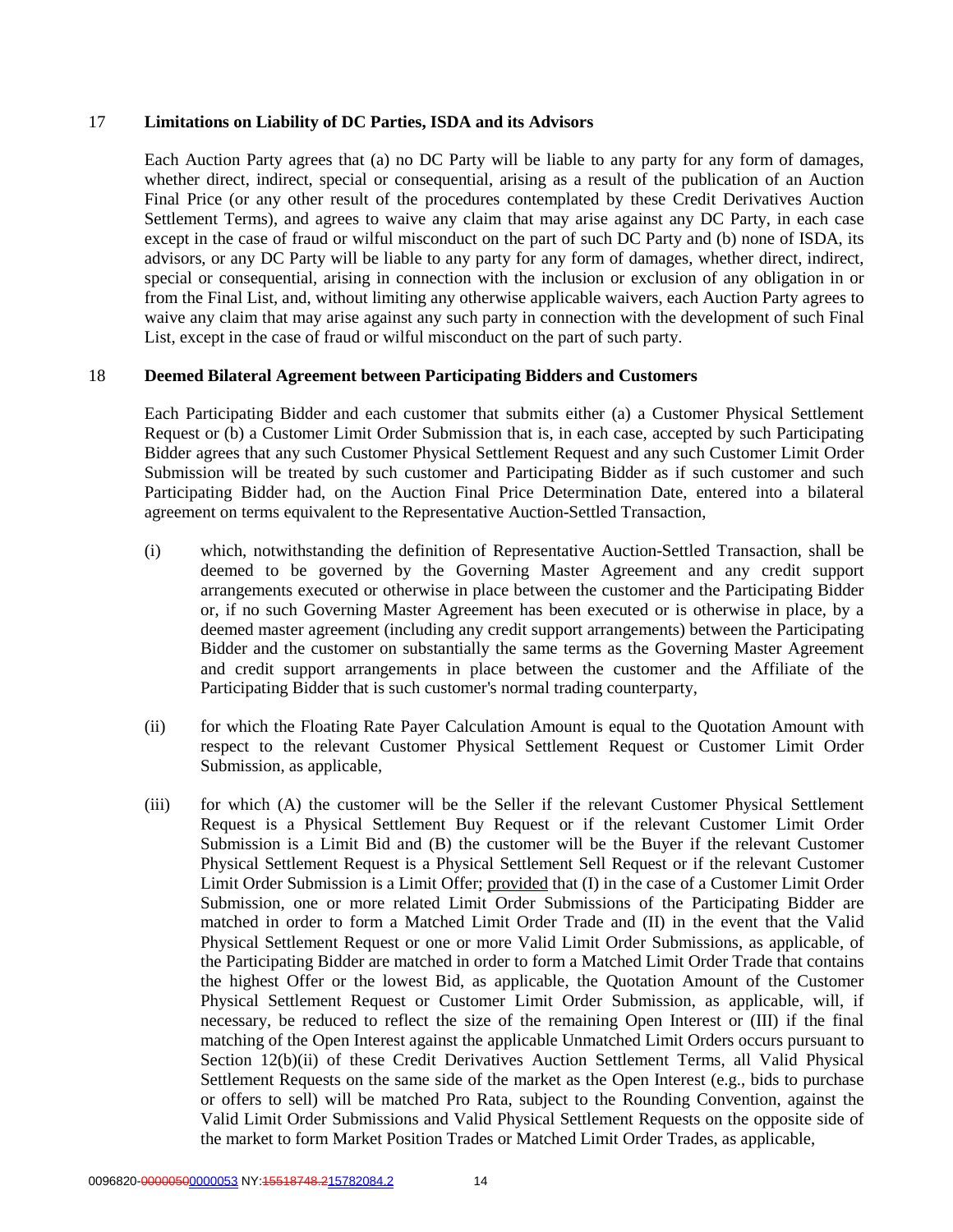## 17 Limitations on Liability of DC Parties, ISDA and its Advisors

Each Auction Party agrees that (a) no DC Party will be liable to any party for any form of damages, whether direct, indirect, special or consequential, arising as a result of the publication of an Auction Final Price (or any other result of the procedures contemplated by these Credit Derivatives Auction Settlement Terms), and agrees to waive any claim that may arise against any DC Party, in each case except in the case of fraud or wilful misconduct on the part of such DC Party and (b) none of ISDA, its advisors, or any DC Party will be liable to any party for any form of damages, whether direct, indirect, special or consequential, arising in connection with the inclusion or exclusion of any obligation in or from the Final List, and, without limiting any otherwise applicable waivers, each Auction Party agrees to waive any claim that may arise against any such party in connection with the development of such Final List, except in the case of fraud or wilful misconduct on the part of such party.

## 18 Deemed Bilateral Agreement between Participating Bidders and Customers

Each Participating Bidder and each customer that submits either (a) a Customer Physical Settlement Request or (b) a Customer Limit Order Submission that is, in each case, accepted by such Participating Bidder agrees that any such Customer Physical Settlement Request and any such Customer Limit Order Submission will be treated by such customer and Participating Bidder as if such customer and such Participating Bidder had, on the Auction Final Price Determination Date, entered into a bilateral agreement on terms equivalent to the Representative Auction-Settled Transaction,

(i) which, notwithstanding the definition of Representative Auction-Settled Transaction, shall be deemed to be governed by the Governing Master Agreement and any credit support arrangements executed or otherwise in place between the customer and the Participating Bidder or, if no such Governing Master Agreement has been executed or is otherwise in place, by a deemed master agreement (including any credit support arrangements) between the Participating Bidder and the customer on substantially the same terms as the Governing Master Agreement and credit support arrangements in place between the customer and the Affiliate of the Participating Bidder that is such customer's normal trading counterparty,

(ii) for which the Floating Rate Payer Calculation Amount is equal to the Quotation Amount with respect to the relevant Customer Physical Settlement Request or Customer Limit Order Submission, as applicable,

(iii) for which (A) the customer will be the Seller if the relevant Customer Physical Settlement Request is a Physical Settlement Buy Request or if the relevant Customer Limit Order Submission is a Limit Bid and (B) the customer will be the Buyer if the relevant Customer Physical Settlement Request is a Physical Settlement Sell Request or if the relevant Customer Limit Order Submission is a Limit Offer; provided that (I) in the case of a Customer Limit Order Submission, one or more related Limit Order Submissions of the Participating Bidder are matched in order to form a Matched Limit Order Trade and (II) in the event that the Valid Physical Settlement Request or one or more Valid Limit Order Submissions, as applicable, of the Participating Bidder are matched in order to form a Matched Limit Order Trade that contains the highest Offer or the lowest Bid, as applicable, the Quotation Amount of the Customer Physical Settlement Request or Customer Limit Order Submission, as applicable, will, if necessary, be reduced to reflect the size of the remaining Open Interest or (III) if the final matching of the Open Interest against the applicable Unmatched Limit Orders occurs pursuant to Section 12(b)(ii) of these Credit Derivatives Auction Settlement Terms, all Valid Physical Settlement Requests on the same side of the market as the Open Interest (e.g., bids to purchase or offers to sell) will be matched Pro Rata, subject to the Rounding Convention, against the Valid Limit Order Submissions and Valid Physical Settlement Requests on the opposite side of the market to form Market Position Trades or Matched Limit Order Trades, as applicable,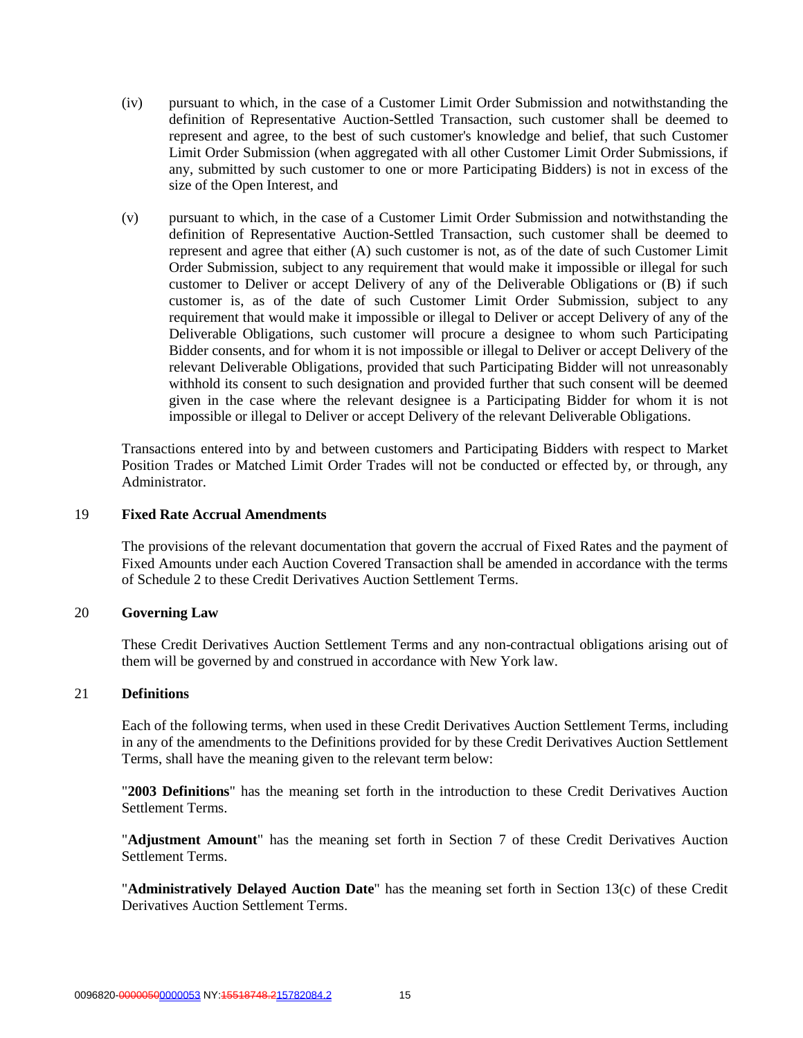(iv) pursuant to which, in the case of a Customer Limit Order Submission and notwithstanding the definition of Representative Auction-Settled Transaction, such customer shall be deemed to represent and agree, to the best of such customer's knowledge and belief, that such Customer Limit Order Submission (when aggregated with all other Customer Limit Order Submissions, if any, submitted by such customer to one or more Participating Bidders) is not in excess of the size of the Open Interest, and

(v) pursuant to which, in the case of a Customer Limit Order Submission and notwithstanding the definition of Representative Auction-Settled Transaction, such customer shall be deemed to represent and agree that either (A) such customer is not, as of the date of such Customer Limit Order Submission, subject to any requirement that would make it impossible or illegal for such customer to Deliver or accept Delivery of any of the Deliverable Obligations or (B) if such customer is, as of the date of such Customer Limit Order Submission, subject to any requirement that would make it impossible or illegal to Deliver or accept Delivery of any of the Deliverable Obligations, such customer will procure a designee to whom such Participating Bidder consents, and for whom it is not impossible or illegal to Deliver or accept Delivery of the relevant Deliverable Obligations, provided that such Participating Bidder will not unreasonably withhold its consent to such designation and provided further that such consent will be deemed given in the case where the relevant designee is a Participating Bidder for whom it is not impossible or illegal to Deliver or accept Delivery of the relevant Deliverable Obligations.

Transactions entered into by and between customers and Participating Bidders with respect to Market Position Trades or Matched Limit Order Trades will not be conducted or effected by, or through, any Administrator.

## 19 Fixed Rate Accrual Amendments

The provisions of the relevant documentation that govern the accrual of Fixed Rates and the payment of Fixed Amounts under each Auction Covered Transaction shall be amended in accordance with the terms of Schedule 2 to these Credit Derivatives Auction Settlement Terms.

## 20 Governing Law

These Credit Derivatives Auction Settlement Terms and any non-contractual obligations arising out of them will be governed by and construed in accordance with New York law.

## 21 Definitions

Each of the following terms, when used in these Credit Derivatives Auction Settlement Terms, including in any of the amendments to the Definitions provided for by these Credit Derivatives Auction Settlement Terms, shall have the meaning given to the relevant term below:

"**2003 Definitions**" has the meaning set forth in the introduction to these Credit Derivatives Auction Settlement Terms.

"**Adjustment Amount**" has the meaning set forth in Section 7 of these Credit Derivatives Auction Settlement Terms.

"**Administratively Delayed Auction Date**" has the meaning set forth in Section 13(c) of these Credit Derivatives Auction Settlement Terms.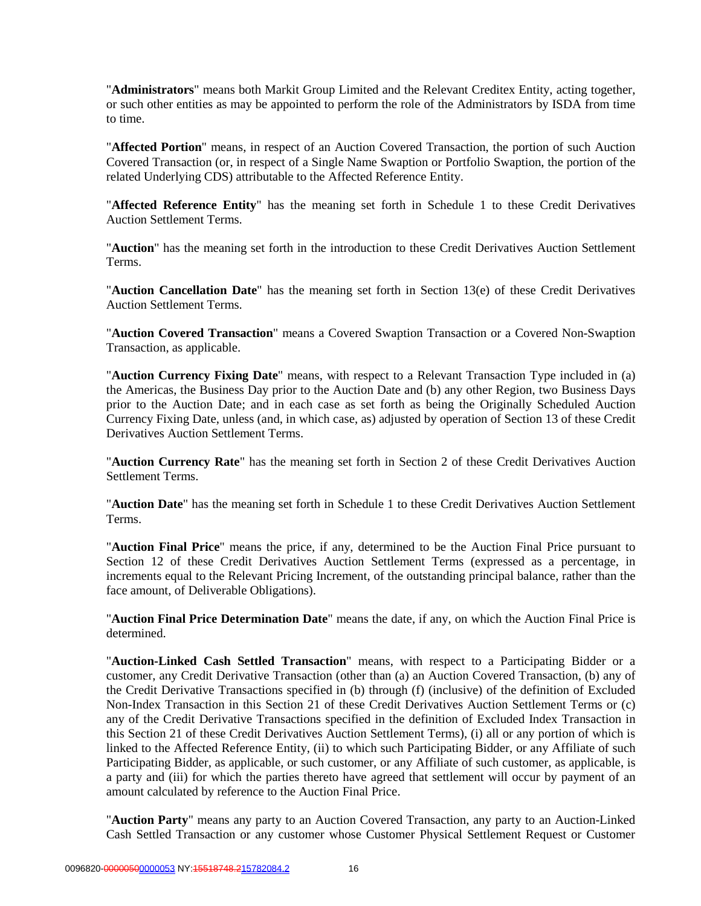"**Administrators**" means both Markit Group Limited and the Relevant Creditex Entity, acting together, or such other entities as may be appointed to perform the role of the Administrators by ISDA from time to time.

"**Affected Portion**" means, in respect of an Auction Covered Transaction, the portion of such Auction Covered Transaction (or, in respect of a Single Name Swaption or Portfolio Swaption, the portion of the related Underlying CDS) attributable to the Affected Reference Entity.

"**Affected Reference Entity**" has the meaning set forth in Schedule 1 to these Credit Derivatives Auction Settlement Terms.

"**Auction**" has the meaning set forth in the introduction to these Credit Derivatives Auction Settlement Terms.

"**Auction Cancellation Date**" has the meaning set forth in Section 13(e) of these Credit Derivatives Auction Settlement Terms.

"**Auction Covered Transaction**" means a Covered Swaption Transaction or a Covered Non-Swaption Transaction, as applicable.

"**Auction Currency Fixing Date**" means, with respect to a Relevant Transaction Type included in (a) the Americas, the Business Day prior to the Auction Date and (b) any other Region, two Business Days prior to the Auction Date; and in each case as set forth as being the Originally Scheduled Auction Currency Fixing Date, unless (and, in which case, as) adjusted by operation of Section 13 of these Credit Derivatives Auction Settlement Terms.

"**Auction Currency Rate**" has the meaning set forth in Section 2 of these Credit Derivatives Auction Settlement Terms.

"**Auction Date**" has the meaning set forth in Schedule 1 to these Credit Derivatives Auction Settlement Terms.

"**Auction Final Price**" means the price, if any, determined to be the Auction Final Price pursuant to Section 12 of these Credit Derivatives Auction Settlement Terms (expressed as a percentage, in increments equal to the Relevant Pricing Increment, of the outstanding principal balance, rather than the face amount, of Deliverable Obligations).

"**Auction Final Price Determination Date**" means the date, if any, on which the Auction Final Price is determined.

"**Auction-Linked Cash Settled Transaction**" means, with respect to a Participating Bidder or a customer, any Credit Derivative Transaction (other than (a) an Auction Covered Transaction, (b) any of the Credit Derivative Transactions specified in (b) through (f) (inclusive) of the definition of Excluded Non-Index Transaction in this Section 21 of these Credit Derivatives Auction Settlement Terms or (c) any of the Credit Derivative Transactions specified in the definition of Excluded Index Transaction in this Section 21 of these Credit Derivatives Auction Settlement Terms), (i) all or any portion of which is linked to the Affected Reference Entity, (ii) to which such Participating Bidder, or any Affiliate of such Participating Bidder, as applicable, or such customer, or any Affiliate of such customer, as applicable, is a party and (iii) for which the parties thereto have agreed that settlement will occur by payment of an amount calculated by reference to the Auction Final Price.

"**Auction Party**" means any party to an Auction Covered Transaction, any party to an Auction-Linked Cash Settled Transaction or any customer whose Customer Physical Settlement Request or Customer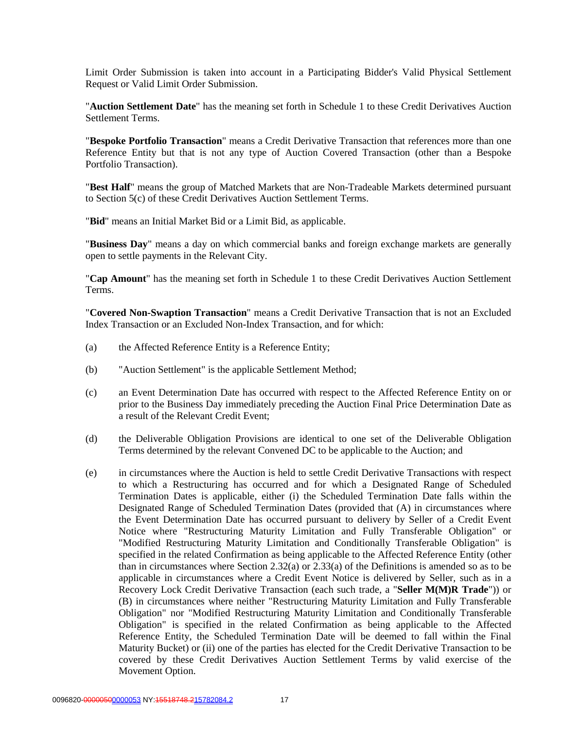Limit Order Submission is taken into account in a Participating Bidder's Valid Physical Settlement Request or Valid Limit Order Submission.

"**Auction Settlement Date**" has the meaning set forth in Schedule 1 to these Credit Derivatives Auction Settlement Terms.

"**Bespoke Portfolio Transaction**" means a Credit Derivative Transaction that references more than one Reference Entity but that is not any type of Auction Covered Transaction (other than a Bespoke Portfolio Transaction).

"**Best Half**" means the group of Matched Markets that are Non-Tradeable Markets determined pursuant to Section 5(c) of these Credit Derivatives Auction Settlement Terms.

"**Bid**" means an Initial Market Bid or a Limit Bid, as applicable.

"**Business Day**" means a day on which commercial banks and foreign exchange markets are generally open to settle payments in the Relevant City.

"**Cap Amount**" has the meaning set forth in Schedule 1 to these Credit Derivatives Auction Settlement Terms.

"**Covered Non-Swaption Transaction**" means a Credit Derivative Transaction that is not an Excluded Index Transaction or an Excluded Non-Index Transaction, and for which:

(a) the Affected Reference Entity is a Reference Entity;

(b) "Auction Settlement" is the applicable Settlement Method;

(c) an Event Determination Date has occurred with respect to the Affected Reference Entity on or prior to the Business Day immediately preceding the Auction Final Price Determination Date as a result of the Relevant Credit Event;

(d) the Deliverable Obligation Provisions are identical to one set of the Deliverable Obligation Terms determined by the relevant Convened DC to be applicable to the Auction; and

(e) in circumstances where the Auction is held to settle Credit Derivative Transactions with respect to which a Restructuring has occurred and for which a Designated Range of Scheduled Termination Dates is applicable, either (i) the Scheduled Termination Date falls within the Designated Range of Scheduled Termination Dates (provided that (A) in circumstances where the Event Determination Date has occurred pursuant to delivery by Seller of a Credit Event Notice where "Restructuring Maturity Limitation and Fully Transferable Obligation" or "Modified Restructuring Maturity Limitation and Conditionally Transferable Obligation" is specified in the related Confirmation as being applicable to the Affected Reference Entity (other than in circumstances where Section 2.32(a) or 2.33(a) of the Definitions is amended so as to be applicable in circumstances where a Credit Event Notice is delivered by Seller, such as in a Recovery Lock Credit Derivative Transaction (each such trade, a "**Seller M(M)R Trade**")) or (B) in circumstances where neither "Restructuring Maturity Limitation and Fully Transferable Obligation" nor "Modified Restructuring Maturity Limitation and Conditionally Transferable Obligation" is specified in the related Confirmation as being applicable to the Affected Reference Entity, the Scheduled Termination Date will be deemed to fall within the Final Maturity Bucket) or (ii) one of the parties has elected for the Credit Derivative Transaction to be covered by these Credit Derivatives Auction Settlement Terms by valid exercise of the Movement Option.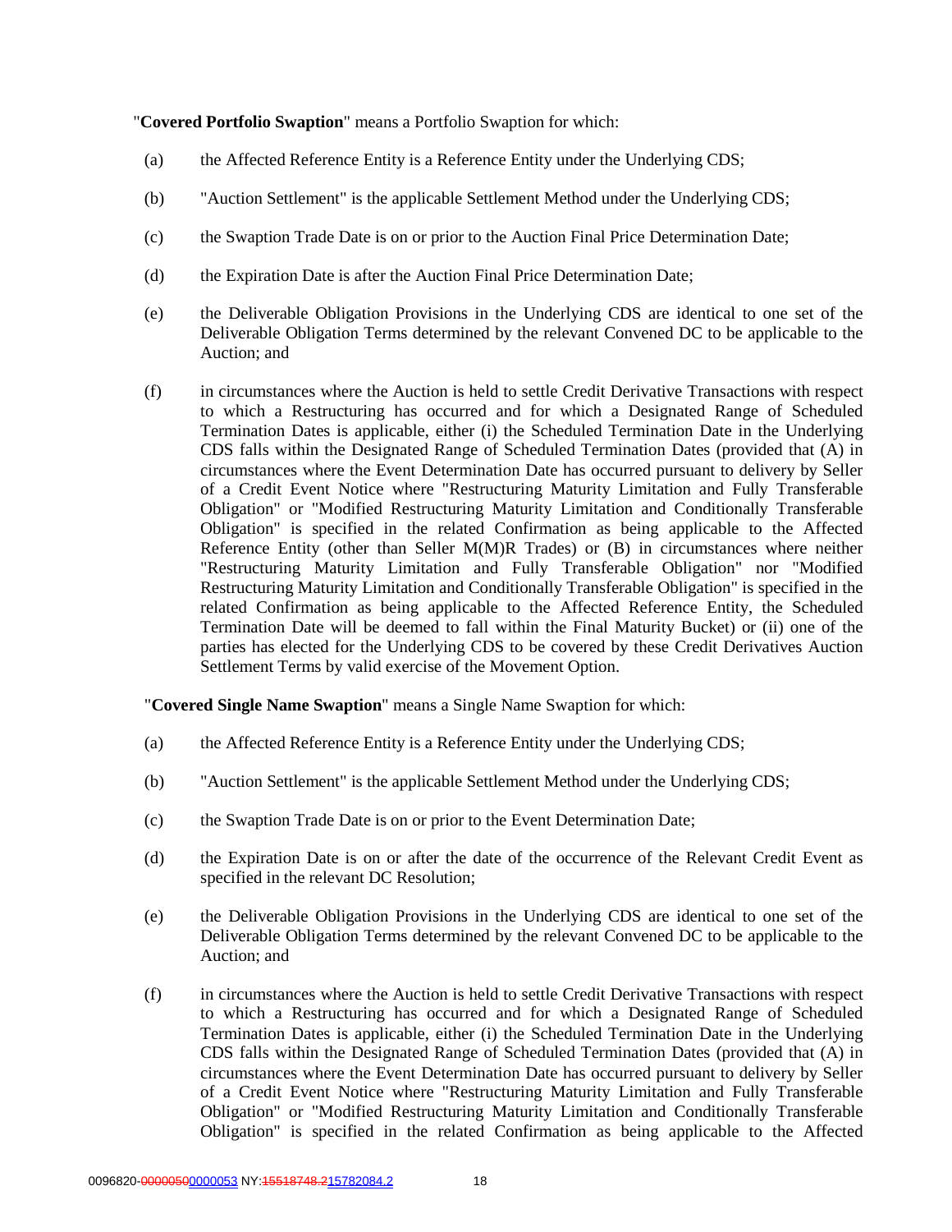"**Covered Portfolio Swaption**" means a Portfolio Swaption for which:

(a) the Affected Reference Entity is a Reference Entity under the Underlying CDS;

(b) "Auction Settlement" is the applicable Settlement Method under the Underlying CDS;

(c) the Swaption Trade Date is on or prior to the Auction Final Price Determination Date;

(d) the Expiration Date is after the Auction Final Price Determination Date;

(e) the Deliverable Obligation Provisions in the Underlying CDS are identical to one set of the Deliverable Obligation Terms determined by the relevant Convened DC to be applicable to the Auction; and

(f) in circumstances where the Auction is held to settle Credit Derivative Transactions with respect to which a Restructuring has occurred and for which a Designated Range of Scheduled Termination Dates is applicable, either (i) the Scheduled Termination Date in the Underlying CDS falls within the Designated Range of Scheduled Termination Dates (provided that (A) in circumstances where the Event Determination Date has occurred pursuant to delivery by Seller of a Credit Event Notice where "Restructuring Maturity Limitation and Fully Transferable Obligation" or "Modified Restructuring Maturity Limitation and Conditionally Transferable Obligation" is specified in the related Confirmation as being applicable to the Affected Reference Entity (other than Seller M(M)R Trades) or (B) in circumstances where neither "Restructuring Maturity Limitation and Fully Transferable Obligation" nor "Modified Restructuring Maturity Limitation and Conditionally Transferable Obligation" is specified in the related Confirmation as being applicable to the Affected Reference Entity, the Scheduled Termination Date will be deemed to fall within the Final Maturity Bucket) or (ii) one of the parties has elected for the Underlying CDS to be covered by these Credit Derivatives Auction Settlement Terms by valid exercise of the Movement Option.

"**Covered Single Name Swaption**" means a Single Name Swaption for which:

(a) the Affected Reference Entity is a Reference Entity under the Underlying CDS;

(b) "Auction Settlement" is the applicable Settlement Method under the Underlying CDS;

(c) the Swaption Trade Date is on or prior to the Event Determination Date;

(d) the Expiration Date is on or after the date of the occurrence of the Relevant Credit Event as specified in the relevant DC Resolution;

(e) the Deliverable Obligation Provisions in the Underlying CDS are identical to one set of the Deliverable Obligation Terms determined by the relevant Convened DC to be applicable to the Auction; and

(f) in circumstances where the Auction is held to settle Credit Derivative Transactions with respect to which a Restructuring has occurred and for which a Designated Range of Scheduled Termination Dates is applicable, either (i) the Scheduled Termination Date in the Underlying CDS falls within the Designated Range of Scheduled Termination Dates (provided that (A) in circumstances where the Event Determination Date has occurred pursuant to delivery by Seller of a Credit Event Notice where "Restructuring Maturity Limitation and Fully Transferable Obligation" or "Modified Restructuring Maturity Limitation and Conditionally Transferable Obligation" is specified in the related Confirmation as being applicable to the Affected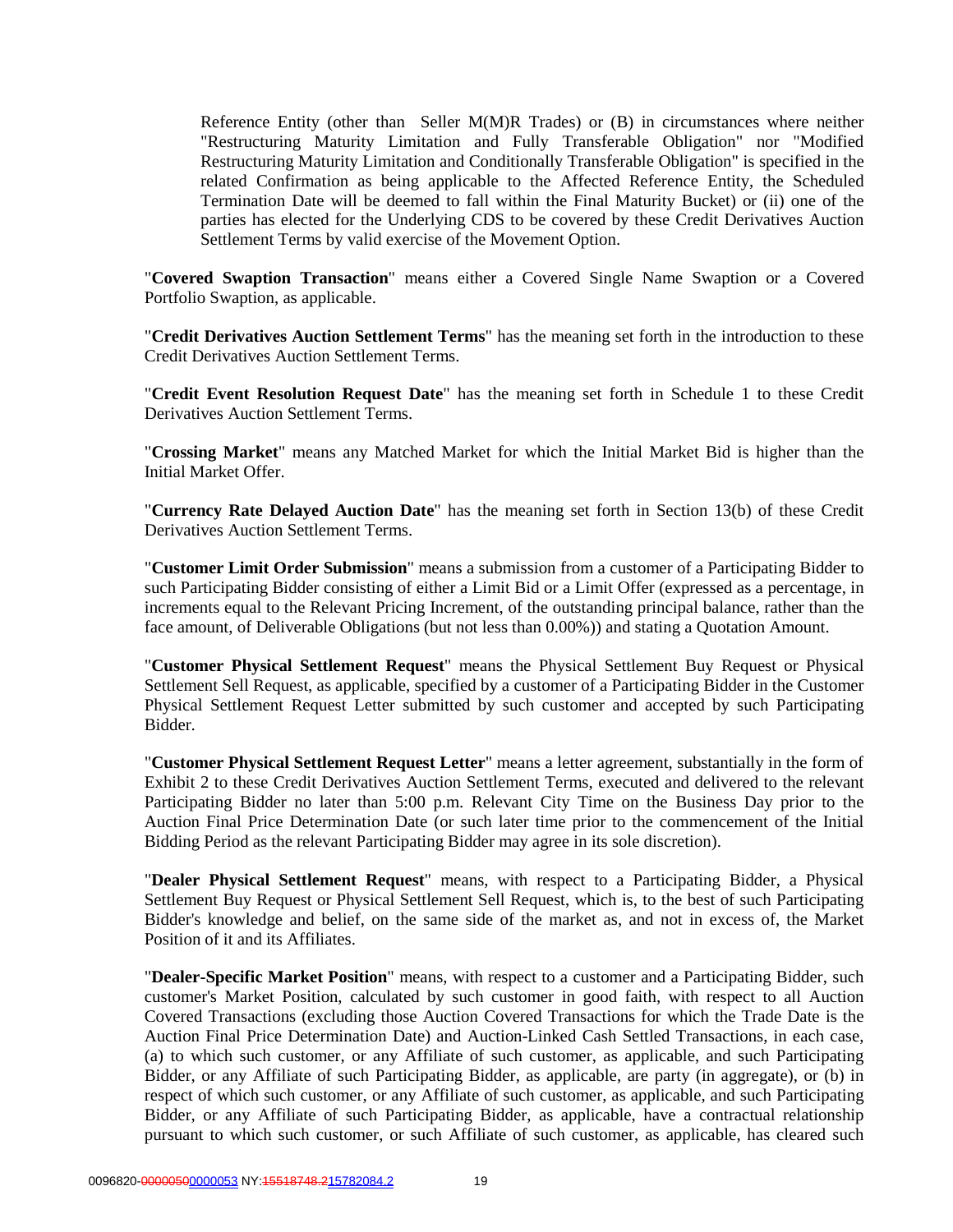Reference Entity (other than Seller M(M)R Trades) or (B) in circumstances where neither "Restructuring Maturity Limitation and Fully Transferable Obligation" nor "Modified Restructuring Maturity Limitation and Conditionally Transferable Obligation" is specified in the related Confirmation as being applicable to the Affected Reference Entity, the Scheduled Termination Date will be deemed to fall within the Final Maturity Bucket) or (ii) one of the parties has elected for the Underlying CDS to be covered by these Credit Derivatives Auction Settlement Terms by valid exercise of the Movement Option.

"**Covered Swaption Transaction**" means either a Covered Single Name Swaption or a Covered Portfolio Swaption, as applicable.

"**Credit Derivatives Auction Settlement Terms**" has the meaning set forth in the introduction to these Credit Derivatives Auction Settlement Terms.

"**Credit Event Resolution Request Date**" has the meaning set forth in Schedule 1 to these Credit Derivatives Auction Settlement Terms.

"**Crossing Market**" means any Matched Market for which the Initial Market Bid is higher than the Initial Market Offer.

"**Currency Rate Delayed Auction Date**" has the meaning set forth in Section 13(b) of these Credit Derivatives Auction Settlement Terms.

"**Customer Limit Order Submission**" means a submission from a customer of a Participating Bidder to such Participating Bidder consisting of either a Limit Bid or a Limit Offer (expressed as a percentage, in increments equal to the Relevant Pricing Increment, of the outstanding principal balance, rather than the face amount, of Deliverable Obligations (but not less than 0.00%)) and stating a Quotation Amount.

"**Customer Physical Settlement Request**" means the Physical Settlement Buy Request or Physical Settlement Sell Request, as applicable, specified by a customer of a Participating Bidder in the Customer Physical Settlement Request Letter submitted by such customer and accepted by such Participating Bidder.

"**Customer Physical Settlement Request Letter**" means a letter agreement, substantially in the form of Exhibit 2 to these Credit Derivatives Auction Settlement Terms, executed and delivered to the relevant Participating Bidder no later than 5:00 p.m. Relevant City Time on the Business Day prior to the Auction Final Price Determination Date (or such later time prior to the commencement of the Initial Bidding Period as the relevant Participating Bidder may agree in its sole discretion).

"**Dealer Physical Settlement Request**" means, with respect to a Participating Bidder, a Physical Settlement Buy Request or Physical Settlement Sell Request, which is, to the best of such Participating Bidder's knowledge and belief, on the same side of the market as, and not in excess of, the Market Position of it and its Affiliates.

"**Dealer-Specific Market Position**" means, with respect to a customer and a Participating Bidder, such customer's Market Position, calculated by such customer in good faith, with respect to all Auction Covered Transactions (excluding those Auction Covered Transactions for which the Trade Date is the Auction Final Price Determination Date) and Auction-Linked Cash Settled Transactions, in each case, (a) to which such customer, or any Affiliate of such customer, as applicable, and such Participating Bidder, or any Affiliate of such Participating Bidder, as applicable, are party (in aggregate), or (b) in respect of which such customer, or any Affiliate of such customer, as applicable, and such Participating Bidder, or any Affiliate of such Participating Bidder, as applicable, have a contractual relationship pursuant to which such customer, or such Affiliate of such customer, as applicable, has cleared such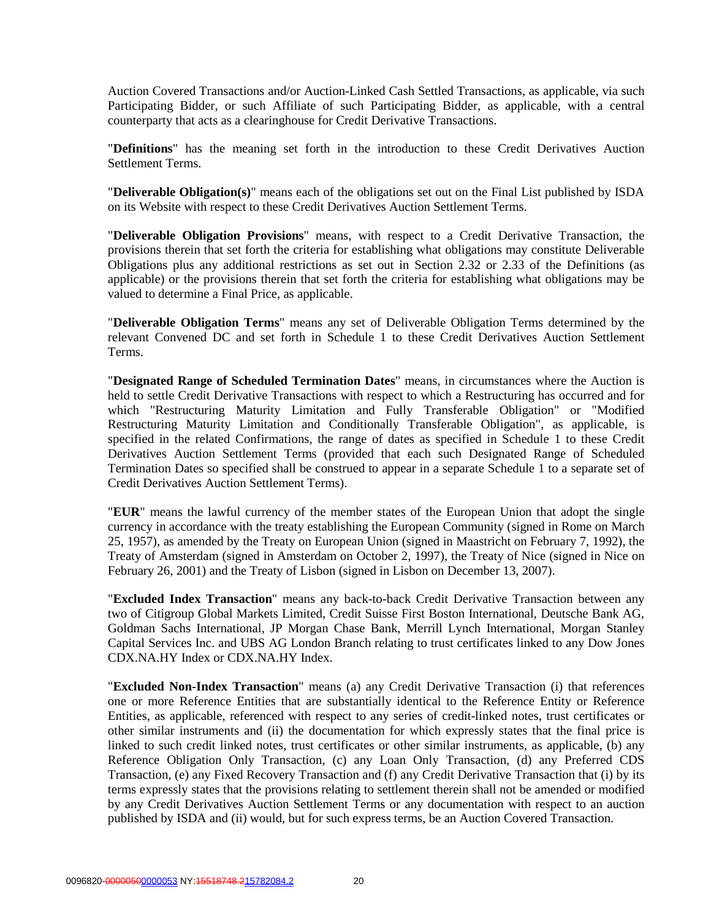Auction Covered Transactions and/or Auction-Linked Cash Settled Transactions, as applicable, via such Participating Bidder, or such Affiliate of such Participating Bidder, as applicable, with a central counterparty that acts as a clearinghouse for Credit Derivative Transactions.

"**Definitions**" has the meaning set forth in the introduction to these Credit Derivatives Auction Settlement Terms.

"**Deliverable Obligation(s)**" means each of the obligations set out on the Final List published by ISDA on its Website with respect to these Credit Derivatives Auction Settlement Terms.

"**Deliverable Obligation Provisions**" means, with respect to a Credit Derivative Transaction, the provisions therein that set forth the criteria for establishing what obligations may constitute Deliverable Obligations plus any additional restrictions as set out in Section 2.32 or 2.33 of the Definitions (as applicable) or the provisions therein that set forth the criteria for establishing what obligations may be valued to determine a Final Price, as applicable.

"**Deliverable Obligation Terms**" means any set of Deliverable Obligation Terms determined by the relevant Convened DC and set forth in Schedule 1 to these Credit Derivatives Auction Settlement Terms.

"**Designated Range of Scheduled Termination Dates**" means, in circumstances where the Auction is held to settle Credit Derivative Transactions with respect to which a Restructuring has occurred and for which "Restructuring Maturity Limitation and Fully Transferable Obligation" or "Modified Restructuring Maturity Limitation and Conditionally Transferable Obligation", as applicable, is specified in the related Confirmations, the range of dates as specified in Schedule 1 to these Credit Derivatives Auction Settlement Terms (provided that each such Designated Range of Scheduled Termination Dates so specified shall be construed to appear in a separate Schedule 1 to a separate set of Credit Derivatives Auction Settlement Terms).

"**EUR**" means the lawful currency of the member states of the European Union that adopt the single currency in accordance with the treaty establishing the European Community (signed in Rome on March 25, 1957), as amended by the Treaty on European Union (signed in Maastricht on February 7, 1992), the Treaty of Amsterdam (signed in Amsterdam on October 2, 1997), the Treaty of Nice (signed in Nice on February 26, 2001) and the Treaty of Lisbon (signed in Lisbon on December 13, 2007).

"**Excluded Index Transaction**" means any back-to-back Credit Derivative Transaction between any two of Citigroup Global Markets Limited, Credit Suisse First Boston International, Deutsche Bank AG, Goldman Sachs International, JP Morgan Chase Bank, Merrill Lynch International, Morgan Stanley Capital Services Inc. and UBS AG London Branch relating to trust certificates linked to any Dow Jones CDX.NA.HY Index or CDX.NA.HY Index.

"**Excluded Non-Index Transaction**" means (a) any Credit Derivative Transaction (i) that references one or more Reference Entities that are substantially identical to the Reference Entity or Reference Entities, as applicable, referenced with respect to any series of credit-linked notes, trust certificates or other similar instruments and (ii) the documentation for which expressly states that the final price is linked to such credit linked notes, trust certificates or other similar instruments, as applicable, (b) any Reference Obligation Only Transaction, (c) any Loan Only Transaction, (d) any Preferred CDS Transaction, (e) any Fixed Recovery Transaction and (f) any Credit Derivative Transaction that (i) by its terms expressly states that the provisions relating to settlement therein shall not be amended or modified by any Credit Derivatives Auction Settlement Terms or any documentation with respect to an auction published by ISDA and (ii) would, but for such express terms, be an Auction Covered Transaction.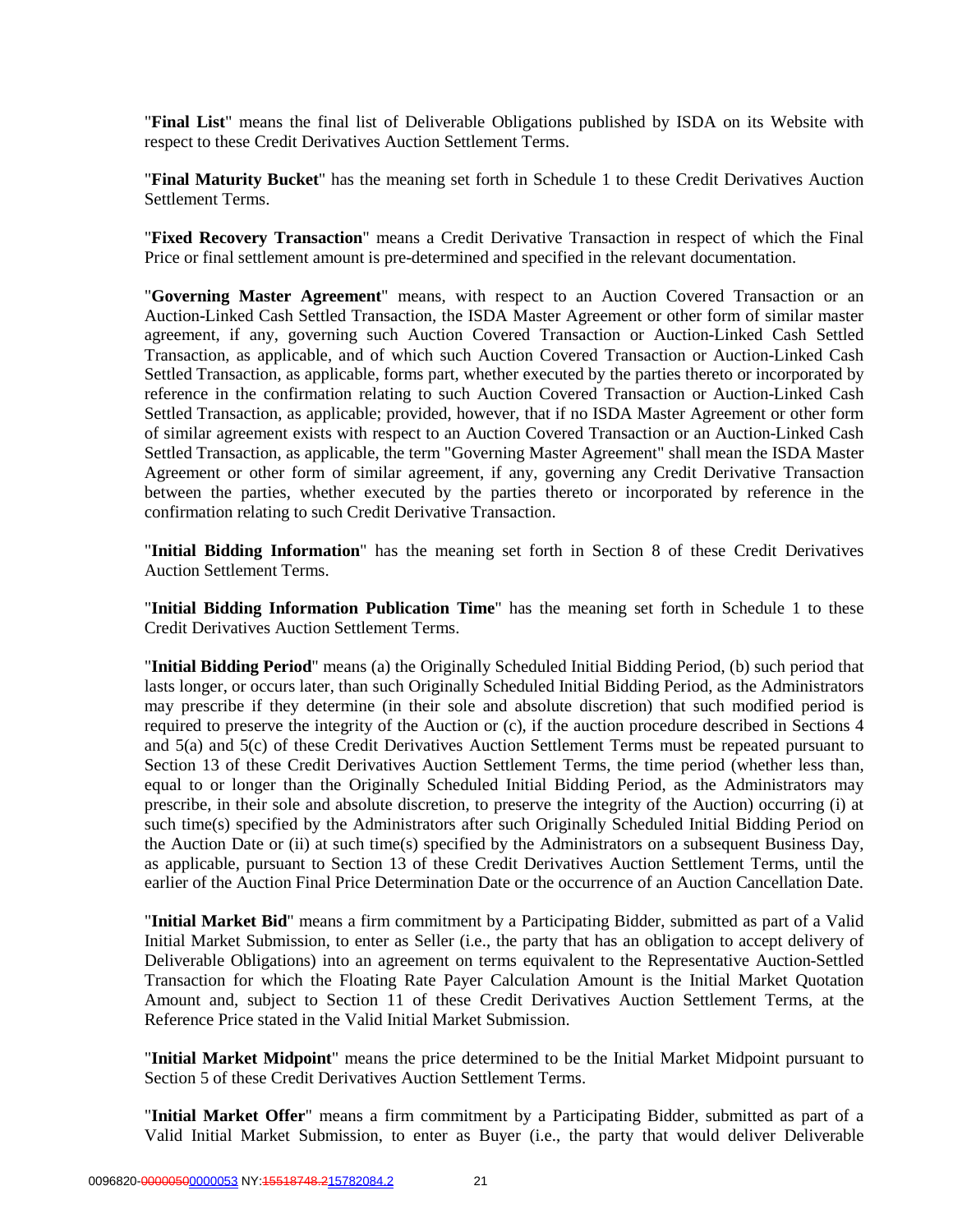"**Final List**" means the final list of Deliverable Obligations published by ISDA on its Website with respect to these Credit Derivatives Auction Settlement Terms.

"**Final Maturity Bucket**" has the meaning set forth in Schedule 1 to these Credit Derivatives Auction Settlement Terms.

"**Fixed Recovery Transaction**" means a Credit Derivative Transaction in respect of which the Final Price or final settlement amount is pre-determined and specified in the relevant documentation.

"**Governing Master Agreement**" means, with respect to an Auction Covered Transaction or an Auction-Linked Cash Settled Transaction, the ISDA Master Agreement or other form of similar master agreement, if any, governing such Auction Covered Transaction or Auction-Linked Cash Settled Transaction, as applicable, and of which such Auction Covered Transaction or Auction-Linked Cash Settled Transaction, as applicable, forms part, whether executed by the parties thereto or incorporated by reference in the confirmation relating to such Auction Covered Transaction or Auction-Linked Cash Settled Transaction, as applicable; provided, however, that if no ISDA Master Agreement or other form of similar agreement exists with respect to an Auction Covered Transaction or an Auction-Linked Cash Settled Transaction, as applicable, the term "Governing Master Agreement" shall mean the ISDA Master Agreement or other form of similar agreement, if any, governing any Credit Derivative Transaction between the parties, whether executed by the parties thereto or incorporated by reference in the confirmation relating to such Credit Derivative Transaction.

"**Initial Bidding Information**" has the meaning set forth in Section 8 of these Credit Derivatives Auction Settlement Terms.

"**Initial Bidding Information Publication Time**" has the meaning set forth in Schedule 1 to these Credit Derivatives Auction Settlement Terms.

"**Initial Bidding Period**" means (a) the Originally Scheduled Initial Bidding Period, (b) such period that lasts longer, or occurs later, than such Originally Scheduled Initial Bidding Period, as the Administrators may prescribe if they determine (in their sole and absolute discretion) that such modified period is required to preserve the integrity of the Auction or (c), if the auction procedure described in Sections 4 and 5(a) and 5(c) of these Credit Derivatives Auction Settlement Terms must be repeated pursuant to Section 13 of these Credit Derivatives Auction Settlement Terms, the time period (whether less than, equal to or longer than the Originally Scheduled Initial Bidding Period, as the Administrators may prescribe, in their sole and absolute discretion, to preserve the integrity of the Auction) occurring (i) at such time(s) specified by the Administrators after such Originally Scheduled Initial Bidding Period on the Auction Date or (ii) at such time(s) specified by the Administrators on a subsequent Business Day, as applicable, pursuant to Section 13 of these Credit Derivatives Auction Settlement Terms, until the earlier of the Auction Final Price Determination Date or the occurrence of an Auction Cancellation Date.

"**Initial Market Bid**" means a firm commitment by a Participating Bidder, submitted as part of a Valid Initial Market Submission, to enter as Seller (i.e., the party that has an obligation to accept delivery of Deliverable Obligations) into an agreement on terms equivalent to the Representative Auction-Settled Transaction for which the Floating Rate Payer Calculation Amount is the Initial Market Quotation Amount and, subject to Section 11 of these Credit Derivatives Auction Settlement Terms, at the Reference Price stated in the Valid Initial Market Submission.

"**Initial Market Midpoint**" means the price determined to be the Initial Market Midpoint pursuant to Section 5 of these Credit Derivatives Auction Settlement Terms.

"**Initial Market Offer**" means a firm commitment by a Participating Bidder, submitted as part of a Valid Initial Market Submission, to enter as Buyer (i.e., the party that would deliver Deliverable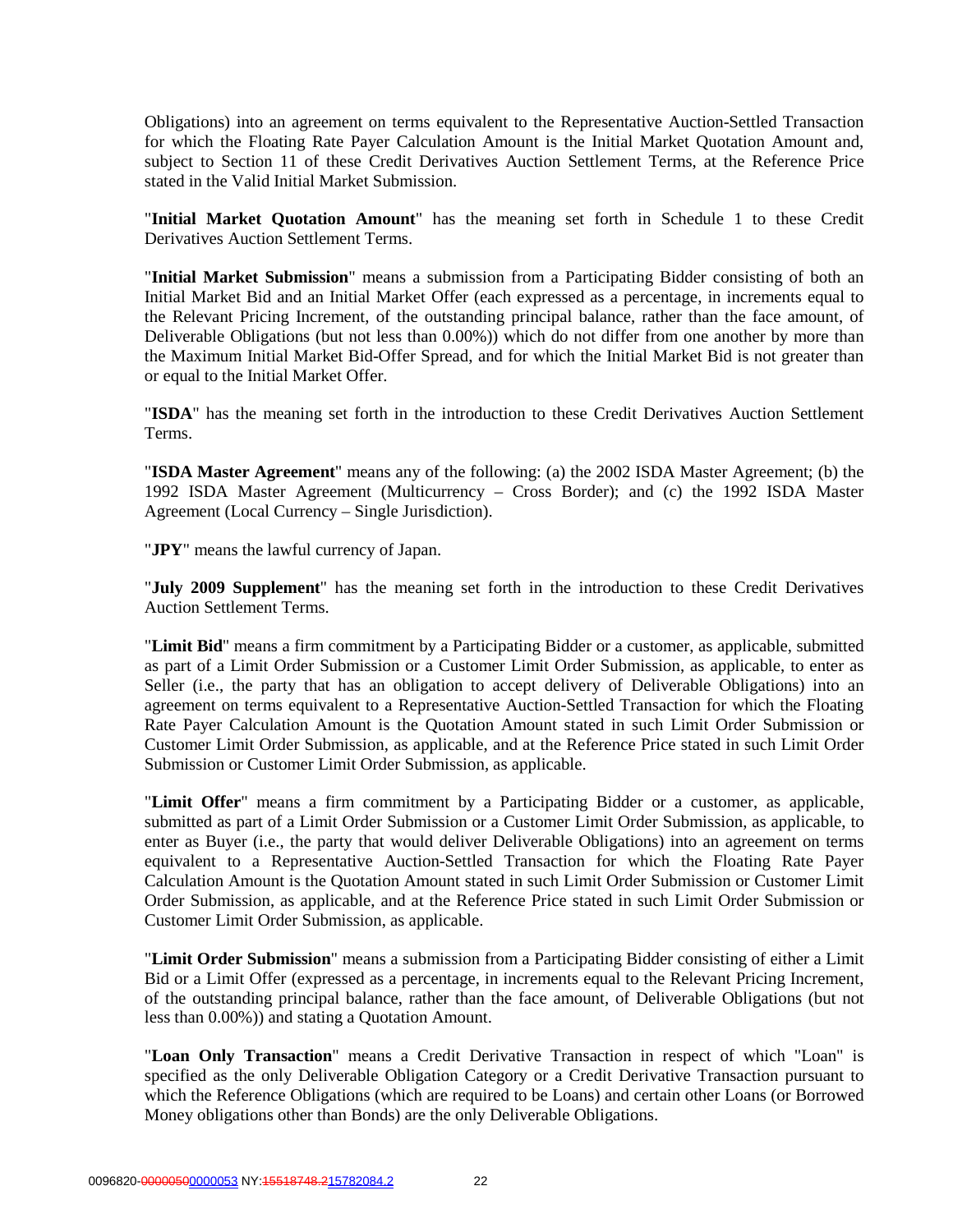Obligations) into an agreement on terms equivalent to the Representative Auction-Settled Transaction for which the Floating Rate Payer Calculation Amount is the Initial Market Quotation Amount and, subject to Section 11 of these Credit Derivatives Auction Settlement Terms, at the Reference Price stated in the Valid Initial Market Submission.

"**Initial Market Quotation Amount**" has the meaning set forth in Schedule 1 to these Credit Derivatives Auction Settlement Terms.

"**Initial Market Submission**" means a submission from a Participating Bidder consisting of both an Initial Market Bid and an Initial Market Offer (each expressed as a percentage, in increments equal to the Relevant Pricing Increment, of the outstanding principal balance, rather than the face amount, of Deliverable Obligations (but not less than 0.00%)) which do not differ from one another by more than the Maximum Initial Market Bid-Offer Spread, and for which the Initial Market Bid is not greater than or equal to the Initial Market Offer.

"**ISDA**" has the meaning set forth in the introduction to these Credit Derivatives Auction Settlement Terms.

"**ISDA Master Agreement**" means any of the following: (a) the 2002 ISDA Master Agreement; (b) the 1992 ISDA Master Agreement (Multicurrency – Cross Border); and (c) the 1992 ISDA Master Agreement (Local Currency – Single Jurisdiction).

"**JPY**" means the lawful currency of Japan.

"**July 2009 Supplement**" has the meaning set forth in the introduction to these Credit Derivatives Auction Settlement Terms.

"**Limit Bid**" means a firm commitment by a Participating Bidder or a customer, as applicable, submitted as part of a Limit Order Submission or a Customer Limit Order Submission, as applicable, to enter as Seller (i.e., the party that has an obligation to accept delivery of Deliverable Obligations) into an agreement on terms equivalent to a Representative Auction-Settled Transaction for which the Floating Rate Payer Calculation Amount is the Quotation Amount stated in such Limit Order Submission or Customer Limit Order Submission, as applicable, and at the Reference Price stated in such Limit Order Submission or Customer Limit Order Submission, as applicable.

"**Limit Offer**" means a firm commitment by a Participating Bidder or a customer, as applicable, submitted as part of a Limit Order Submission or a Customer Limit Order Submission, as applicable, to enter as Buyer (i.e., the party that would deliver Deliverable Obligations) into an agreement on terms equivalent to a Representative Auction-Settled Transaction for which the Floating Rate Payer Calculation Amount is the Quotation Amount stated in such Limit Order Submission or Customer Limit Order Submission, as applicable, and at the Reference Price stated in such Limit Order Submission or Customer Limit Order Submission, as applicable.

"**Limit Order Submission**" means a submission from a Participating Bidder consisting of either a Limit Bid or a Limit Offer (expressed as a percentage, in increments equal to the Relevant Pricing Increment, of the outstanding principal balance, rather than the face amount, of Deliverable Obligations (but not less than 0.00%)) and stating a Quotation Amount.

"**Loan Only Transaction**" means a Credit Derivative Transaction in respect of which "Loan" is specified as the only Deliverable Obligation Category or a Credit Derivative Transaction pursuant to which the Reference Obligations (which are required to be Loans) and certain other Loans (or Borrowed Money obligations other than Bonds) are the only Deliverable Obligations.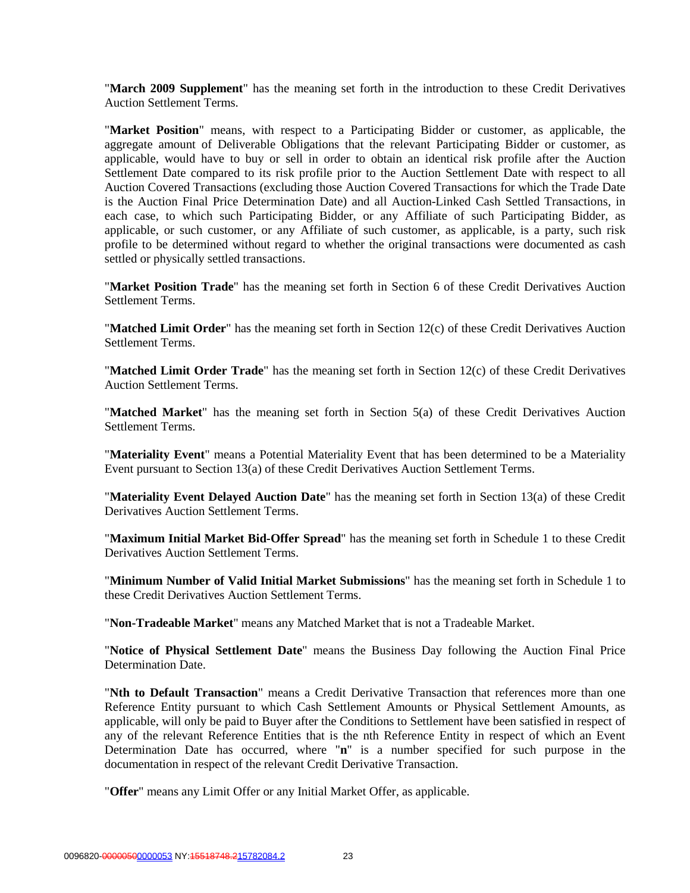"**March 2009 Supplement**" has the meaning set forth in the introduction to these Credit Derivatives Auction Settlement Terms.

"**Market Position**" means, with respect to a Participating Bidder or customer, as applicable, the aggregate amount of Deliverable Obligations that the relevant Participating Bidder or customer, as applicable, would have to buy or sell in order to obtain an identical risk profile after the Auction Settlement Date compared to its risk profile prior to the Auction Settlement Date with respect to all Auction Covered Transactions (excluding those Auction Covered Transactions for which the Trade Date is the Auction Final Price Determination Date) and all Auction-Linked Cash Settled Transactions, in each case, to which such Participating Bidder, or any Affiliate of such Participating Bidder, as applicable, or such customer, or any Affiliate of such customer, as applicable, is a party, such risk profile to be determined without regard to whether the original transactions were documented as cash settled or physically settled transactions.

"**Market Position Trade**" has the meaning set forth in Section 6 of these Credit Derivatives Auction Settlement Terms.

"**Matched Limit Order**" has the meaning set forth in Section 12(c) of these Credit Derivatives Auction Settlement Terms.

"**Matched Limit Order Trade**" has the meaning set forth in Section 12(c) of these Credit Derivatives Auction Settlement Terms.

"**Matched Market**" has the meaning set forth in Section 5(a) of these Credit Derivatives Auction Settlement Terms.

"**Materiality Event**" means a Potential Materiality Event that has been determined to be a Materiality Event pursuant to Section 13(a) of these Credit Derivatives Auction Settlement Terms.

"**Materiality Event Delayed Auction Date**" has the meaning set forth in Section 13(a) of these Credit Derivatives Auction Settlement Terms.

"**Maximum Initial Market Bid-Offer Spread**" has the meaning set forth in Schedule 1 to these Credit Derivatives Auction Settlement Terms.

"**Minimum Number of Valid Initial Market Submissions**" has the meaning set forth in Schedule 1 to these Credit Derivatives Auction Settlement Terms.

"**Non-Tradeable Market**" means any Matched Market that is not a Tradeable Market.

"**Notice of Physical Settlement Date**" means the Business Day following the Auction Final Price Determination Date.

"**Nth to Default Transaction**" means a Credit Derivative Transaction that references more than one Reference Entity pursuant to which Cash Settlement Amounts or Physical Settlement Amounts, as applicable, will only be paid to Buyer after the Conditions to Settlement have been satisfied in respect of any of the relevant Reference Entities that is the nth Reference Entity in respect of which an Event Determination Date has occurred, where "**n**" is a number specified for such purpose in the documentation in respect of the relevant Credit Derivative Transaction.

"**Offer**" means any Limit Offer or any Initial Market Offer, as applicable.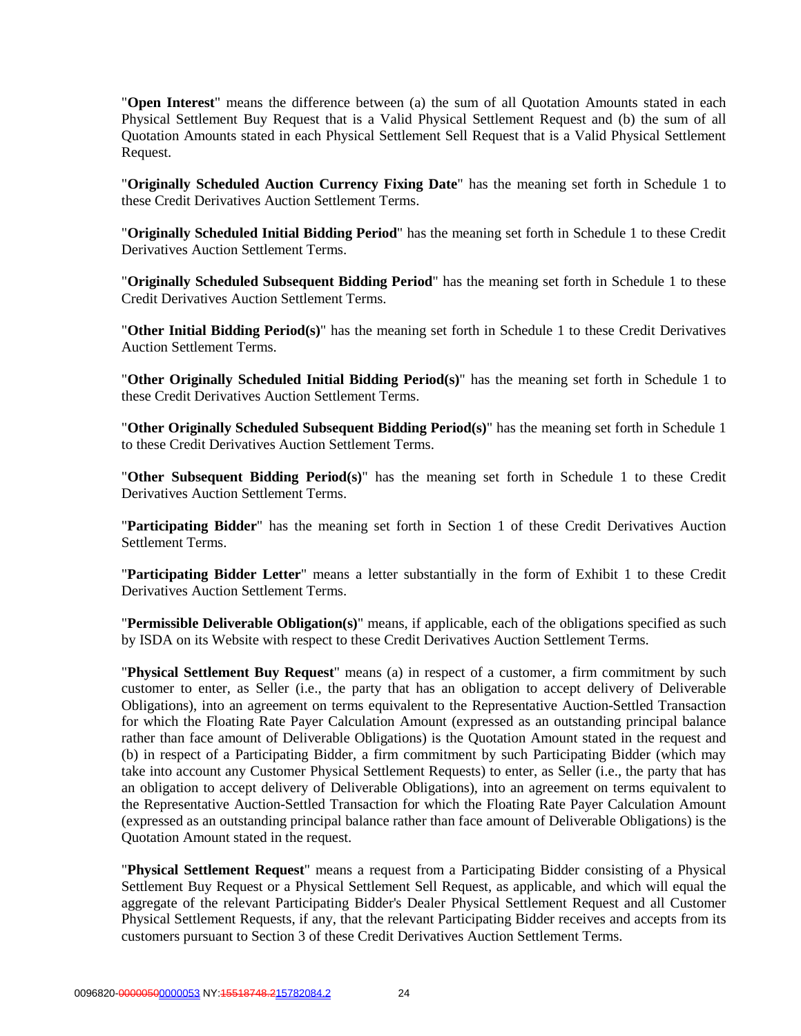"**Open Interest**" means the difference between (a) the sum of all Quotation Amounts stated in each Physical Settlement Buy Request that is a Valid Physical Settlement Request and (b) the sum of all Quotation Amounts stated in each Physical Settlement Sell Request that is a Valid Physical Settlement Request.

"**Originally Scheduled Auction Currency Fixing Date**" has the meaning set forth in Schedule 1 to these Credit Derivatives Auction Settlement Terms.

"**Originally Scheduled Initial Bidding Period**" has the meaning set forth in Schedule 1 to these Credit Derivatives Auction Settlement Terms.

"**Originally Scheduled Subsequent Bidding Period**" has the meaning set forth in Schedule 1 to these Credit Derivatives Auction Settlement Terms.

"**Other Initial Bidding Period(s)**" has the meaning set forth in Schedule 1 to these Credit Derivatives Auction Settlement Terms.

"**Other Originally Scheduled Initial Bidding Period(s)**" has the meaning set forth in Schedule 1 to these Credit Derivatives Auction Settlement Terms.

"**Other Originally Scheduled Subsequent Bidding Period(s)**" has the meaning set forth in Schedule 1 to these Credit Derivatives Auction Settlement Terms.

"**Other Subsequent Bidding Period(s)**" has the meaning set forth in Schedule 1 to these Credit Derivatives Auction Settlement Terms.

"**Participating Bidder**" has the meaning set forth in Section 1 of these Credit Derivatives Auction Settlement Terms.

"**Participating Bidder Letter**" means a letter substantially in the form of Exhibit 1 to these Credit Derivatives Auction Settlement Terms.

"**Permissible Deliverable Obligation(s)**" means, if applicable, each of the obligations specified as such by ISDA on its Website with respect to these Credit Derivatives Auction Settlement Terms.

"**Physical Settlement Buy Request**" means (a) in respect of a customer, a firm commitment by such customer to enter, as Seller (i.e., the party that has an obligation to accept delivery of Deliverable Obligations), into an agreement on terms equivalent to the Representative Auction-Settled Transaction for which the Floating Rate Payer Calculation Amount (expressed as an outstanding principal balance rather than face amount of Deliverable Obligations) is the Quotation Amount stated in the request and (b) in respect of a Participating Bidder, a firm commitment by such Participating Bidder (which may take into account any Customer Physical Settlement Requests) to enter, as Seller (i.e., the party that has an obligation to accept delivery of Deliverable Obligations), into an agreement on terms equivalent to the Representative Auction-Settled Transaction for which the Floating Rate Payer Calculation Amount (expressed as an outstanding principal balance rather than face amount of Deliverable Obligations) is the Quotation Amount stated in the request.

"**Physical Settlement Request**" means a request from a Participating Bidder consisting of a Physical Settlement Buy Request or a Physical Settlement Sell Request, as applicable, and which will equal the aggregate of the relevant Participating Bidder's Dealer Physical Settlement Request and all Customer Physical Settlement Requests, if any, that the relevant Participating Bidder receives and accepts from its customers pursuant to Section 3 of these Credit Derivatives Auction Settlement Terms.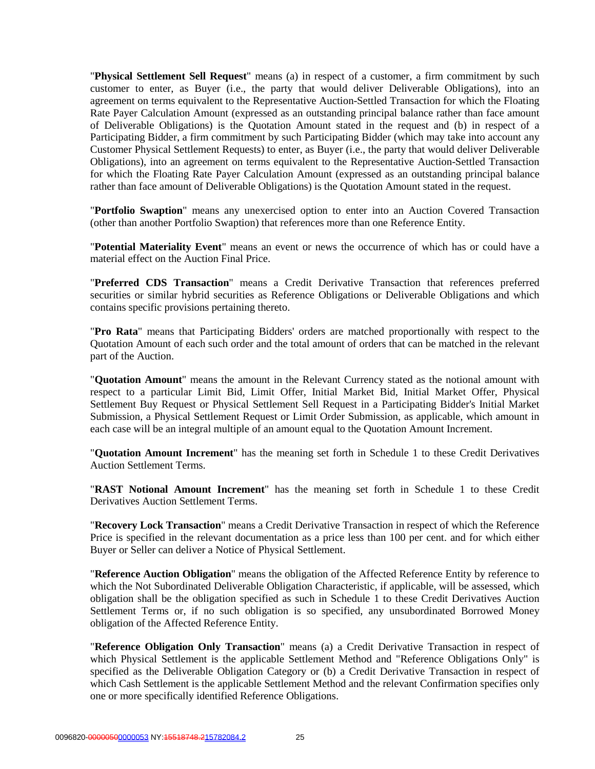"**Physical Settlement Sell Request**" means (a) in respect of a customer, a firm commitment by such customer to enter, as Buyer (i.e., the party that would deliver Deliverable Obligations), into an agreement on terms equivalent to the Representative Auction-Settled Transaction for which the Floating Rate Payer Calculation Amount (expressed as an outstanding principal balance rather than face amount of Deliverable Obligations) is the Quotation Amount stated in the request and (b) in respect of a Participating Bidder, a firm commitment by such Participating Bidder (which may take into account any Customer Physical Settlement Requests) to enter, as Buyer (i.e., the party that would deliver Deliverable Obligations), into an agreement on terms equivalent to the Representative Auction-Settled Transaction for which the Floating Rate Payer Calculation Amount (expressed as an outstanding principal balance rather than face amount of Deliverable Obligations) is the Quotation Amount stated in the request.

"**Portfolio Swaption**" means any unexercised option to enter into an Auction Covered Transaction (other than another Portfolio Swaption) that references more than one Reference Entity.

"**Potential Materiality Event**" means an event or news the occurrence of which has or could have a material effect on the Auction Final Price.

"**Preferred CDS Transaction**" means a Credit Derivative Transaction that references preferred securities or similar hybrid securities as Reference Obligations or Deliverable Obligations and which contains specific provisions pertaining thereto.

"**Pro Rata**" means that Participating Bidders' orders are matched proportionally with respect to the Quotation Amount of each such order and the total amount of orders that can be matched in the relevant part of the Auction.

"**Quotation Amount**" means the amount in the Relevant Currency stated as the notional amount with respect to a particular Limit Bid, Limit Offer, Initial Market Bid, Initial Market Offer, Physical Settlement Buy Request or Physical Settlement Sell Request in a Participating Bidder's Initial Market Submission, a Physical Settlement Request or Limit Order Submission, as applicable, which amount in each case will be an integral multiple of an amount equal to the Quotation Amount Increment.

"**Quotation Amount Increment**" has the meaning set forth in Schedule 1 to these Credit Derivatives Auction Settlement Terms.

"**RAST Notional Amount Increment**" has the meaning set forth in Schedule 1 to these Credit Derivatives Auction Settlement Terms.

"**Recovery Lock Transaction**" means a Credit Derivative Transaction in respect of which the Reference Price is specified in the relevant documentation as a price less than 100 per cent. and for which either Buyer or Seller can deliver a Notice of Physical Settlement.

"**Reference Auction Obligation**" means the obligation of the Affected Reference Entity by reference to which the Not Subordinated Deliverable Obligation Characteristic, if applicable, will be assessed, which obligation shall be the obligation specified as such in Schedule 1 to these Credit Derivatives Auction Settlement Terms or, if no such obligation is so specified, any unsubordinated Borrowed Money obligation of the Affected Reference Entity.

"**Reference Obligation Only Transaction**" means (a) a Credit Derivative Transaction in respect of which Physical Settlement is the applicable Settlement Method and "Reference Obligations Only" is specified as the Deliverable Obligation Category or (b) a Credit Derivative Transaction in respect of which Cash Settlement is the applicable Settlement Method and the relevant Confirmation specifies only one or more specifically identified Reference Obligations.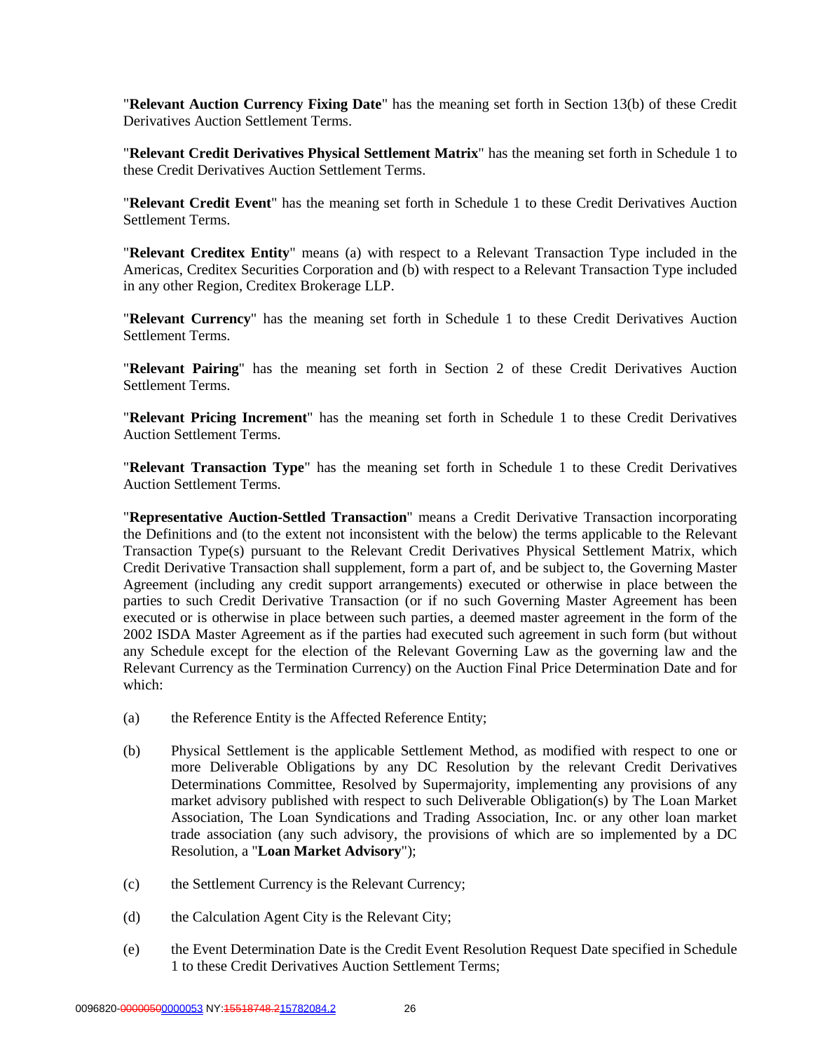"**Relevant Auction Currency Fixing Date**" has the meaning set forth in Section 13(b) of these Credit Derivatives Auction Settlement Terms.

"**Relevant Credit Derivatives Physical Settlement Matrix**" has the meaning set forth in Schedule 1 to these Credit Derivatives Auction Settlement Terms.

"**Relevant Credit Event**" has the meaning set forth in Schedule 1 to these Credit Derivatives Auction Settlement Terms.

"**Relevant Creditex Entity**" means (a) with respect to a Relevant Transaction Type included in the Americas, Creditex Securities Corporation and (b) with respect to a Relevant Transaction Type included in any other Region, Creditex Brokerage LLP.

"**Relevant Currency**" has the meaning set forth in Schedule 1 to these Credit Derivatives Auction Settlement Terms.

"**Relevant Pairing**" has the meaning set forth in Section 2 of these Credit Derivatives Auction Settlement Terms.

"**Relevant Pricing Increment**" has the meaning set forth in Schedule 1 to these Credit Derivatives Auction Settlement Terms.

"**Relevant Transaction Type**" has the meaning set forth in Schedule 1 to these Credit Derivatives Auction Settlement Terms.

"**Representative Auction-Settled Transaction**" means a Credit Derivative Transaction incorporating the Definitions and (to the extent not inconsistent with the below) the terms applicable to the Relevant Transaction Type(s) pursuant to the Relevant Credit Derivatives Physical Settlement Matrix, which Credit Derivative Transaction shall supplement, form a part of, and be subject to, the Governing Master Agreement (including any credit support arrangements) executed or otherwise in place between the parties to such Credit Derivative Transaction (or if no such Governing Master Agreement has been executed or is otherwise in place between such parties, a deemed master agreement in the form of the 2002 ISDA Master Agreement as if the parties had executed such agreement in such form (but without any Schedule except for the election of the Relevant Governing Law as the governing law and the Relevant Currency as the Termination Currency) on the Auction Final Price Determination Date and for which:

(a) the Reference Entity is the Affected Reference Entity;

(b) Physical Settlement is the applicable Settlement Method, as modified with respect to one or more Deliverable Obligations by any DC Resolution by the relevant Credit Derivatives Determinations Committee, Resolved by Supermajority, implementing any provisions of any market advisory published with respect to such Deliverable Obligation(s) by The Loan Market Association, The Loan Syndications and Trading Association, Inc. or any other loan market trade association (any such advisory, the provisions of which are so implemented by a DC Resolution, a "**Loan Market Advisory**");

(c) the Settlement Currency is the Relevant Currency;

(d) the Calculation Agent City is the Relevant City;

(e) the Event Determination Date is the Credit Event Resolution Request Date specified in Schedule 1 to these Credit Derivatives Auction Settlement Terms;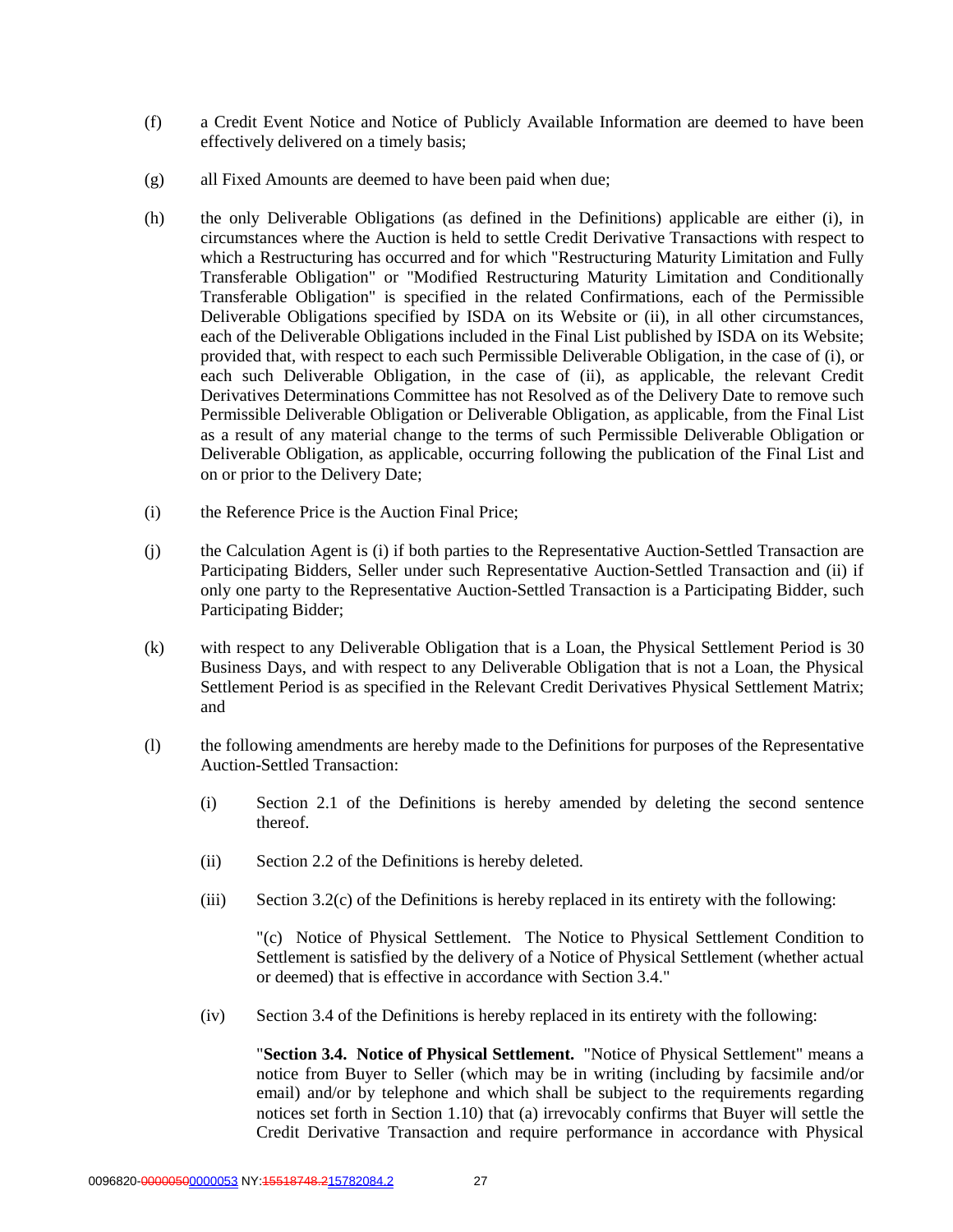(f) a Credit Event Notice and Notice of Publicly Available Information are deemed to have been effectively delivered on a timely basis;

(g) all Fixed Amounts are deemed to have been paid when due;

(h) the only Deliverable Obligations (as defined in the Definitions) applicable are either (i), in circumstances where the Auction is held to settle Credit Derivative Transactions with respect to which a Restructuring has occurred and for which "Restructuring Maturity Limitation and Fully Transferable Obligation" or "Modified Restructuring Maturity Limitation and Conditionally Transferable Obligation" is specified in the related Confirmations, each of the Permissible Deliverable Obligations specified by ISDA on its Website or (ii), in all other circumstances, each of the Deliverable Obligations included in the Final List published by ISDA on its Website; provided that, with respect to each such Permissible Deliverable Obligation, in the case of (i), or each such Deliverable Obligation, in the case of (ii), as applicable, the relevant Credit Derivatives Determinations Committee has not Resolved as of the Delivery Date to remove such Permissible Deliverable Obligation or Deliverable Obligation, as applicable, from the Final List as a result of any material change to the terms of such Permissible Deliverable Obligation or Deliverable Obligation, as applicable, occurring following the publication of the Final List and on or prior to the Delivery Date;

(i) the Reference Price is the Auction Final Price;

(j) the Calculation Agent is (i) if both parties to the Representative Auction-Settled Transaction are Participating Bidders, Seller under such Representative Auction-Settled Transaction and (ii) if only one party to the Representative Auction-Settled Transaction is a Participating Bidder, such Participating Bidder;

(k) with respect to any Deliverable Obligation that is a Loan, the Physical Settlement Period is 30 Business Days, and with respect to any Deliverable Obligation that is not a Loan, the Physical Settlement Period is as specified in the Relevant Credit Derivatives Physical Settlement Matrix; and

(l) the following amendments are hereby made to the Definitions for purposes of the Representative Auction-Settled Transaction:

   (i) Section 2.1 of the Definitions is hereby amended by deleting the second sentence thereof.

   (ii) Section 2.2 of the Definitions is hereby deleted.

   (iii) Section 3.2(c) of the Definitions is hereby replaced in its entirety with the following:

   "(c) Notice of Physical Settlement. The Notice to Physical Settlement Condition to Settlement is satisfied by the delivery of a Notice of Physical Settlement (whether actual or deemed) that is effective in accordance with Section 3.4."

   (iv) Section 3.4 of the Definitions is hereby replaced in its entirety with the following:

   "**Section 3.4. Notice of Physical Settlement.** "Notice of Physical Settlement" means a notice from Buyer to Seller (which may be in writing (including by facsimile and/or email) and/or by telephone and which shall be subject to the requirements regarding notices set forth in Section 1.10) that (a) irrevocably confirms that Buyer will settle the Credit Derivative Transaction and require performance in accordance with Physical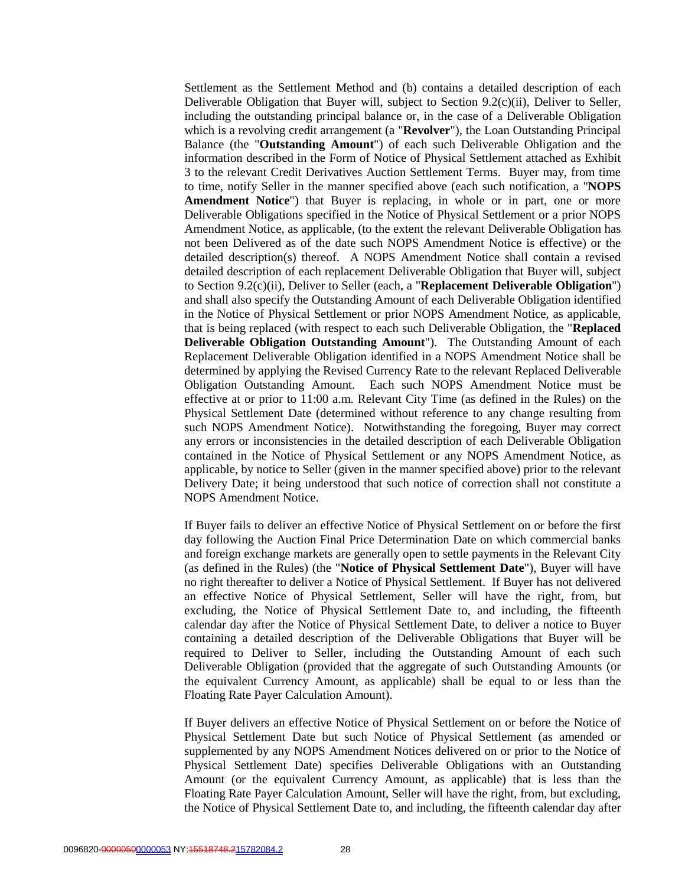Settlement as the Settlement Method and (b) contains a detailed description of each Deliverable Obligation that Buyer will, subject to Section 9.2(c)(ii), Deliver to Seller, including the outstanding principal balance or, in the case of a Deliverable Obligation which is a revolving credit arrangement (a "**Revolver**"), the Loan Outstanding Principal Balance (the "**Outstanding Amount**") of each such Deliverable Obligation and the information described in the Form of Notice of Physical Settlement attached as Exhibit 3 to the relevant Credit Derivatives Auction Settlement Terms. Buyer may, from time to time, notify Seller in the manner specified above (each such notification, a "**NOPS Amendment Notice**") that Buyer is replacing, in whole or in part, one or more Deliverable Obligations specified in the Notice of Physical Settlement or a prior NOPS Amendment Notice, as applicable, (to the extent the relevant Deliverable Obligation has not been Delivered as of the date such NOPS Amendment Notice is effective) or the detailed description(s) thereof. A NOPS Amendment Notice shall contain a revised detailed description of each replacement Deliverable Obligation that Buyer will, subject to Section 9.2(c)(ii), Deliver to Seller (each, a "**Replacement Deliverable Obligation**") and shall also specify the Outstanding Amount of each Deliverable Obligation identified in the Notice of Physical Settlement or prior NOPS Amendment Notice, as applicable, that is being replaced (with respect to each such Deliverable Obligation, the "**Replaced Deliverable Obligation Outstanding Amount**"). The Outstanding Amount of each Replacement Deliverable Obligation identified in a NOPS Amendment Notice shall be determined by applying the Revised Currency Rate to the relevant Replaced Deliverable Obligation Outstanding Amount. Each such NOPS Amendment Notice must be effective at or prior to 11:00 a.m. Relevant City Time (as defined in the Rules) on the Physical Settlement Date (determined without reference to any change resulting from such NOPS Amendment Notice). Notwithstanding the foregoing, Buyer may correct any errors or inconsistencies in the detailed description of each Deliverable Obligation contained in the Notice of Physical Settlement or any NOPS Amendment Notice, as applicable, by notice to Seller (given in the manner specified above) prior to the relevant Delivery Date; it being understood that such notice of correction shall not constitute a NOPS Amendment Notice.

If Buyer fails to deliver an effective Notice of Physical Settlement on or before the first day following the Auction Final Price Determination Date on which commercial banks and foreign exchange markets are generally open to settle payments in the Relevant City (as defined in the Rules) (the "**Notice of Physical Settlement Date**"), Buyer will have no right thereafter to deliver a Notice of Physical Settlement. If Buyer has not delivered an effective Notice of Physical Settlement, Seller will have the right, from, but excluding, the Notice of Physical Settlement Date to, and including, the fifteenth calendar day after the Notice of Physical Settlement Date, to deliver a notice to Buyer containing a detailed description of the Deliverable Obligations that Buyer will be required to Deliver to Seller, including the Outstanding Amount of each such Deliverable Obligation (provided that the aggregate of such Outstanding Amounts (or the equivalent Currency Amount, as applicable) shall be equal to or less than the Floating Rate Payer Calculation Amount).

If Buyer delivers an effective Notice of Physical Settlement on or before the Notice of Physical Settlement Date but such Notice of Physical Settlement (as amended or supplemented by any NOPS Amendment Notices delivered on or prior to the Notice of Physical Settlement Date) specifies Deliverable Obligations with an Outstanding Amount (or the equivalent Currency Amount, as applicable) that is less than the Floating Rate Payer Calculation Amount, Seller will have the right, from, but excluding, the Notice of Physical Settlement Date to, and including, the fifteenth calendar day after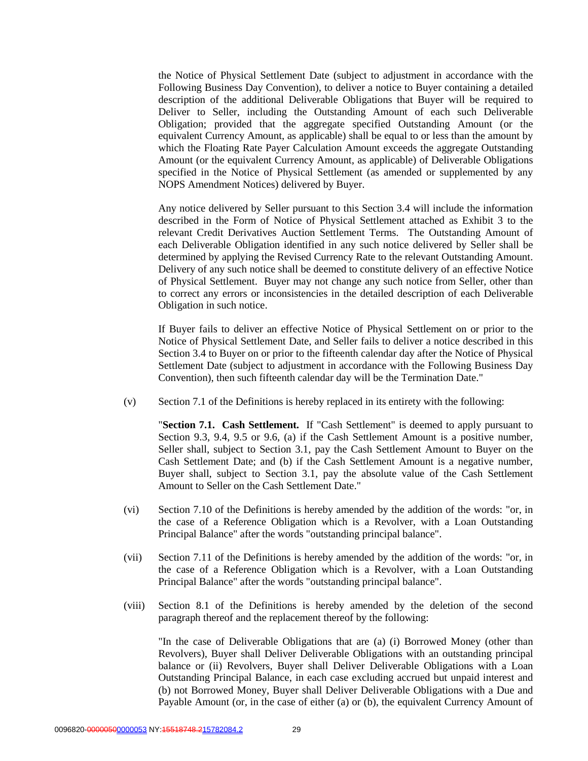the Notice of Physical Settlement Date (subject to adjustment in accordance with the Following Business Day Convention), to deliver a notice to Buyer containing a detailed description of the additional Deliverable Obligations that Buyer will be required to Deliver to Seller, including the Outstanding Amount of each such Deliverable Obligation; provided that the aggregate specified Outstanding Amount (or the equivalent Currency Amount, as applicable) shall be equal to or less than the amount by which the Floating Rate Payer Calculation Amount exceeds the aggregate Outstanding Amount (or the equivalent Currency Amount, as applicable) of Deliverable Obligations specified in the Notice of Physical Settlement (as amended or supplemented by any NOPS Amendment Notices) delivered by Buyer.

Any notice delivered by Seller pursuant to this Section 3.4 will include the information described in the Form of Notice of Physical Settlement attached as Exhibit 3 to the relevant Credit Derivatives Auction Settlement Terms. The Outstanding Amount of each Deliverable Obligation identified in any such notice delivered by Seller shall be determined by applying the Revised Currency Rate to the relevant Outstanding Amount. Delivery of any such notice shall be deemed to constitute delivery of an effective Notice of Physical Settlement. Buyer may not change any such notice from Seller, other than to correct any errors or inconsistencies in the detailed description of each Deliverable Obligation in such notice.

If Buyer fails to deliver an effective Notice of Physical Settlement on or prior to the Notice of Physical Settlement Date, and Seller fails to deliver a notice described in this Section 3.4 to Buyer on or prior to the fifteenth calendar day after the Notice of Physical Settlement Date (subject to adjustment in accordance with the Following Business Day Convention), then such fifteenth calendar day will be the Termination Date."

(v) Section 7.1 of the Definitions is hereby replaced in its entirety with the following:

"**Section 7.1. Cash Settlement.** If "Cash Settlement" is deemed to apply pursuant to Section 9.3, 9.4, 9.5 or 9.6, (a) if the Cash Settlement Amount is a positive number, Seller shall, subject to Section 3.1, pay the Cash Settlement Amount to Buyer on the Cash Settlement Date; and (b) if the Cash Settlement Amount is a negative number, Buyer shall, subject to Section 3.1, pay the absolute value of the Cash Settlement Amount to Seller on the Cash Settlement Date."

(vi) Section 7.10 of the Definitions is hereby amended by the addition of the words: "or, in the case of a Reference Obligation which is a Revolver, with a Loan Outstanding Principal Balance" after the words "outstanding principal balance".

(vii) Section 7.11 of the Definitions is hereby amended by the addition of the words: "or, in the case of a Reference Obligation which is a Revolver, with a Loan Outstanding Principal Balance" after the words "outstanding principal balance".

(viii) Section 8.1 of the Definitions is hereby amended by the deletion of the second paragraph thereof and the replacement thereof by the following:

"In the case of Deliverable Obligations that are (a) (i) Borrowed Money (other than Revolvers), Buyer shall Deliver Deliverable Obligations with an outstanding principal balance or (ii) Revolvers, Buyer shall Deliver Deliverable Obligations with a Loan Outstanding Principal Balance, in each case excluding accrued but unpaid interest and (b) not Borrowed Money, Buyer shall Deliver Deliverable Obligations with a Due and Payable Amount (or, in the case of either (a) or (b), the equivalent Currency Amount of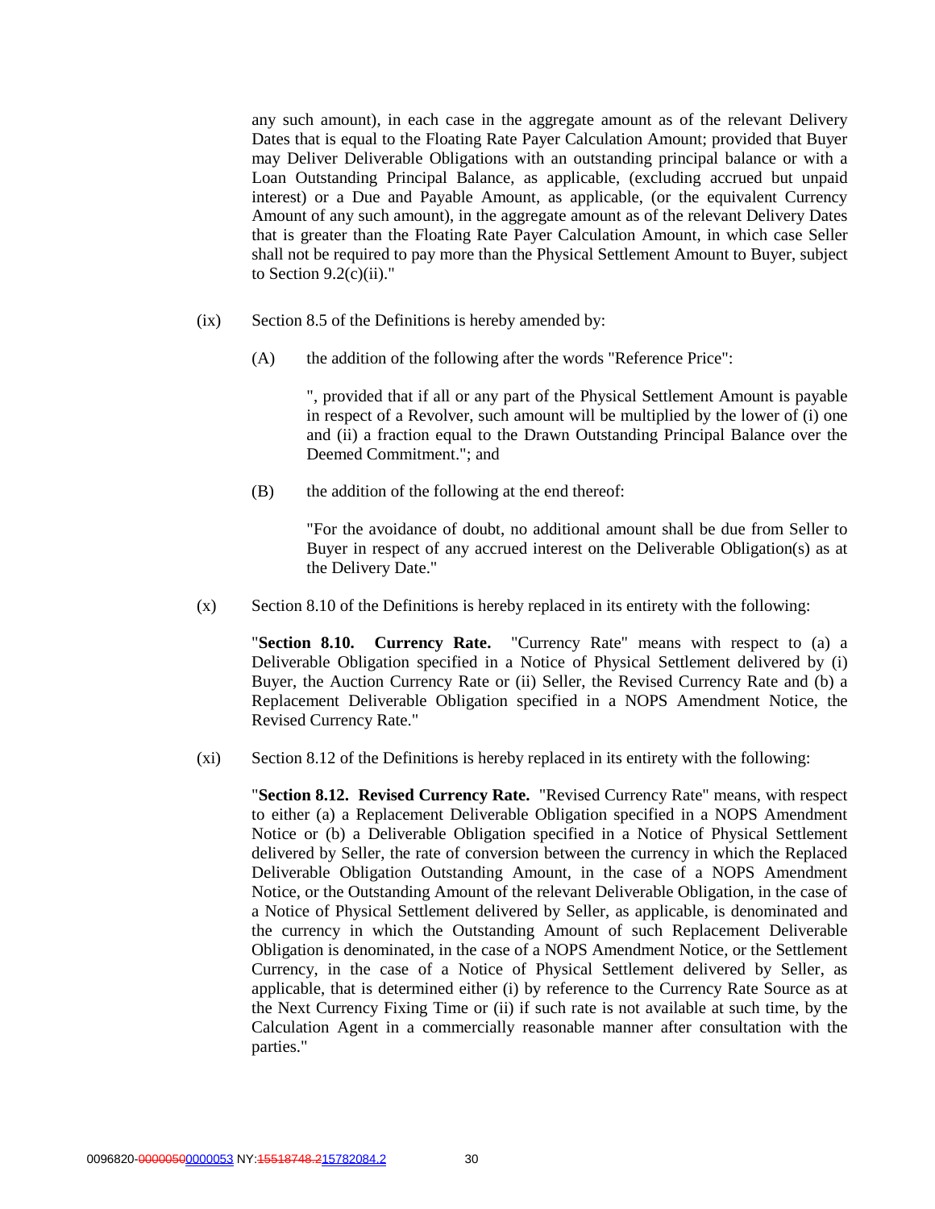any such amount), in each case in the aggregate amount as of the relevant Delivery Dates that is equal to the Floating Rate Payer Calculation Amount; provided that Buyer may Deliver Deliverable Obligations with an outstanding principal balance or with a Loan Outstanding Principal Balance, as applicable, (excluding accrued but unpaid interest) or a Due and Payable Amount, as applicable, (or the equivalent Currency Amount of any such amount), in the aggregate amount as of the relevant Delivery Dates that is greater than the Floating Rate Payer Calculation Amount, in which case Seller shall not be required to pay more than the Physical Settlement Amount to Buyer, subject to Section 9.2(c)(ii)."

(ix) Section 8.5 of the Definitions is hereby amended by:

(A) the addition of the following after the words "Reference Price":

", provided that if all or any part of the Physical Settlement Amount is payable in respect of a Revolver, such amount will be multiplied by the lower of (i) one and (ii) a fraction equal to the Drawn Outstanding Principal Balance over the Deemed Commitment."; and

(B) the addition of the following at the end thereof:

"For the avoidance of doubt, no additional amount shall be due from Seller to Buyer in respect of any accrued interest on the Deliverable Obligation(s) as at the Delivery Date."

(x) Section 8.10 of the Definitions is hereby replaced in its entirety with the following:

"**Section 8.10. Currency Rate.** "Currency Rate" means with respect to (a) a Deliverable Obligation specified in a Notice of Physical Settlement delivered by (i) Buyer, the Auction Currency Rate or (ii) Seller, the Revised Currency Rate and (b) a Replacement Deliverable Obligation specified in a NOPS Amendment Notice, the Revised Currency Rate."

(xi) Section 8.12 of the Definitions is hereby replaced in its entirety with the following:

"**Section 8.12. Revised Currency Rate.** "Revised Currency Rate" means, with respect to either (a) a Replacement Deliverable Obligation specified in a NOPS Amendment Notice or (b) a Deliverable Obligation specified in a Notice of Physical Settlement delivered by Seller, the rate of conversion between the currency in which the Replaced Deliverable Obligation Outstanding Amount, in the case of a NOPS Amendment Notice, or the Outstanding Amount of the relevant Deliverable Obligation, in the case of a Notice of Physical Settlement delivered by Seller, as applicable, is denominated and the currency in which the Outstanding Amount of such Replacement Deliverable Obligation is denominated, in the case of a NOPS Amendment Notice, or the Settlement Currency, in the case of a Notice of Physical Settlement delivered by Seller, as applicable, that is determined either (i) by reference to the Currency Rate Source as at the Next Currency Fixing Time or (ii) if such rate is not available at such time, by the Calculation Agent in a commercially reasonable manner after consultation with the parties."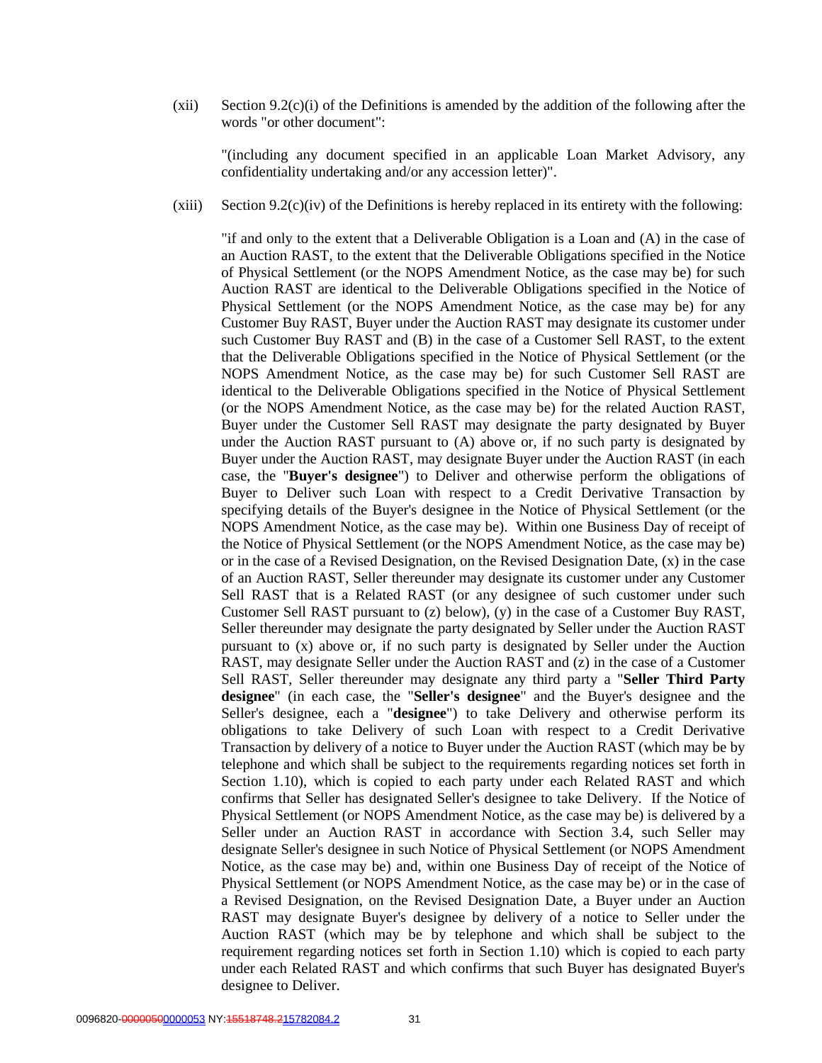(xii) Section 9.2(c)(i) of the Definitions is amended by the addition of the following after the words "or other document":

"(including any document specified in an applicable Loan Market Advisory, any confidentiality undertaking and/or any accession letter)".

(xiii) Section 9.2(c)(iv) of the Definitions is hereby replaced in its entirety with the following:

"if and only to the extent that a Deliverable Obligation is a Loan and (A) in the case of an Auction RAST, to the extent that the Deliverable Obligations specified in the Notice of Physical Settlement (or the NOPS Amendment Notice, as the case may be) for such Auction RAST are identical to the Deliverable Obligations specified in the Notice of Physical Settlement (or the NOPS Amendment Notice, as the case may be) for any Customer Buy RAST, Buyer under the Auction RAST may designate its customer under such Customer Buy RAST and (B) in the case of a Customer Sell RAST, to the extent that the Deliverable Obligations specified in the Notice of Physical Settlement (or the NOPS Amendment Notice, as the case may be) for such Customer Sell RAST are identical to the Deliverable Obligations specified in the Notice of Physical Settlement (or the NOPS Amendment Notice, as the case may be) for the related Auction RAST, Buyer under the Customer Sell RAST may designate the party designated by Buyer under the Auction RAST pursuant to (A) above or, if no such party is designated by Buyer under the Auction RAST, may designate Buyer under the Auction RAST (in each case, the "**Buyer's designee**") to Deliver and otherwise perform the obligations of Buyer to Deliver such Loan with respect to a Credit Derivative Transaction by specifying details of the Buyer's designee in the Notice of Physical Settlement (or the NOPS Amendment Notice, as the case may be). Within one Business Day of receipt of the Notice of Physical Settlement (or the NOPS Amendment Notice, as the case may be) or in the case of a Revised Designation, on the Revised Designation Date, (x) in the case of an Auction RAST, Seller thereunder may designate its customer under any Customer Sell RAST that is a Related RAST (or any designee of such customer under such Customer Sell RAST pursuant to (z) below), (y) in the case of a Customer Buy RAST, Seller thereunder may designate the party designated by Seller under the Auction RAST pursuant to (x) above or, if no such party is designated by Seller under the Auction RAST, may designate Seller under the Auction RAST and (z) in the case of a Customer Sell RAST, Seller thereunder may designate any third party a "**Seller Third Party designee**" (in each case, the "**Seller's designee**" and the Buyer's designee and the Seller's designee, each a "**designee**") to take Delivery and otherwise perform its obligations to take Delivery of such Loan with respect to a Credit Derivative Transaction by delivery of a notice to Buyer under the Auction RAST (which may be by telephone and which shall be subject to the requirements regarding notices set forth in Section 1.10), which is copied to each party under each Related RAST and which confirms that Seller has designated Seller's designee to take Delivery. If the Notice of Physical Settlement (or NOPS Amendment Notice, as the case may be) is delivered by a Seller under an Auction RAST in accordance with Section 3.4, such Seller may designate Seller's designee in such Notice of Physical Settlement (or NOPS Amendment Notice, as the case may be) and, within one Business Day of receipt of the Notice of Physical Settlement (or NOPS Amendment Notice, as the case may be) or in the case of a Revised Designation, on the Revised Designation Date, a Buyer under an Auction RAST may designate Buyer's designee by delivery of a notice to Seller under the Auction RAST (which may be by telephone and which shall be subject to the requirement regarding notices set forth in Section 1.10) which is copied to each party under each Related RAST and which confirms that such Buyer has designated Buyer's designee to Deliver.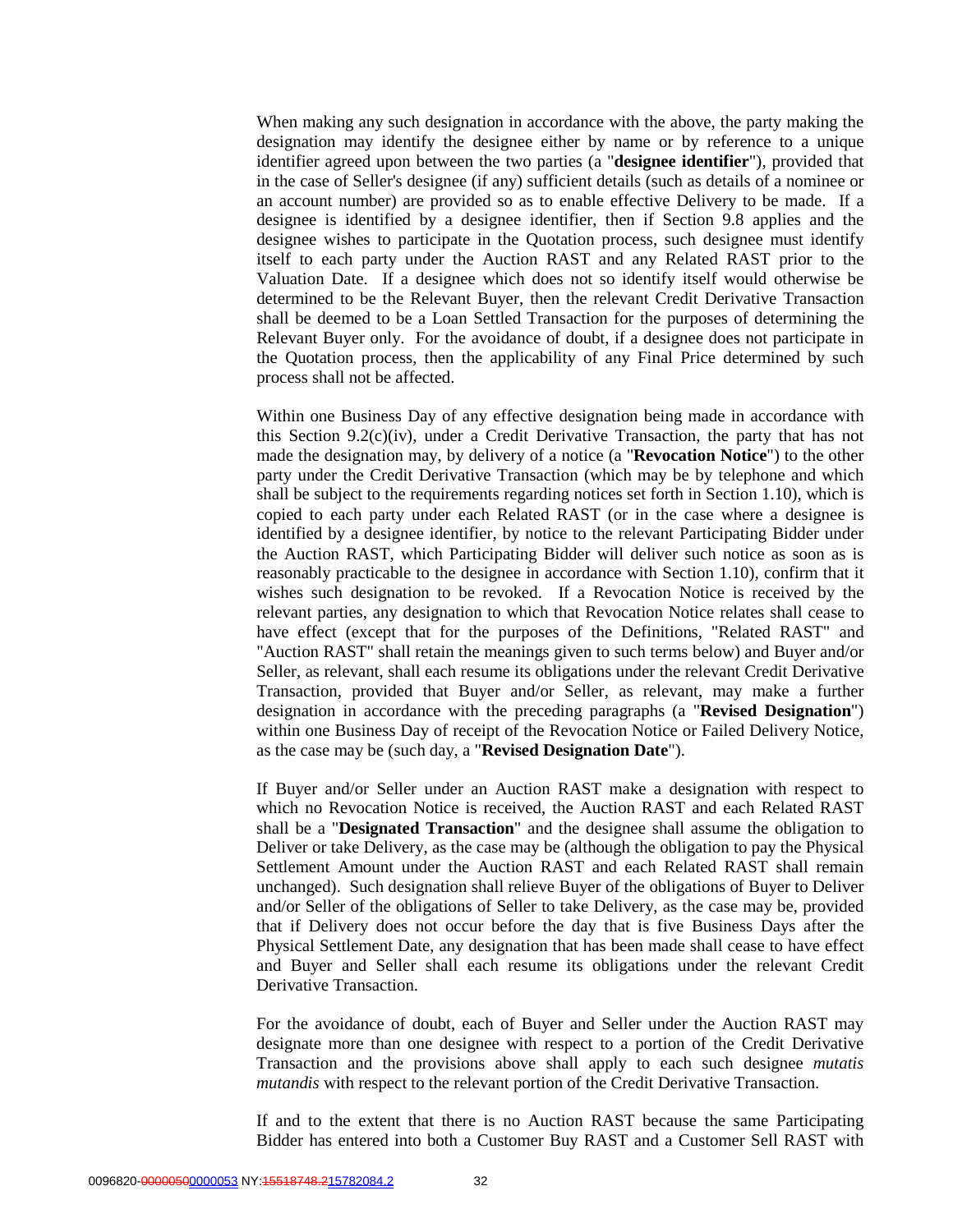When making any such designation in accordance with the above, the party making the designation may identify the designee either by name or by reference to a unique identifier agreed upon between the two parties (a "**designee identifier**"), provided that in the case of Seller's designee (if any) sufficient details (such as details of a nominee or an account number) are provided so as to enable effective Delivery to be made. If a designee is identified by a designee identifier, then if Section 9.8 applies and the designee wishes to participate in the Quotation process, such designee must identify itself to each party under the Auction RAST and any Related RAST prior to the Valuation Date. If a designee which does not so identify itself would otherwise be determined to be the Relevant Buyer, then the relevant Credit Derivative Transaction shall be deemed to be a Loan Settled Transaction for the purposes of determining the Relevant Buyer only. For the avoidance of doubt, if a designee does not participate in the Quotation process, then the applicability of any Final Price determined by such process shall not be affected.

Within one Business Day of any effective designation being made in accordance with this Section 9.2(c)(iv), under a Credit Derivative Transaction, the party that has not made the designation may, by delivery of a notice (a "**Revocation Notice**") to the other party under the Credit Derivative Transaction (which may be by telephone and which shall be subject to the requirements regarding notices set forth in Section 1.10), which is copied to each party under each Related RAST (or in the case where a designee is identified by a designee identifier, by notice to the relevant Participating Bidder under the Auction RAST, which Participating Bidder will deliver such notice as soon as is reasonably practicable to the designee in accordance with Section 1.10), confirm that it wishes such designation to be revoked. If a Revocation Notice is received by the relevant parties, any designation to which that Revocation Notice relates shall cease to have effect (except that for the purposes of the Definitions, "Related RAST" and "Auction RAST" shall retain the meanings given to such terms below) and Buyer and/or Seller, as relevant, shall each resume its obligations under the relevant Credit Derivative Transaction, provided that Buyer and/or Seller, as relevant, may make a further designation in accordance with the preceding paragraphs (a "**Revised Designation**") within one Business Day of receipt of the Revocation Notice or Failed Delivery Notice, as the case may be (such day, a "**Revised Designation Date**").

If Buyer and/or Seller under an Auction RAST make a designation with respect to which no Revocation Notice is received, the Auction RAST and each Related RAST shall be a "**Designated Transaction**" and the designee shall assume the obligation to Deliver or take Delivery, as the case may be (although the obligation to pay the Physical Settlement Amount under the Auction RAST and each Related RAST shall remain unchanged). Such designation shall relieve Buyer of the obligations of Buyer to Deliver and/or Seller of the obligations of Seller to take Delivery, as the case may be, provided that if Delivery does not occur before the day that is five Business Days after the Physical Settlement Date, any designation that has been made shall cease to have effect and Buyer and Seller shall each resume its obligations under the relevant Credit Derivative Transaction.

For the avoidance of doubt, each of Buyer and Seller under the Auction RAST may designate more than one designee with respect to a portion of the Credit Derivative Transaction and the provisions above shall apply to each such designee *mutatis mutandis* with respect to the relevant portion of the Credit Derivative Transaction.

If and to the extent that there is no Auction RAST because the same Participating Bidder has entered into both a Customer Buy RAST and a Customer Sell RAST with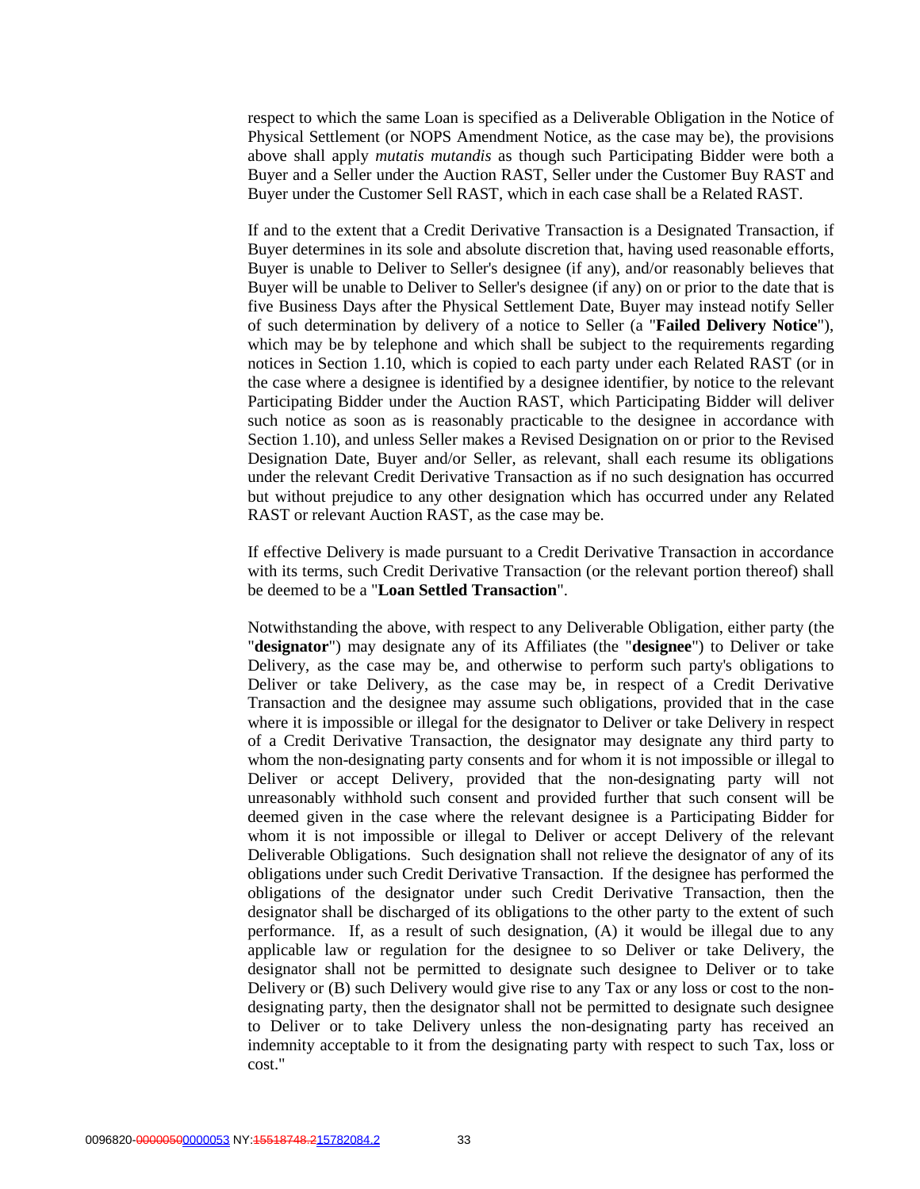respect to which the same Loan is specified as a Deliverable Obligation in the Notice of Physical Settlement (or NOPS Amendment Notice, as the case may be), the provisions above shall apply *mutatis mutandis* as though such Participating Bidder were both a Buyer and a Seller under the Auction RAST, Seller under the Customer Buy RAST and Buyer under the Customer Sell RAST, which in each case shall be a Related RAST.

If and to the extent that a Credit Derivative Transaction is a Designated Transaction, if Buyer determines in its sole and absolute discretion that, having used reasonable efforts, Buyer is unable to Deliver to Seller's designee (if any), and/or reasonably believes that Buyer will be unable to Deliver to Seller's designee (if any) on or prior to the date that is five Business Days after the Physical Settlement Date, Buyer may instead notify Seller of such determination by delivery of a notice to Seller (a "**Failed Delivery Notice**"), which may be by telephone and which shall be subject to the requirements regarding notices in Section 1.10, which is copied to each party under each Related RAST (or in the case where a designee is identified by a designee identifier, by notice to the relevant Participating Bidder under the Auction RAST, which Participating Bidder will deliver such notice as soon as is reasonably practicable to the designee in accordance with Section 1.10), and unless Seller makes a Revised Designation on or prior to the Revised Designation Date, Buyer and/or Seller, as relevant, shall each resume its obligations under the relevant Credit Derivative Transaction as if no such designation has occurred but without prejudice to any other designation which has occurred under any Related RAST or relevant Auction RAST, as the case may be.

If effective Delivery is made pursuant to a Credit Derivative Transaction in accordance with its terms, such Credit Derivative Transaction (or the relevant portion thereof) shall be deemed to be a "**Loan Settled Transaction**".

Notwithstanding the above, with respect to any Deliverable Obligation, either party (the "**designator**") may designate any of its Affiliates (the "**designee**") to Deliver or take Delivery, as the case may be, and otherwise to perform such party's obligations to Deliver or take Delivery, as the case may be, in respect of a Credit Derivative Transaction and the designee may assume such obligations, provided that in the case where it is impossible or illegal for the designator to Deliver or take Delivery in respect of a Credit Derivative Transaction, the designator may designate any third party to whom the non-designating party consents and for whom it is not impossible or illegal to Deliver or accept Delivery, provided that the non-designating party will not unreasonably withhold such consent and provided further that such consent will be deemed given in the case where the relevant designee is a Participating Bidder for whom it is not impossible or illegal to Deliver or accept Delivery of the relevant Deliverable Obligations. Such designation shall not relieve the designator of any of its obligations under such Credit Derivative Transaction. If the designee has performed the obligations of the designator under such Credit Derivative Transaction, then the designator shall be discharged of its obligations to the other party to the extent of such performance. If, as a result of such designation, (A) it would be illegal due to any applicable law or regulation for the designee to so Deliver or take Delivery, the designator shall not be permitted to designate such designee to Deliver or to take Delivery or (B) such Delivery would give rise to any Tax or any loss or cost to the non-designating party, then the designator shall not be permitted to designate such designee to Deliver or to take Delivery unless the non-designating party has received an indemnity acceptable to it from the designating party with respect to such Tax, loss or cost."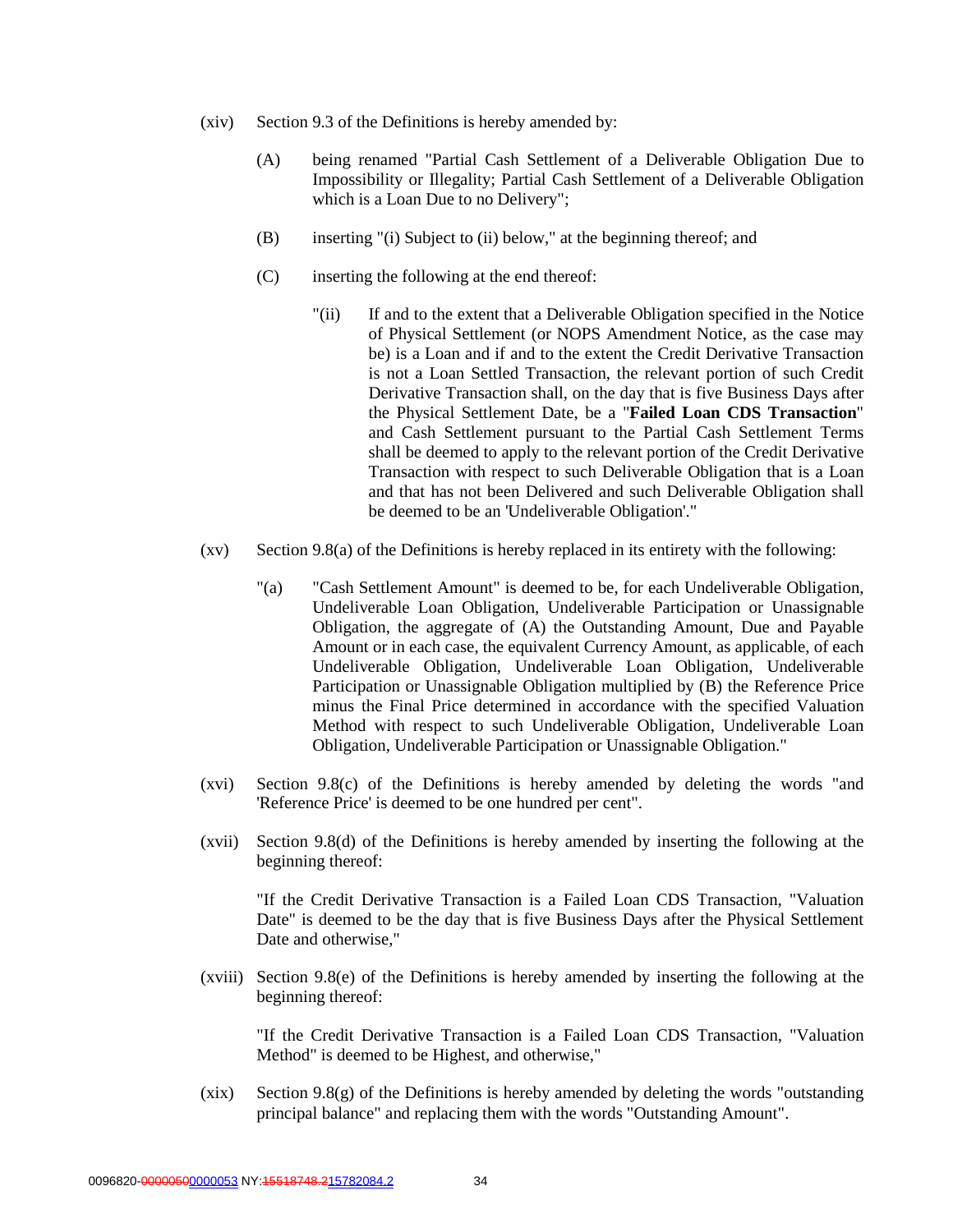(xiv) Section 9.3 of the Definitions is hereby amended by:

(A) being renamed "Partial Cash Settlement of a Deliverable Obligation Due to Impossibility or Illegality; Partial Cash Settlement of a Deliverable Obligation which is a Loan Due to no Delivery";

(B) inserting "(i) Subject to (ii) below," at the beginning thereof; and

(C) inserting the following at the end thereof:

"(ii) If and to the extent that a Deliverable Obligation specified in the Notice of Physical Settlement (or NOPS Amendment Notice, as the case may be) is a Loan and if and to the extent the Credit Derivative Transaction is not a Loan Settled Transaction, the relevant portion of such Credit Derivative Transaction shall, on the day that is five Business Days after the Physical Settlement Date, be a "**Failed Loan CDS Transaction**" and Cash Settlement pursuant to the Partial Cash Settlement Terms shall be deemed to apply to the relevant portion of the Credit Derivative Transaction with respect to such Deliverable Obligation that is a Loan and that has not been Delivered and such Deliverable Obligation shall be deemed to be an 'Undeliverable Obligation'."

(xv) Section 9.8(a) of the Definitions is hereby replaced in its entirety with the following:

"(a) "Cash Settlement Amount" is deemed to be, for each Undeliverable Obligation, Undeliverable Loan Obligation, Undeliverable Participation or Unassignable Obligation, the aggregate of (A) the Outstanding Amount, Due and Payable Amount or in each case, the equivalent Currency Amount, as applicable, of each Undeliverable Obligation, Undeliverable Loan Obligation, Undeliverable Participation or Unassignable Obligation multiplied by (B) the Reference Price minus the Final Price determined in accordance with the specified Valuation Method with respect to such Undeliverable Obligation, Undeliverable Loan Obligation, Undeliverable Participation or Unassignable Obligation."

(xvi) Section 9.8(c) of the Definitions is hereby amended by deleting the words "and 'Reference Price' is deemed to be one hundred per cent".

(xvii) Section 9.8(d) of the Definitions is hereby amended by inserting the following at the beginning thereof:

"If the Credit Derivative Transaction is a Failed Loan CDS Transaction, "Valuation Date" is deemed to be the day that is five Business Days after the Physical Settlement Date and otherwise,"

(xviii) Section 9.8(e) of the Definitions is hereby amended by inserting the following at the beginning thereof:

"If the Credit Derivative Transaction is a Failed Loan CDS Transaction, "Valuation Method" is deemed to be Highest, and otherwise,"

(xix) Section 9.8(g) of the Definitions is hereby amended by deleting the words "outstanding principal balance" and replacing them with the words "Outstanding Amount".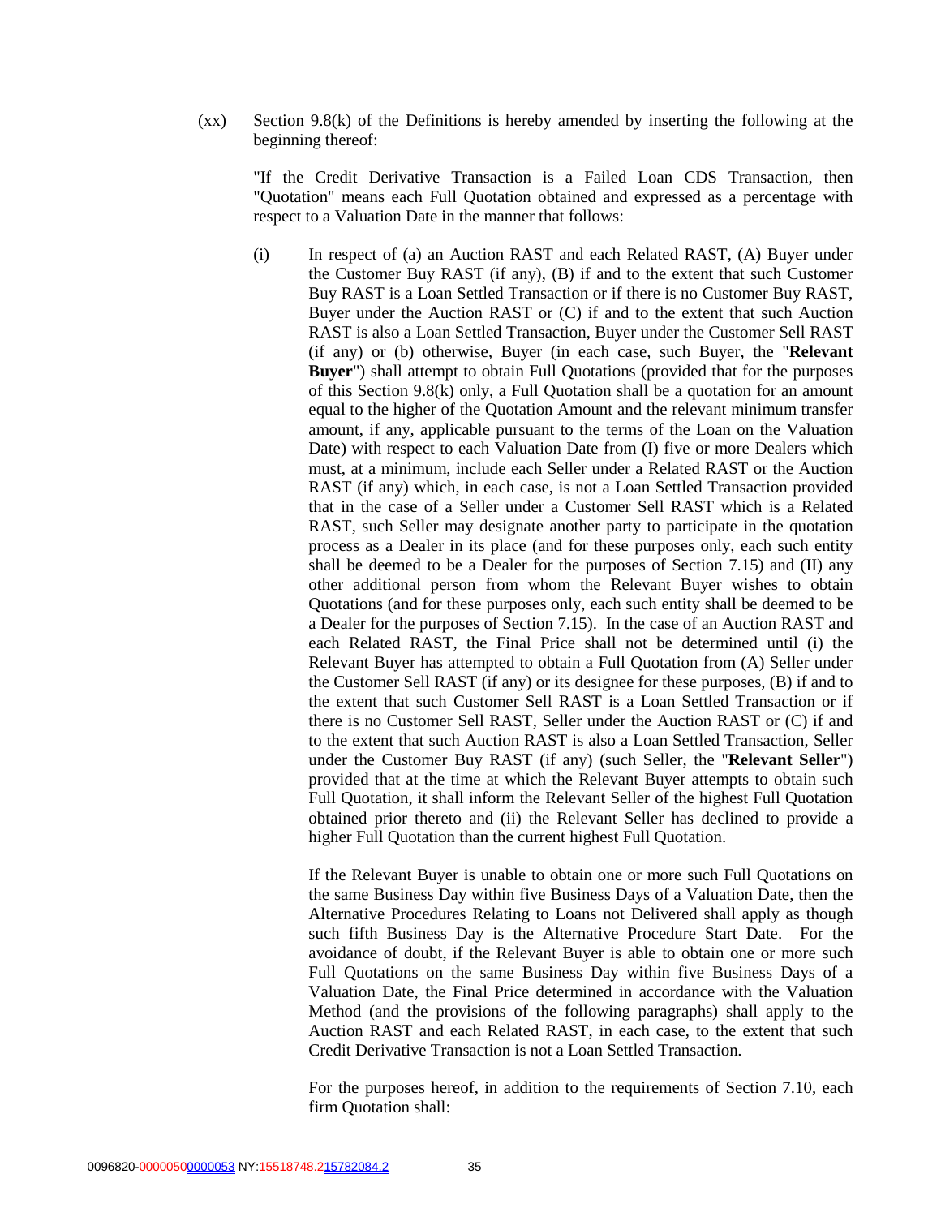(xx) Section 9.8(k) of the Definitions is hereby amended by inserting the following at the beginning thereof:

"If the Credit Derivative Transaction is a Failed Loan CDS Transaction, then "Quotation" means each Full Quotation obtained and expressed as a percentage with respect to a Valuation Date in the manner that follows:

(i) In respect of (a) an Auction RAST and each Related RAST, (A) Buyer under the Customer Buy RAST (if any), (B) if and to the extent that such Customer Buy RAST is a Loan Settled Transaction or if there is no Customer Buy RAST, Buyer under the Auction RAST or (C) if and to the extent that such Auction RAST is also a Loan Settled Transaction, Buyer under the Customer Sell RAST (if any) or (b) otherwise, Buyer (in each case, such Buyer, the "**Relevant Buyer**") shall attempt to obtain Full Quotations (provided that for the purposes of this Section 9.8(k) only, a Full Quotation shall be a quotation for an amount equal to the higher of the Quotation Amount and the relevant minimum transfer amount, if any, applicable pursuant to the terms of the Loan on the Valuation Date) with respect to each Valuation Date from (I) five or more Dealers which must, at a minimum, include each Seller under a Related RAST or the Auction RAST (if any) which, in each case, is not a Loan Settled Transaction provided that in the case of a Seller under a Customer Sell RAST which is a Related RAST, such Seller may designate another party to participate in the quotation process as a Dealer in its place (and for these purposes only, each such entity shall be deemed to be a Dealer for the purposes of Section 7.15) and (II) any other additional person from whom the Relevant Buyer wishes to obtain Quotations (and for these purposes only, each such entity shall be deemed to be a Dealer for the purposes of Section 7.15). In the case of an Auction RAST and each Related RAST, the Final Price shall not be determined until (i) the Relevant Buyer has attempted to obtain a Full Quotation from (A) Seller under the Customer Sell RAST (if any) or its designee for these purposes, (B) if and to the extent that such Customer Sell RAST is a Loan Settled Transaction or if there is no Customer Sell RAST, Seller under the Auction RAST or (C) if and to the extent that such Auction RAST is also a Loan Settled Transaction, Seller under the Customer Buy RAST (if any) (such Seller, the "**Relevant Seller**") provided that at the time at which the Relevant Buyer attempts to obtain such Full Quotation, it shall inform the Relevant Seller of the highest Full Quotation obtained prior thereto and (ii) the Relevant Seller has declined to provide a higher Full Quotation than the current highest Full Quotation.

If the Relevant Buyer is unable to obtain one or more such Full Quotations on the same Business Day within five Business Days of a Valuation Date, then the Alternative Procedures Relating to Loans not Delivered shall apply as though such fifth Business Day is the Alternative Procedure Start Date. For the avoidance of doubt, if the Relevant Buyer is able to obtain one or more such Full Quotations on the same Business Day within five Business Days of a Valuation Date, the Final Price determined in accordance with the Valuation Method (and the provisions of the following paragraphs) shall apply to the Auction RAST and each Related RAST, in each case, to the extent that such Credit Derivative Transaction is not a Loan Settled Transaction.

For the purposes hereof, in addition to the requirements of Section 7.10, each firm Quotation shall: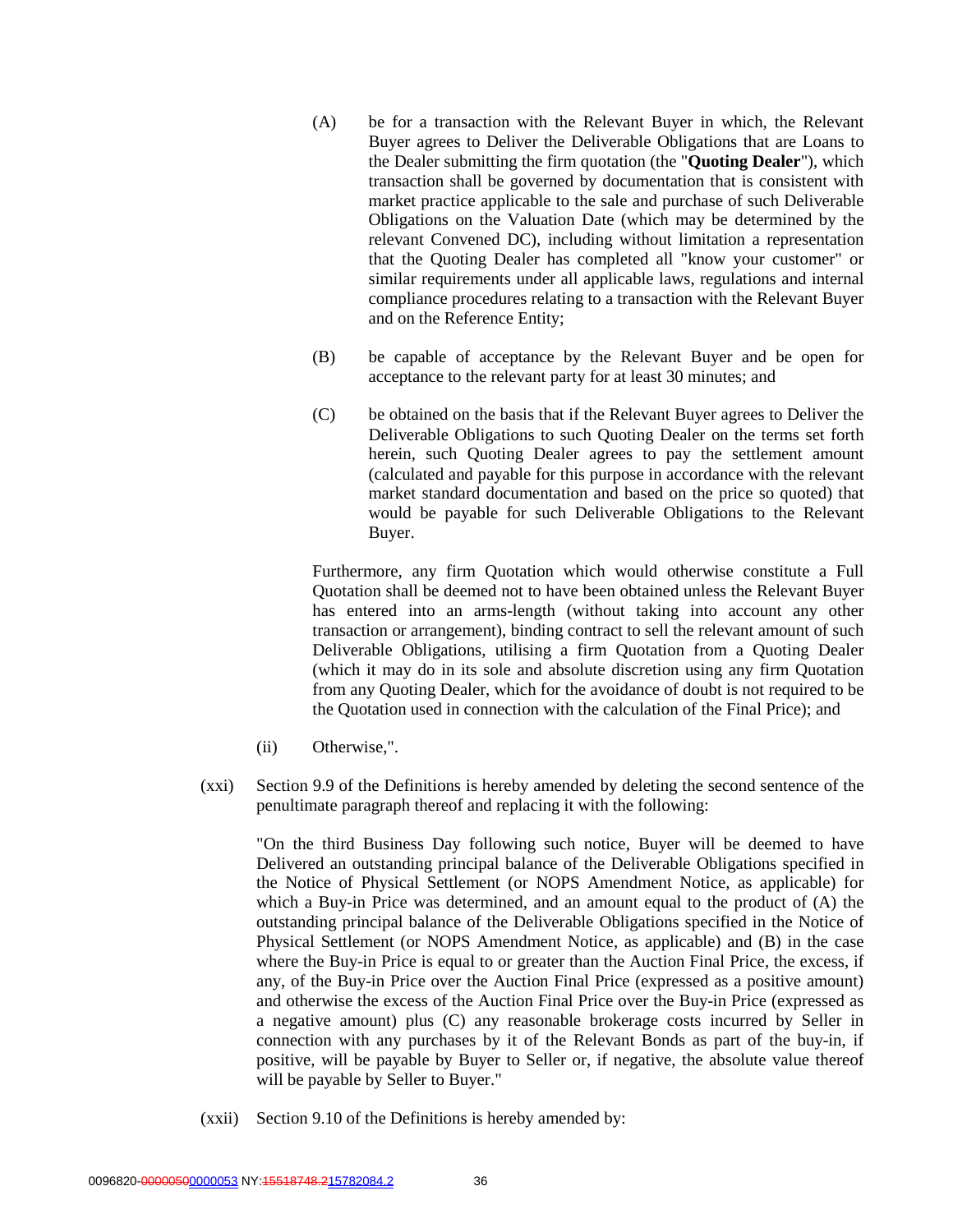(A) be for a transaction with the Relevant Buyer in which, the Relevant Buyer agrees to Deliver the Deliverable Obligations that are Loans to the Dealer submitting the firm quotation (the "**Quoting Dealer**"), which transaction shall be governed by documentation that is consistent with market practice applicable to the sale and purchase of such Deliverable Obligations on the Valuation Date (which may be determined by the relevant Convened DC), including without limitation a representation that the Quoting Dealer has completed all "know your customer" or similar requirements under all applicable laws, regulations and internal compliance procedures relating to a transaction with the Relevant Buyer and on the Reference Entity;

(B) be capable of acceptance by the Relevant Buyer and be open for acceptance to the relevant party for at least 30 minutes; and

(C) be obtained on the basis that if the Relevant Buyer agrees to Deliver the Deliverable Obligations to such Quoting Dealer on the terms set forth herein, such Quoting Dealer agrees to pay the settlement amount (calculated and payable for this purpose in accordance with the relevant market standard documentation and based on the price so quoted) that would be payable for such Deliverable Obligations to the Relevant Buyer.

Furthermore, any firm Quotation which would otherwise constitute a Full Quotation shall be deemed not to have been obtained unless the Relevant Buyer has entered into an arms-length (without taking into account any other transaction or arrangement), binding contract to sell the relevant amount of such Deliverable Obligations, utilising a firm Quotation from a Quoting Dealer (which it may do in its sole and absolute discretion using any firm Quotation from any Quoting Dealer, which for the avoidance of doubt is not required to be the Quotation used in connection with the calculation of the Final Price); and

(ii) Otherwise,".

(xxi) Section 9.9 of the Definitions is hereby amended by deleting the second sentence of the penultimate paragraph thereof and replacing it with the following:

"On the third Business Day following such notice, Buyer will be deemed to have Delivered an outstanding principal balance of the Deliverable Obligations specified in the Notice of Physical Settlement (or NOPS Amendment Notice, as applicable) for which a Buy-in Price was determined, and an amount equal to the product of (A) the outstanding principal balance of the Deliverable Obligations specified in the Notice of Physical Settlement (or NOPS Amendment Notice, as applicable) and (B) in the case where the Buy-in Price is equal to or greater than the Auction Final Price, the excess, if any, of the Buy-in Price over the Auction Final Price (expressed as a positive amount) and otherwise the excess of the Auction Final Price over the Buy-in Price (expressed as a negative amount) plus (C) any reasonable brokerage costs incurred by Seller in connection with any purchases by it of the Relevant Bonds as part of the buy-in, if positive, will be payable by Buyer to Seller or, if negative, the absolute value thereof will be payable by Seller to Buyer."

(xxii) Section 9.10 of the Definitions is hereby amended by: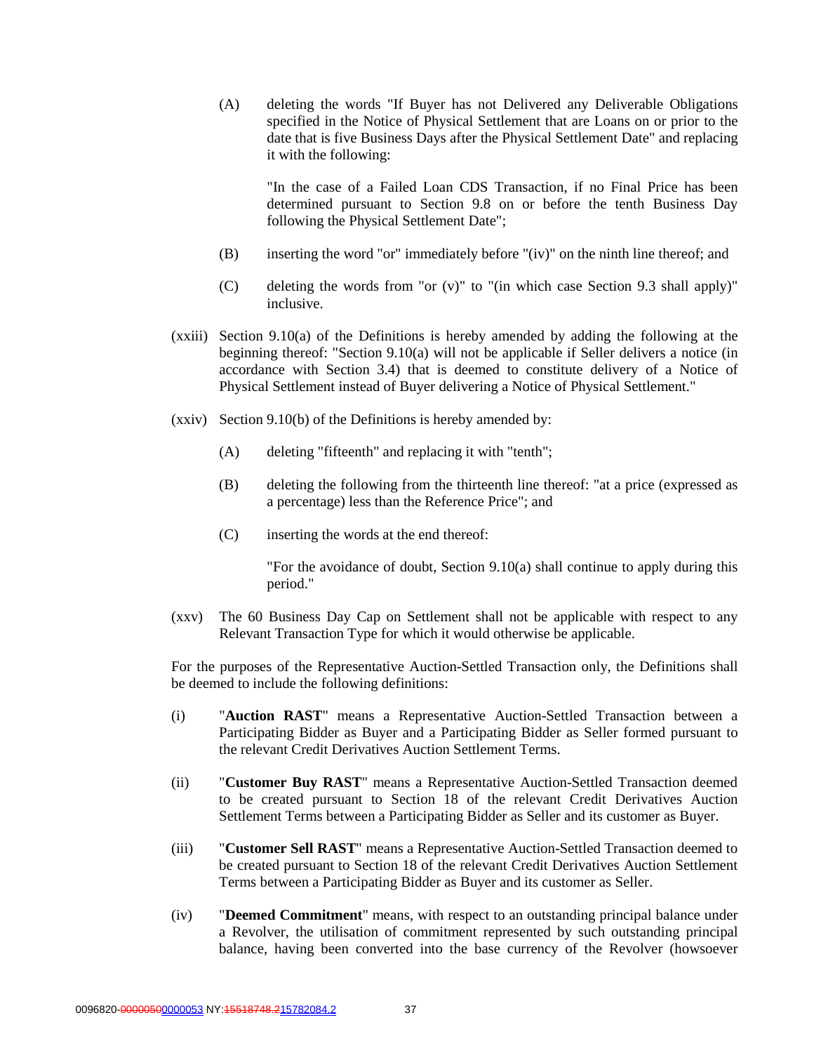(A) deleting the words "If Buyer has not Delivered any Deliverable Obligations specified in the Notice of Physical Settlement that are Loans on or prior to the date that is five Business Days after the Physical Settlement Date" and replacing it with the following:

"In the case of a Failed Loan CDS Transaction, if no Final Price has been determined pursuant to Section 9.8 on or before the tenth Business Day following the Physical Settlement Date";

(B) inserting the word "or" immediately before "(iv)" on the ninth line thereof; and

(C) deleting the words from "or (v)" to "(in which case Section 9.3 shall apply)" inclusive.

(xxiii) Section 9.10(a) of the Definitions is hereby amended by adding the following at the beginning thereof: "Section 9.10(a) will not be applicable if Seller delivers a notice (in accordance with Section 3.4) that is deemed to constitute delivery of a Notice of Physical Settlement instead of Buyer delivering a Notice of Physical Settlement."

(xxiv) Section 9.10(b) of the Definitions is hereby amended by:

(A) deleting "fifteenth" and replacing it with "tenth";

(B) deleting the following from the thirteenth line thereof: "at a price (expressed as a percentage) less than the Reference Price"; and

(C) inserting the words at the end thereof:

"For the avoidance of doubt, Section 9.10(a) shall continue to apply during this period."

(xxv) The 60 Business Day Cap on Settlement shall not be applicable with respect to any Relevant Transaction Type for which it would otherwise be applicable.

For the purposes of the Representative Auction-Settled Transaction only, the Definitions shall be deemed to include the following definitions:

(i) "**Auction RAST**" means a Representative Auction-Settled Transaction between a Participating Bidder as Buyer and a Participating Bidder as Seller formed pursuant to the relevant Credit Derivatives Auction Settlement Terms.

(ii) "**Customer Buy RAST**" means a Representative Auction-Settled Transaction deemed to be created pursuant to Section 18 of the relevant Credit Derivatives Auction Settlement Terms between a Participating Bidder as Seller and its customer as Buyer.

(iii) "**Customer Sell RAST**" means a Representative Auction-Settled Transaction deemed to be created pursuant to Section 18 of the relevant Credit Derivatives Auction Settlement Terms between a Participating Bidder as Buyer and its customer as Seller.

(iv) "**Deemed Commitment**" means, with respect to an outstanding principal balance under a Revolver, the utilisation of commitment represented by such outstanding principal balance, having been converted into the base currency of the Revolver (howsoever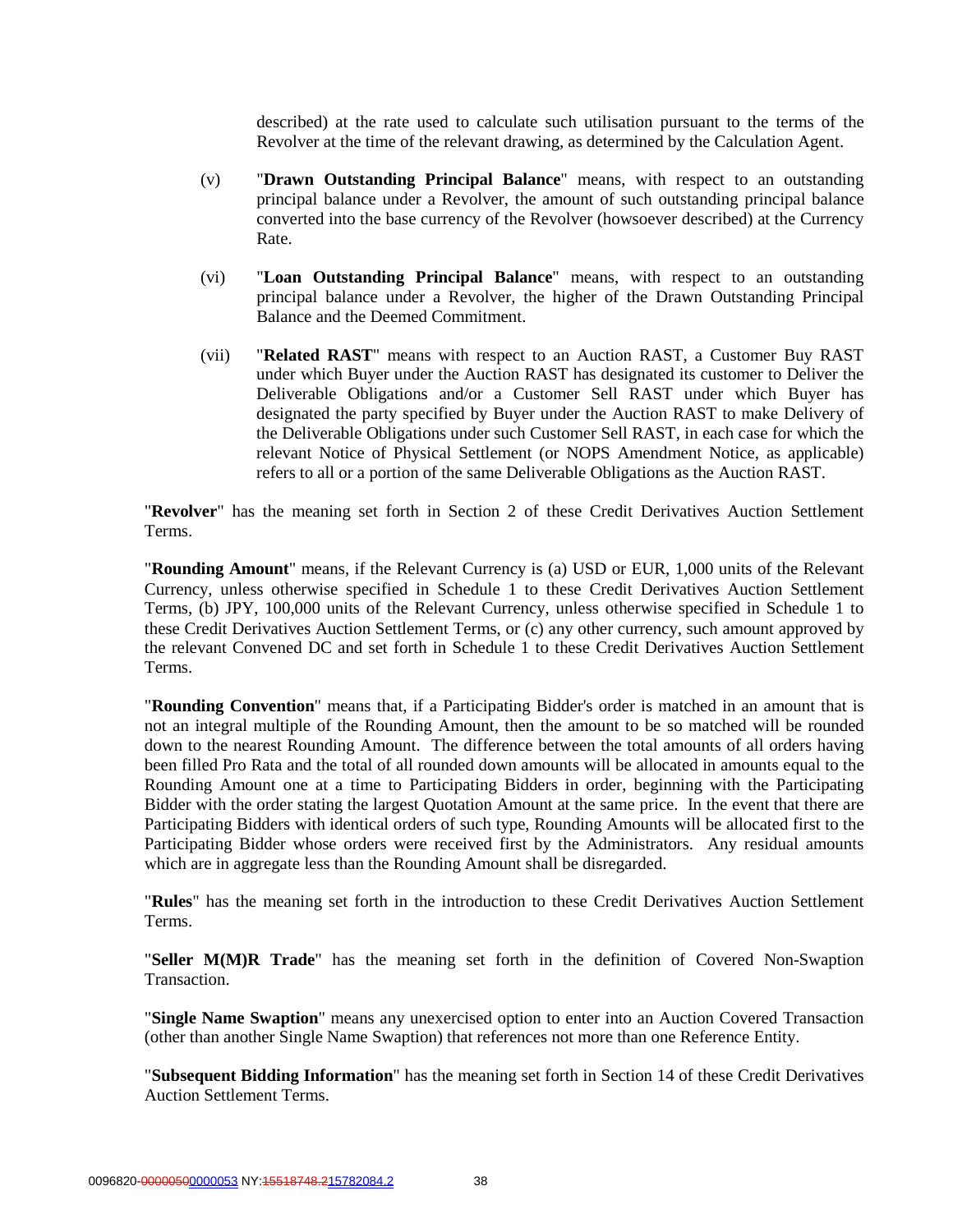described) at the rate used to calculate such utilisation pursuant to the terms of the Revolver at the time of the relevant drawing, as determined by the Calculation Agent.

(v) "**Drawn Outstanding Principal Balance**" means, with respect to an outstanding principal balance under a Revolver, the amount of such outstanding principal balance converted into the base currency of the Revolver (howsoever described) at the Currency Rate.

(vi) "**Loan Outstanding Principal Balance**" means, with respect to an outstanding principal balance under a Revolver, the higher of the Drawn Outstanding Principal Balance and the Deemed Commitment.

(vii) "**Related RAST**" means with respect to an Auction RAST, a Customer Buy RAST under which Buyer under the Auction RAST has designated its customer to Deliver the Deliverable Obligations and/or a Customer Sell RAST under which Buyer has designated the party specified by Buyer under the Auction RAST to make Delivery of the Deliverable Obligations under such Customer Sell RAST, in each case for which the relevant Notice of Physical Settlement (or NOPS Amendment Notice, as applicable) refers to all or a portion of the same Deliverable Obligations as the Auction RAST.

"**Revolver**" has the meaning set forth in Section 2 of these Credit Derivatives Auction Settlement Terms.

"**Rounding Amount**" means, if the Relevant Currency is (a) USD or EUR, 1,000 units of the Relevant Currency, unless otherwise specified in Schedule 1 to these Credit Derivatives Auction Settlement Terms, (b) JPY, 100,000 units of the Relevant Currency, unless otherwise specified in Schedule 1 to these Credit Derivatives Auction Settlement Terms, or (c) any other currency, such amount approved by the relevant Convened DC and set forth in Schedule 1 to these Credit Derivatives Auction Settlement Terms.

"**Rounding Convention**" means that, if a Participating Bidder's order is matched in an amount that is not an integral multiple of the Rounding Amount, then the amount to be so matched will be rounded down to the nearest Rounding Amount. The difference between the total amounts of all orders having been filled Pro Rata and the total of all rounded down amounts will be allocated in amounts equal to the Rounding Amount one at a time to Participating Bidders in order, beginning with the Participating Bidder with the order stating the largest Quotation Amount at the same price. In the event that there are Participating Bidders with identical orders of such type, Rounding Amounts will be allocated first to the Participating Bidder whose orders were received first by the Administrators. Any residual amounts which are in aggregate less than the Rounding Amount shall be disregarded.

"**Rules**" has the meaning set forth in the introduction to these Credit Derivatives Auction Settlement Terms.

"**Seller M(M)R Trade**" has the meaning set forth in the definition of Covered Non-Swaption Transaction.

"**Single Name Swaption**" means any unexercised option to enter into an Auction Covered Transaction (other than another Single Name Swaption) that references not more than one Reference Entity.

"**Subsequent Bidding Information**" has the meaning set forth in Section 14 of these Credit Derivatives Auction Settlement Terms.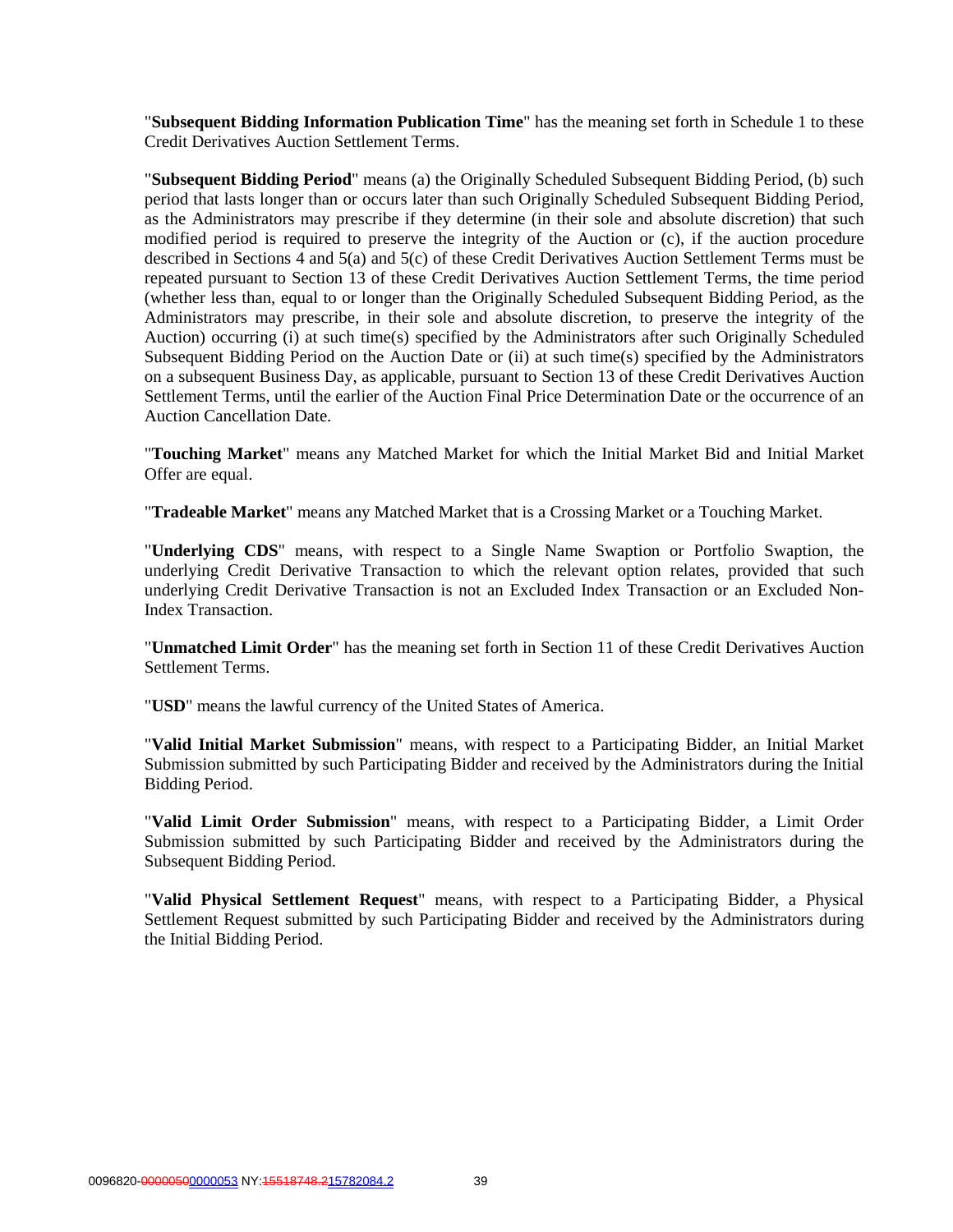"**Subsequent Bidding Information Publication Time**" has the meaning set forth in Schedule 1 to these Credit Derivatives Auction Settlement Terms.

"**Subsequent Bidding Period**" means (a) the Originally Scheduled Subsequent Bidding Period, (b) such period that lasts longer than or occurs later than such Originally Scheduled Subsequent Bidding Period, as the Administrators may prescribe if they determine (in their sole and absolute discretion) that such modified period is required to preserve the integrity of the Auction or (c), if the auction procedure described in Sections 4 and 5(a) and 5(c) of these Credit Derivatives Auction Settlement Terms must be repeated pursuant to Section 13 of these Credit Derivatives Auction Settlement Terms, the time period (whether less than, equal to or longer than the Originally Scheduled Subsequent Bidding Period, as the Administrators may prescribe, in their sole and absolute discretion, to preserve the integrity of the Auction) occurring (i) at such time(s) specified by the Administrators after such Originally Scheduled Subsequent Bidding Period on the Auction Date or (ii) at such time(s) specified by the Administrators on a subsequent Business Day, as applicable, pursuant to Section 13 of these Credit Derivatives Auction Settlement Terms, until the earlier of the Auction Final Price Determination Date or the occurrence of an Auction Cancellation Date.

"**Touching Market**" means any Matched Market for which the Initial Market Bid and Initial Market Offer are equal.

"**Tradeable Market**" means any Matched Market that is a Crossing Market or a Touching Market.

"**Underlying CDS**" means, with respect to a Single Name Swaption or Portfolio Swaption, the underlying Credit Derivative Transaction to which the relevant option relates, provided that such underlying Credit Derivative Transaction is not an Excluded Index Transaction or an Excluded Non-Index Transaction.

"**Unmatched Limit Order**" has the meaning set forth in Section 11 of these Credit Derivatives Auction Settlement Terms.

"**USD**" means the lawful currency of the United States of America.

"**Valid Initial Market Submission**" means, with respect to a Participating Bidder, an Initial Market Submission submitted by such Participating Bidder and received by the Administrators during the Initial Bidding Period.

"**Valid Limit Order Submission**" means, with respect to a Participating Bidder, a Limit Order Submission submitted by such Participating Bidder and received by the Administrators during the Subsequent Bidding Period.

"**Valid Physical Settlement Request**" means, with respect to a Participating Bidder, a Physical Settlement Request submitted by such Participating Bidder and received by the Administrators during the Initial Bidding Period.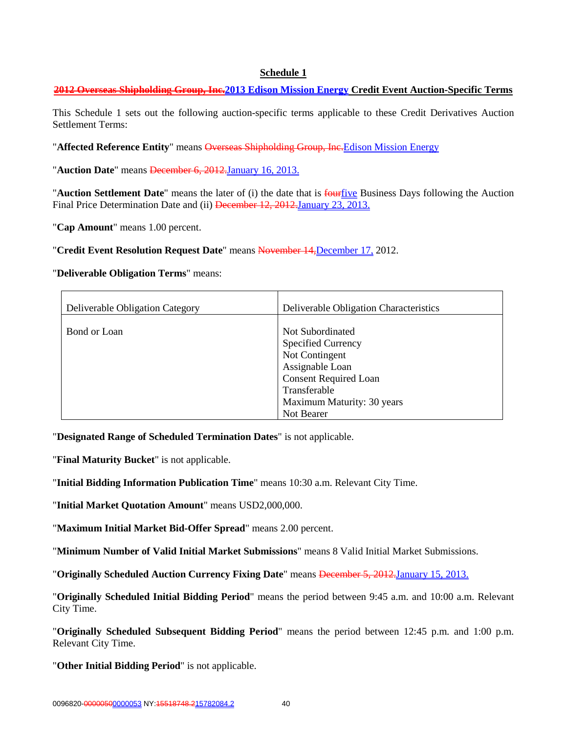## Schedule 1

**~~2012 Overseas Shipholding Group, Inc.~~2013 Edison Mission Energy Credit Event Auction-Specific Terms**

This Schedule 1 sets out the following auction-specific terms applicable to these Credit Derivatives Auction Settlement Terms:

"**Affected Reference Entity**" means ~~Overseas Shipholding Group, Inc.~~Edison Mission Energy

"**Auction Date**" means ~~December 6, 2012.~~January 16, 2013.

"**Auction Settlement Date**" means the later of (i) the date that is ~~four~~five Business Days following the Auction Final Price Determination Date and (ii) ~~December 12, 2012.~~January 23, 2013.

"**Cap Amount**" means 1.00 percent.

"**Credit Event Resolution Request Date**" means ~~November 14,~~December 17, 2012.

"**Deliverable Obligation Terms**" means:

| Deliverable Obligation Category | Deliverable Obligation Characteristics |
|---|---|
| Bond or Loan | Not Subordinated<br>Specified Currency<br>Not Contingent<br>Assignable Loan<br>Consent Required Loan<br>Transferable<br>Maximum Maturity: 30 years<br>Not Bearer |

"**Designated Range of Scheduled Termination Dates**" is not applicable.

"**Final Maturity Bucket**" is not applicable.

"**Initial Bidding Information Publication Time**" means 10:30 a.m. Relevant City Time.

"**Initial Market Quotation Amount**" means USD2,000,000.

"**Maximum Initial Market Bid-Offer Spread**" means 2.00 percent.

"**Minimum Number of Valid Initial Market Submissions**" means 8 Valid Initial Market Submissions.

"**Originally Scheduled Auction Currency Fixing Date**" means ~~December 5, 2012.~~January 15, 2013.

"**Originally Scheduled Initial Bidding Period**" means the period between 9:45 a.m. and 10:00 a.m. Relevant City Time.

"**Originally Scheduled Subsequent Bidding Period**" means the period between 12:45 p.m. and 1:00 p.m. Relevant City Time.

"**Other Initial Bidding Period**" is not applicable.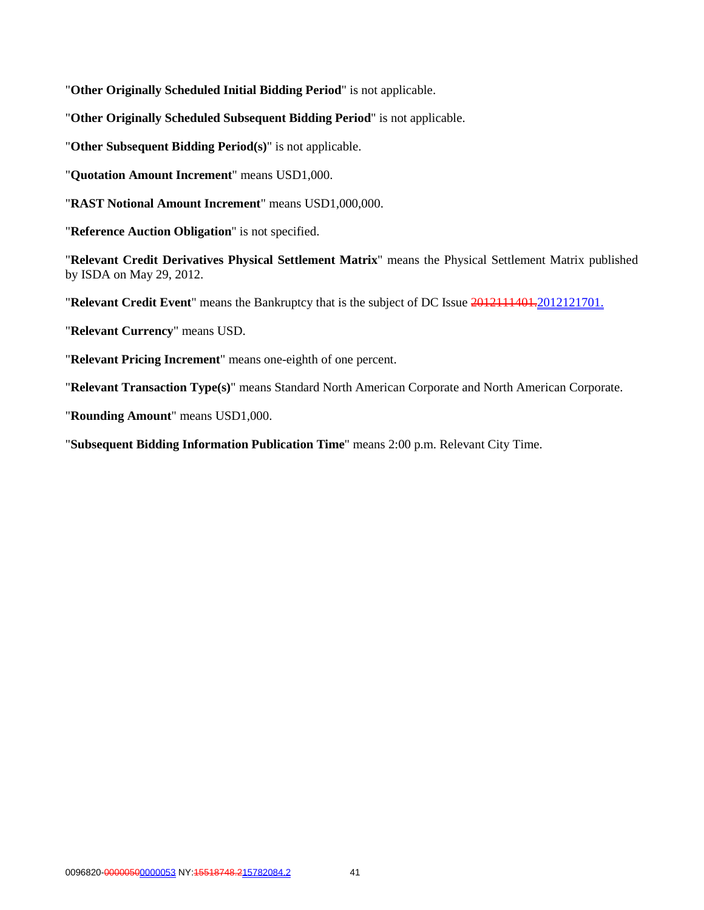"**Other Originally Scheduled Initial Bidding Period**" is not applicable.

"**Other Originally Scheduled Subsequent Bidding Period**" is not applicable.

"**Other Subsequent Bidding Period(s)**" is not applicable.

"**Quotation Amount Increment**" means USD1,000.

"**RAST Notional Amount Increment**" means USD1,000,000.

"**Reference Auction Obligation**" is not specified.

"**Relevant Credit Derivatives Physical Settlement Matrix**" means the Physical Settlement Matrix published by ISDA on May 29, 2012.

"**Relevant Credit Event**" means the Bankruptcy that is the subject of DC Issue ~~2012111401.~~2012121701.

"**Relevant Currency**" means USD.

"**Relevant Pricing Increment**" means one-eighth of one percent.

"**Relevant Transaction Type(s)**" means Standard North American Corporate and North American Corporate.

"**Rounding Amount**" means USD1,000.

"**Subsequent Bidding Information Publication Time**" means 2:00 p.m. Relevant City Time.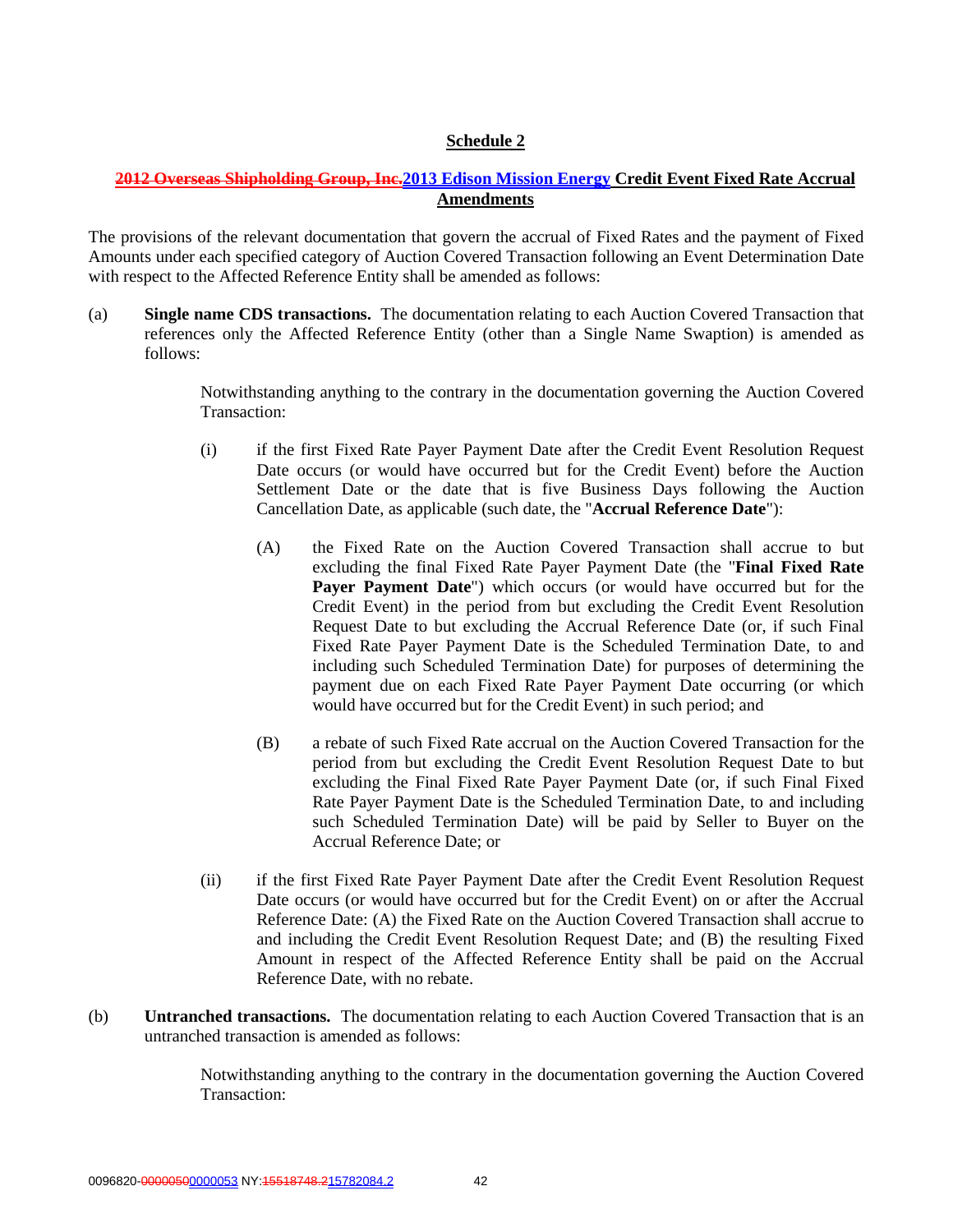## Schedule 2

**~~2012 Overseas Shipholding Group, Inc.~~2013 Edison Mission Energy Credit Event Fixed Rate Accrual Amendments**

The provisions of the relevant documentation that govern the accrual of Fixed Rates and the payment of Fixed Amounts under each specified category of Auction Covered Transaction following an Event Determination Date with respect to the Affected Reference Entity shall be amended as follows:

(a) **Single name CDS transactions.** The documentation relating to each Auction Covered Transaction that references only the Affected Reference Entity (other than a Single Name Swaption) is amended as follows:

Notwithstanding anything to the contrary in the documentation governing the Auction Covered Transaction:

(i) if the first Fixed Rate Payer Payment Date after the Credit Event Resolution Request Date occurs (or would have occurred but for the Credit Event) before the Auction Settlement Date or the date that is five Business Days following the Auction Cancellation Date, as applicable (such date, the "**Accrual Reference Date**"):

(A) the Fixed Rate on the Auction Covered Transaction shall accrue to but excluding the final Fixed Rate Payer Payment Date (the "**Final Fixed Rate Payer Payment Date**") which occurs (or would have occurred but for the Credit Event) in the period from but excluding the Credit Event Resolution Request Date to but excluding the Accrual Reference Date (or, if such Final Fixed Rate Payer Payment Date is the Scheduled Termination Date, to and including such Scheduled Termination Date) for purposes of determining the payment due on each Fixed Rate Payer Payment Date occurring (or which would have occurred but for the Credit Event) in such period; and

(B) a rebate of such Fixed Rate accrual on the Auction Covered Transaction for the period from but excluding the Credit Event Resolution Request Date to but excluding the Final Fixed Rate Payer Payment Date (or, if such Final Fixed Rate Payer Payment Date is the Scheduled Termination Date, to and including such Scheduled Termination Date) will be paid by Seller to Buyer on the Accrual Reference Date; or

(ii) if the first Fixed Rate Payer Payment Date after the Credit Event Resolution Request Date occurs (or would have occurred but for the Credit Event) on or after the Accrual Reference Date: (A) the Fixed Rate on the Auction Covered Transaction shall accrue to and including the Credit Event Resolution Request Date; and (B) the resulting Fixed Amount in respect of the Affected Reference Entity shall be paid on the Accrual Reference Date, with no rebate.

(b) **Untranched transactions.** The documentation relating to each Auction Covered Transaction that is an untranched transaction is amended as follows:

Notwithstanding anything to the contrary in the documentation governing the Auction Covered Transaction: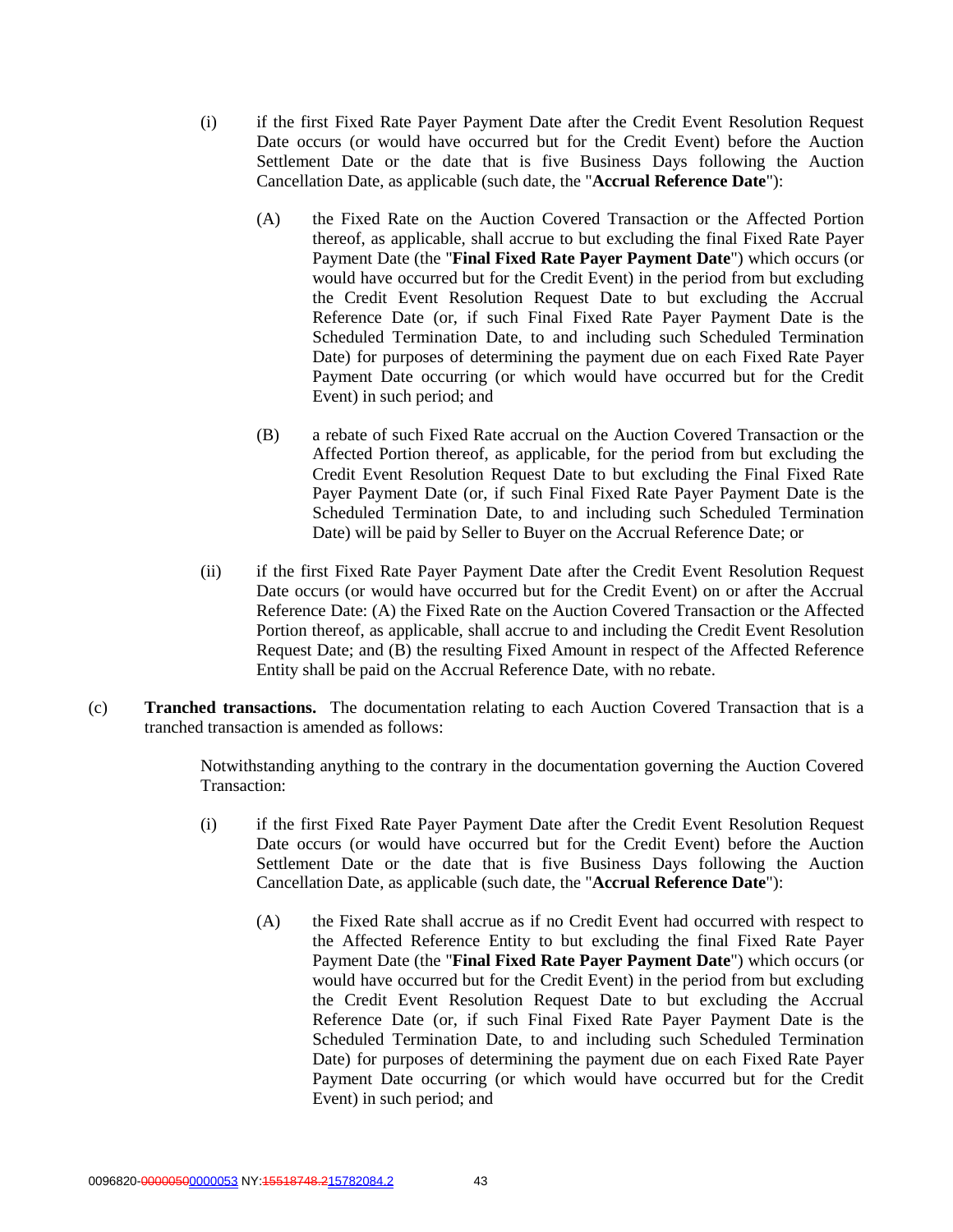(i) if the first Fixed Rate Payer Payment Date after the Credit Event Resolution Request Date occurs (or would have occurred but for the Credit Event) before the Auction Settlement Date or the date that is five Business Days following the Auction Cancellation Date, as applicable (such date, the "**Accrual Reference Date**"):

(A) the Fixed Rate on the Auction Covered Transaction or the Affected Portion thereof, as applicable, shall accrue to but excluding the final Fixed Rate Payer Payment Date (the "**Final Fixed Rate Payer Payment Date**") which occurs (or would have occurred but for the Credit Event) in the period from but excluding the Credit Event Resolution Request Date to but excluding the Accrual Reference Date (or, if such Final Fixed Rate Payer Payment Date is the Scheduled Termination Date, to and including such Scheduled Termination Date) for purposes of determining the payment due on each Fixed Rate Payer Payment Date occurring (or which would have occurred but for the Credit Event) in such period; and

(B) a rebate of such Fixed Rate accrual on the Auction Covered Transaction or the Affected Portion thereof, as applicable, for the period from but excluding the Credit Event Resolution Request Date to but excluding the Final Fixed Rate Payer Payment Date (or, if such Final Fixed Rate Payer Payment Date is the Scheduled Termination Date, to and including such Scheduled Termination Date) will be paid by Seller to Buyer on the Accrual Reference Date; or

(ii) if the first Fixed Rate Payer Payment Date after the Credit Event Resolution Request Date occurs (or would have occurred but for the Credit Event) on or after the Accrual Reference Date: (A) the Fixed Rate on the Auction Covered Transaction or the Affected Portion thereof, as applicable, shall accrue to and including the Credit Event Resolution Request Date; and (B) the resulting Fixed Amount in respect of the Affected Reference Entity shall be paid on the Accrual Reference Date, with no rebate.

(c) **Tranched transactions.** The documentation relating to each Auction Covered Transaction that is a tranched transaction is amended as follows:

Notwithstanding anything to the contrary in the documentation governing the Auction Covered Transaction:

(i) if the first Fixed Rate Payer Payment Date after the Credit Event Resolution Request Date occurs (or would have occurred but for the Credit Event) before the Auction Settlement Date or the date that is five Business Days following the Auction Cancellation Date, as applicable (such date, the "**Accrual Reference Date**"):

(A) the Fixed Rate shall accrue as if no Credit Event had occurred with respect to the Affected Reference Entity to but excluding the final Fixed Rate Payer Payment Date (the "**Final Fixed Rate Payer Payment Date**") which occurs (or would have occurred but for the Credit Event) in the period from but excluding the Credit Event Resolution Request Date to but excluding the Accrual Reference Date (or, if such Final Fixed Rate Payer Payment Date is the Scheduled Termination Date, to and including such Scheduled Termination Date) for purposes of determining the payment due on each Fixed Rate Payer Payment Date occurring (or which would have occurred but for the Credit Event) in such period; and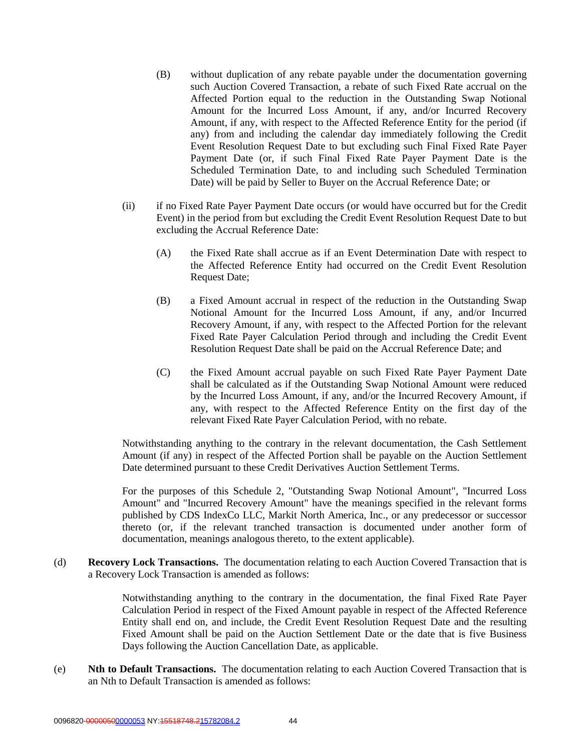(B) without duplication of any rebate payable under the documentation governing such Auction Covered Transaction, a rebate of such Fixed Rate accrual on the Affected Portion equal to the reduction in the Outstanding Swap Notional Amount for the Incurred Loss Amount, if any, and/or Incurred Recovery Amount, if any, with respect to the Affected Reference Entity for the period (if any) from and including the calendar day immediately following the Credit Event Resolution Request Date to but excluding such Final Fixed Rate Payer Payment Date (or, if such Final Fixed Rate Payer Payment Date is the Scheduled Termination Date, to and including such Scheduled Termination Date) will be paid by Seller to Buyer on the Accrual Reference Date; or

(ii) if no Fixed Rate Payer Payment Date occurs (or would have occurred but for the Credit Event) in the period from but excluding the Credit Event Resolution Request Date to but excluding the Accrual Reference Date:

(A) the Fixed Rate shall accrue as if an Event Determination Date with respect to the Affected Reference Entity had occurred on the Credit Event Resolution Request Date;

(B) a Fixed Amount accrual in respect of the reduction in the Outstanding Swap Notional Amount for the Incurred Loss Amount, if any, and/or Incurred Recovery Amount, if any, with respect to the Affected Portion for the relevant Fixed Rate Payer Calculation Period through and including the Credit Event Resolution Request Date shall be paid on the Accrual Reference Date; and

(C) the Fixed Amount accrual payable on such Fixed Rate Payer Payment Date shall be calculated as if the Outstanding Swap Notional Amount were reduced by the Incurred Loss Amount, if any, and/or the Incurred Recovery Amount, if any, with respect to the Affected Reference Entity on the first day of the relevant Fixed Rate Payer Calculation Period, with no rebate.

Notwithstanding anything to the contrary in the relevant documentation, the Cash Settlement Amount (if any) in respect of the Affected Portion shall be payable on the Auction Settlement Date determined pursuant to these Credit Derivatives Auction Settlement Terms.

For the purposes of this Schedule 2, "Outstanding Swap Notional Amount", "Incurred Loss Amount" and "Incurred Recovery Amount" have the meanings specified in the relevant forms published by CDS IndexCo LLC, Markit North America, Inc., or any predecessor or successor thereto (or, if the relevant tranched transaction is documented under another form of documentation, meanings analogous thereto, to the extent applicable).

(d) **Recovery Lock Transactions.** The documentation relating to each Auction Covered Transaction that is a Recovery Lock Transaction is amended as follows:

Notwithstanding anything to the contrary in the documentation, the final Fixed Rate Payer Calculation Period in respect of the Fixed Amount payable in respect of the Affected Reference Entity shall end on, and include, the Credit Event Resolution Request Date and the resulting Fixed Amount shall be paid on the Auction Settlement Date or the date that is five Business Days following the Auction Cancellation Date, as applicable.

(e) **Nth to Default Transactions.** The documentation relating to each Auction Covered Transaction that is an Nth to Default Transaction is amended as follows: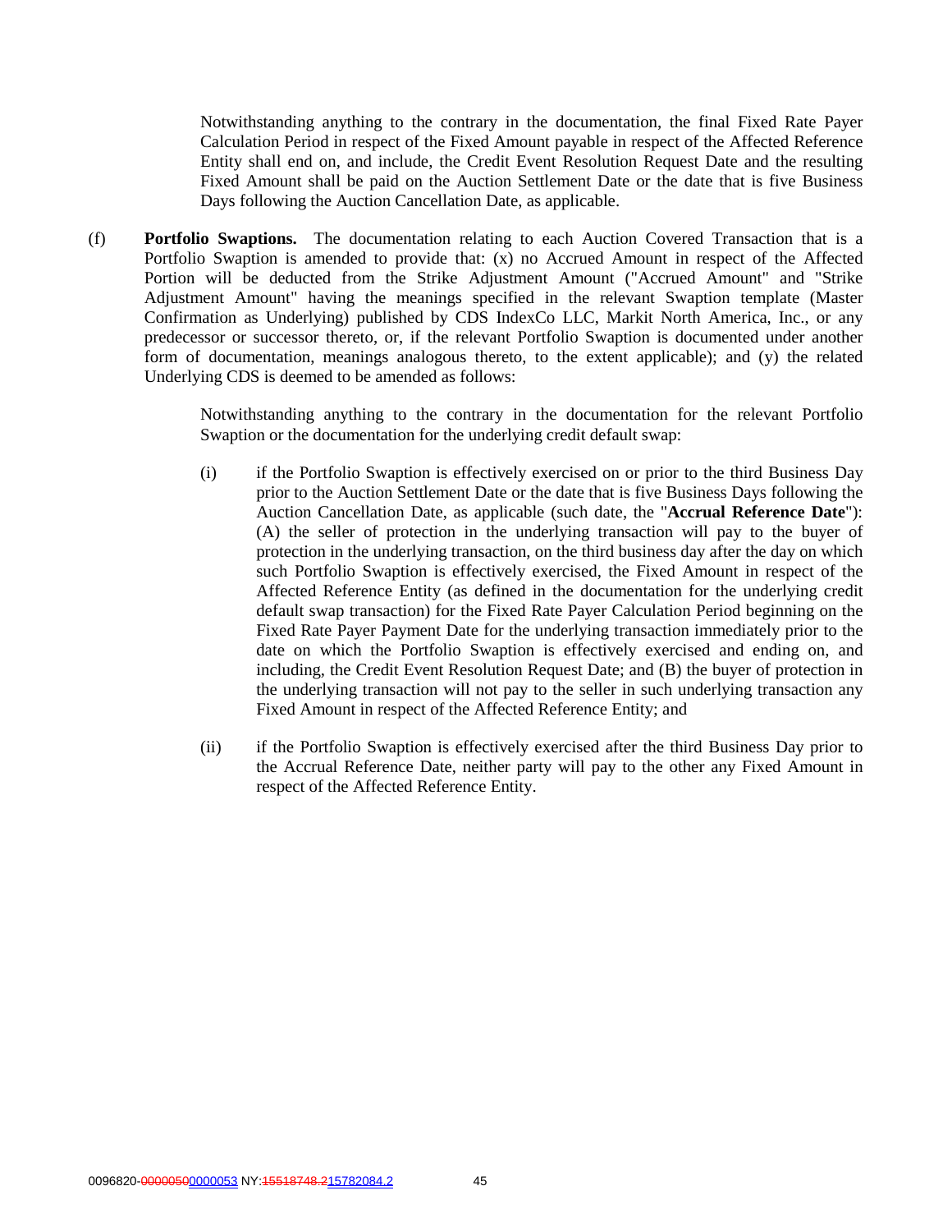Notwithstanding anything to the contrary in the documentation, the final Fixed Rate Payer Calculation Period in respect of the Fixed Amount payable in respect of the Affected Reference Entity shall end on, and include, the Credit Event Resolution Request Date and the resulting Fixed Amount shall be paid on the Auction Settlement Date or the date that is five Business Days following the Auction Cancellation Date, as applicable.

(f) **Portfolio Swaptions.** The documentation relating to each Auction Covered Transaction that is a Portfolio Swaption is amended to provide that: (x) no Accrued Amount in respect of the Affected Portion will be deducted from the Strike Adjustment Amount ("Accrued Amount" and "Strike Adjustment Amount" having the meanings specified in the relevant Swaption template (Master Confirmation as Underlying) published by CDS IndexCo LLC, Markit North America, Inc., or any predecessor or successor thereto, or, if the relevant Portfolio Swaption is documented under another form of documentation, meanings analogous thereto, to the extent applicable); and (y) the related Underlying CDS is deemed to be amended as follows:

Notwithstanding anything to the contrary in the documentation for the relevant Portfolio Swaption or the documentation for the underlying credit default swap:

(i) if the Portfolio Swaption is effectively exercised on or prior to the third Business Day prior to the Auction Settlement Date or the date that is five Business Days following the Auction Cancellation Date, as applicable (such date, the "**Accrual Reference Date**"): (A) the seller of protection in the underlying transaction will pay to the buyer of protection in the underlying transaction, on the third business day after the day on which such Portfolio Swaption is effectively exercised, the Fixed Amount in respect of the Affected Reference Entity (as defined in the documentation for the underlying credit default swap transaction) for the Fixed Rate Payer Calculation Period beginning on the Fixed Rate Payer Payment Date for the underlying transaction immediately prior to the date on which the Portfolio Swaption is effectively exercised and ending on, and including, the Credit Event Resolution Request Date; and (B) the buyer of protection in the underlying transaction will not pay to the seller in such underlying transaction any Fixed Amount in respect of the Affected Reference Entity; and

(ii) if the Portfolio Swaption is effectively exercised after the third Business Day prior to the Accrual Reference Date, neither party will pay to the other any Fixed Amount in respect of the Affected Reference Entity.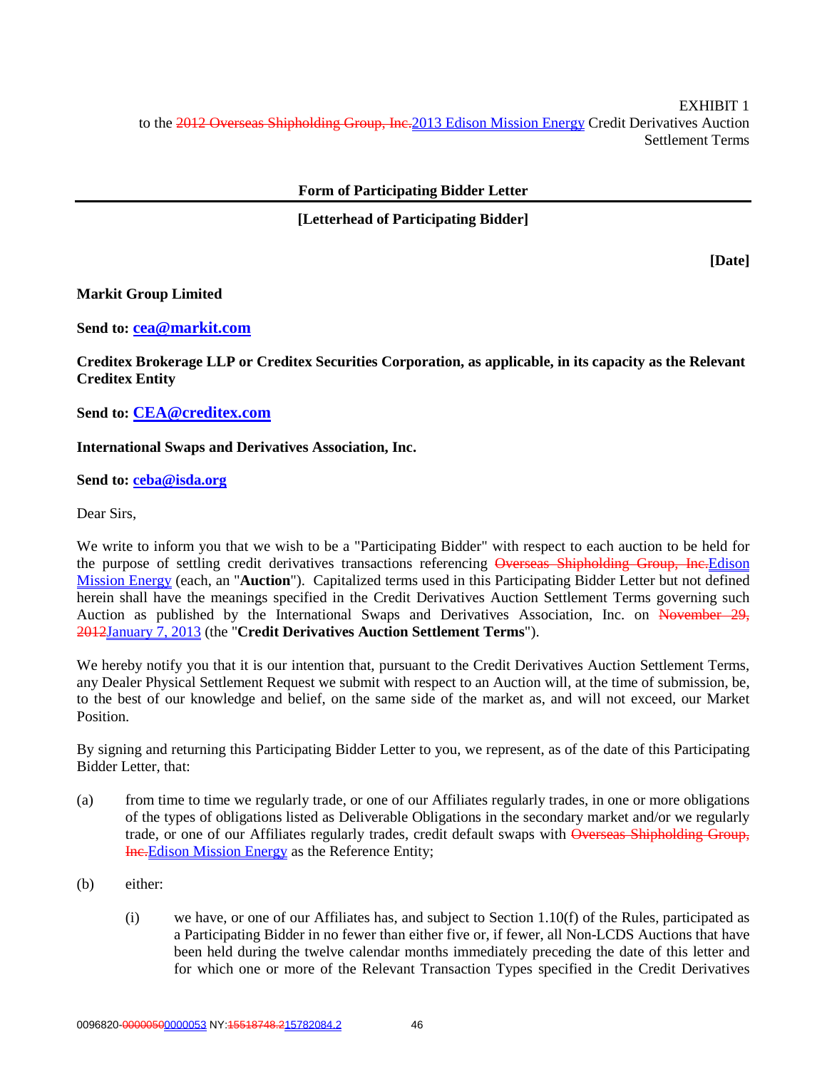EXHIBIT 1
to the ~~2012 Overseas Shipholding Group, Inc.~~2013 Edison Mission Energy Credit Derivatives Auction Settlement Terms

**Form of Participating Bidder Letter**

**[Letterhead of Participating Bidder]**

**[Date]**

**Markit Group Limited**

**Send to: cea@markit.com**

**Creditex Brokerage LLP or Creditex Securities Corporation, as applicable, in its capacity as the Relevant Creditex Entity**

**Send to: CEA@creditex.com**

**International Swaps and Derivatives Association, Inc.**

**Send to: ceba@isda.org**

Dear Sirs,

We write to inform you that we wish to be a "Participating Bidder" with respect to each auction to be held for the purpose of settling credit derivatives transactions referencing ~~Overseas Shipholding Group, Inc.~~Edison Mission Energy (each, an "**Auction**"). Capitalized terms used in this Participating Bidder Letter but not defined herein shall have the meanings specified in the Credit Derivatives Auction Settlement Terms governing such Auction as published by the International Swaps and Derivatives Association, Inc. on ~~November 29, 2012~~January 7, 2013 (the "**Credit Derivatives Auction Settlement Terms**").

We hereby notify you that it is our intention that, pursuant to the Credit Derivatives Auction Settlement Terms, any Dealer Physical Settlement Request we submit with respect to an Auction will, at the time of submission, be, to the best of our knowledge and belief, on the same side of the market as, and will not exceed, our Market Position.

By signing and returning this Participating Bidder Letter to you, we represent, as of the date of this Participating Bidder Letter, that:

(a) from time to time we regularly trade, or one of our Affiliates regularly trades, in one or more obligations of the types of obligations listed as Deliverable Obligations in the secondary market and/or we regularly trade, or one of our Affiliates regularly trades, credit default swaps with ~~Overseas Shipholding Group, Inc.~~Edison Mission Energy as the Reference Entity;

(b) either:

 (i) we have, or one of our Affiliates has, and subject to Section 1.10(f) of the Rules, participated as a Participating Bidder in no fewer than either five or, if fewer, all Non-LCDS Auctions that have been held during the twelve calendar months immediately preceding the date of this letter and for which one or more of the Relevant Transaction Types specified in the Credit Derivatives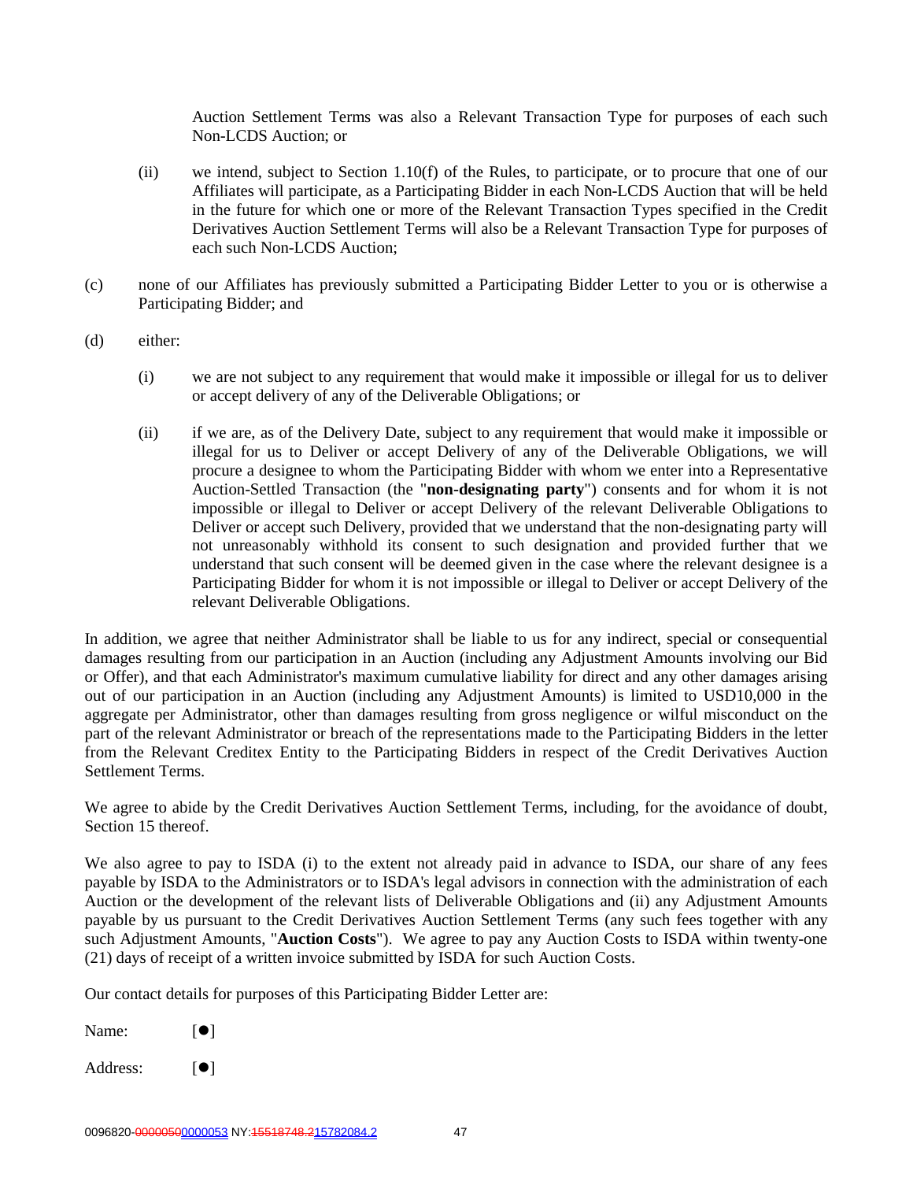Auction Settlement Terms was also a Relevant Transaction Type for purposes of each such Non-LCDS Auction; or

(ii) we intend, subject to Section 1.10(f) of the Rules, to participate, or to procure that one of our Affiliates will participate, as a Participating Bidder in each Non-LCDS Auction that will be held in the future for which one or more of the Relevant Transaction Types specified in the Credit Derivatives Auction Settlement Terms will also be a Relevant Transaction Type for purposes of each such Non-LCDS Auction;

(c) none of our Affiliates has previously submitted a Participating Bidder Letter to you or is otherwise a Participating Bidder; and

(d) either:

(i) we are not subject to any requirement that would make it impossible or illegal for us to deliver or accept delivery of any of the Deliverable Obligations; or

(ii) if we are, as of the Delivery Date, subject to any requirement that would make it impossible or illegal for us to Deliver or accept Delivery of any of the Deliverable Obligations, we will procure a designee to whom the Participating Bidder with whom we enter into a Representative Auction-Settled Transaction (the "**non-designating party**") consents and for whom it is not impossible or illegal to Deliver or accept Delivery of the relevant Deliverable Obligations to Deliver or accept such Delivery, provided that we understand that the non-designating party will not unreasonably withhold its consent to such designation and provided further that we understand that such consent will be deemed given in the case where the relevant designee is a Participating Bidder for whom it is not impossible or illegal to Deliver or accept Delivery of the relevant Deliverable Obligations.

In addition, we agree that neither Administrator shall be liable to us for any indirect, special or consequential damages resulting from our participation in an Auction (including any Adjustment Amounts involving our Bid or Offer), and that each Administrator's maximum cumulative liability for direct and any other damages arising out of our participation in an Auction (including any Adjustment Amounts) is limited to USD10,000 in the aggregate per Administrator, other than damages resulting from gross negligence or wilful misconduct on the part of the relevant Administrator or breach of the representations made to the Participating Bidders in the letter from the Relevant Creditex Entity to the Participating Bidders in respect of the Credit Derivatives Auction Settlement Terms.

We agree to abide by the Credit Derivatives Auction Settlement Terms, including, for the avoidance of doubt, Section 15 thereof.

We also agree to pay to ISDA (i) to the extent not already paid in advance to ISDA, our share of any fees payable by ISDA to the Administrators or to ISDA's legal advisors in connection with the administration of each Auction or the development of the relevant lists of Deliverable Obligations and (ii) any Adjustment Amounts payable by us pursuant to the Credit Derivatives Auction Settlement Terms (any such fees together with any such Adjustment Amounts, "**Auction Costs**"). We agree to pay any Auction Costs to ISDA within twenty-one (21) days of receipt of a written invoice submitted by ISDA for such Auction Costs.

Our contact details for purposes of this Participating Bidder Letter are:

Name: [●]

Address: [●]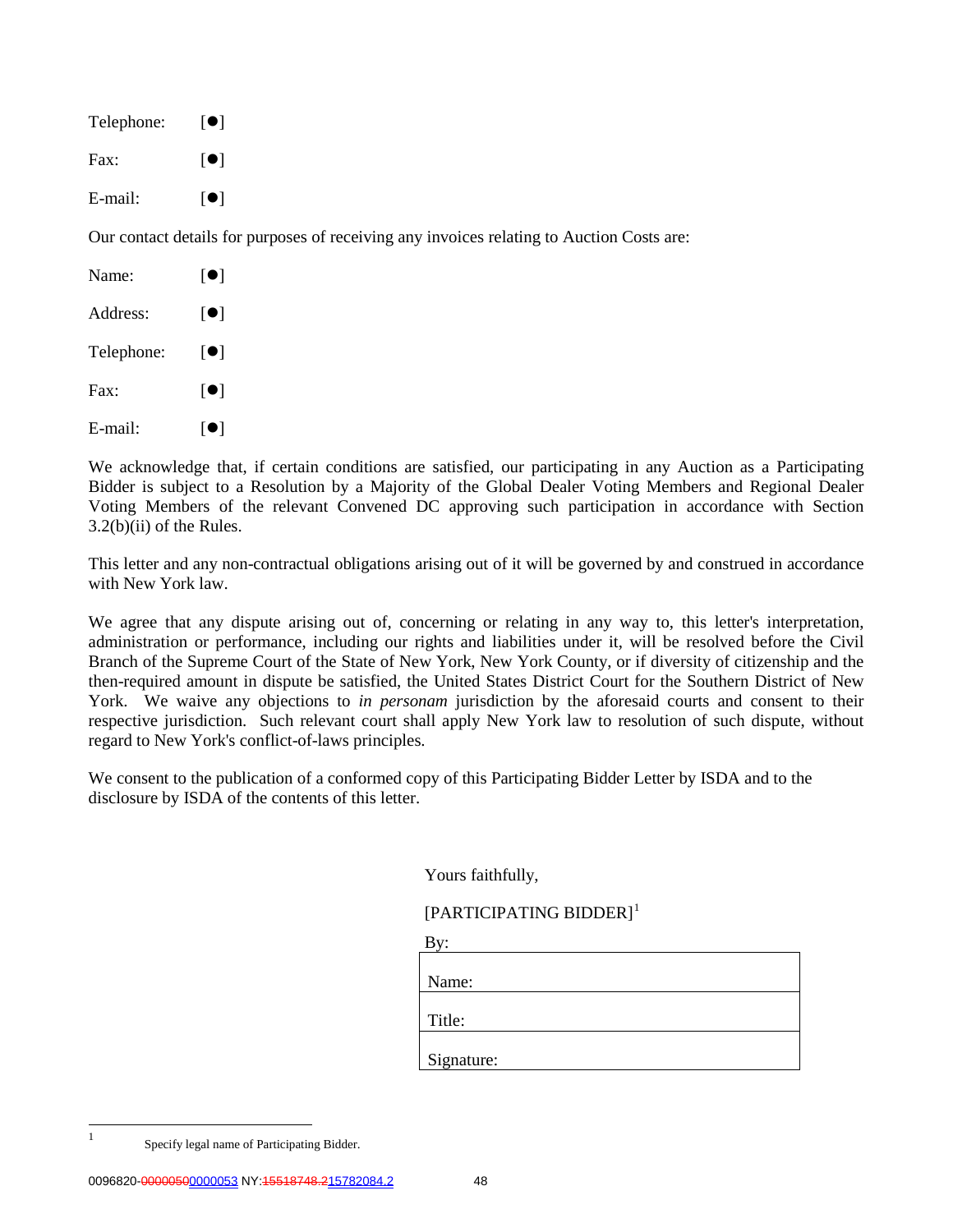Telephone: [●]

Fax: [●]

E-mail: [●]

Our contact details for purposes of receiving any invoices relating to Auction Costs are:

Name: [●]

Address: [●]

Telephone: [●]

Fax: [●]

E-mail: [●]

We acknowledge that, if certain conditions are satisfied, our participating in any Auction as a Participating Bidder is subject to a Resolution by a Majority of the Global Dealer Voting Members and Regional Dealer Voting Members of the relevant Convened DC approving such participation in accordance with Section 3.2(b)(ii) of the Rules.

This letter and any non-contractual obligations arising out of it will be governed by and construed in accordance with New York law.

We agree that any dispute arising out of, concerning or relating in any way to, this letter's interpretation, administration or performance, including our rights and liabilities under it, will be resolved before the Civil Branch of the Supreme Court of the State of New York, New York County, or if diversity of citizenship and the then-required amount in dispute be satisfied, the United States District Court for the Southern District of New York. We waive any objections to *in personam* jurisdiction by the aforesaid courts and consent to their respective jurisdiction. Such relevant court shall apply New York law to resolution of such dispute, without regard to New York's conflict-of-laws principles.

We consent to the publication of a conformed copy of this Participating Bidder Letter by ISDA and to the disclosure by ISDA of the contents of this letter.

Yours faithfully,

[PARTICIPATING BIDDER][1]

By:

| Name: |
|---|
| Title: |
| Signature: |

[1] Specify legal name of Participating Bidder.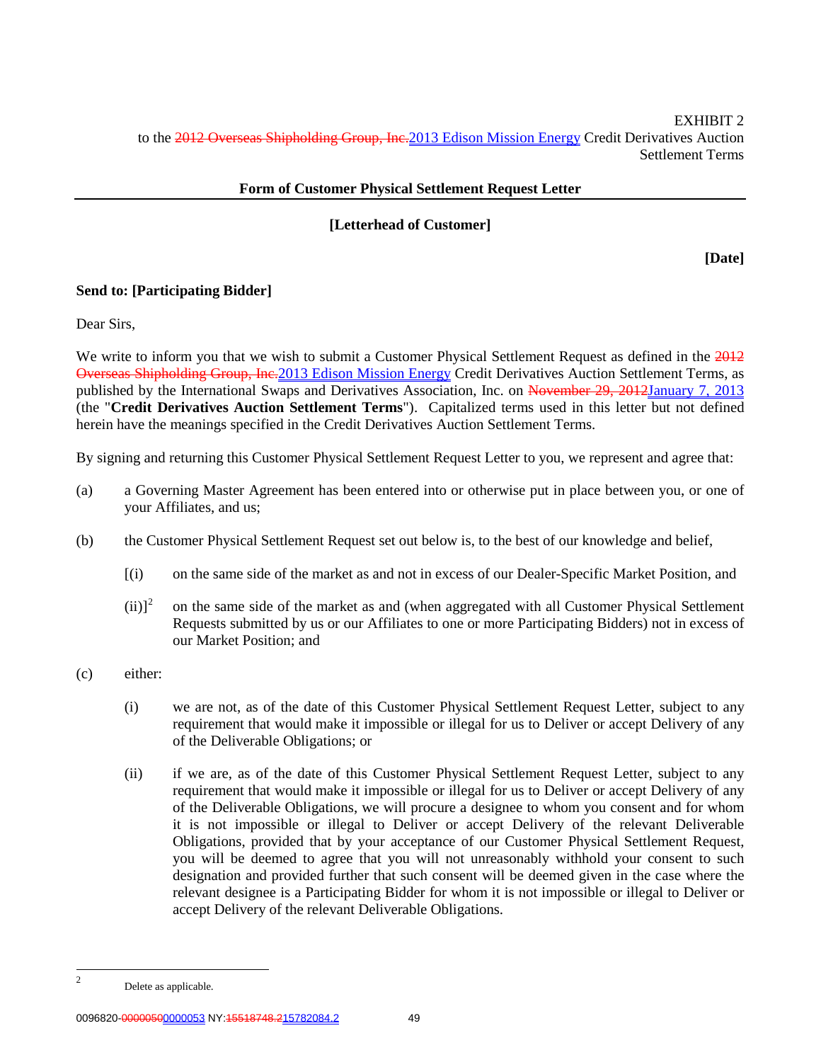EXHIBIT 2
to the ~~2012 Overseas Shipholding Group, Inc.~~2013 Edison Mission Energy Credit Derivatives Auction Settlement Terms

**Form of Customer Physical Settlement Request Letter**

**[Letterhead of Customer]**

**[Date]**

**Send to: [Participating Bidder]**

Dear Sirs,

We write to inform you that we wish to submit a Customer Physical Settlement Request as defined in the ~~2012 Overseas Shipholding Group, Inc.~~2013 Edison Mission Energy Credit Derivatives Auction Settlement Terms, as published by the International Swaps and Derivatives Association, Inc. on ~~November 29, 2012~~January 7, 2013 (the "**Credit Derivatives Auction Settlement Terms**"). Capitalized terms used in this letter but not defined herein have the meanings specified in the Credit Derivatives Auction Settlement Terms.

By signing and returning this Customer Physical Settlement Request Letter to you, we represent and agree that:

(a) a Governing Master Agreement has been entered into or otherwise put in place between you, or one of your Affiliates, and us;

(b) the Customer Physical Settlement Request set out below is, to the best of our knowledge and belief,

[(i) on the same side of the market as and not in excess of our Dealer-Specific Market Position, and

(ii)][2] on the same side of the market as and (when aggregated with all Customer Physical Settlement Requests submitted by us or our Affiliates to one or more Participating Bidders) not in excess of our Market Position; and

(c) either:

(i) we are not, as of the date of this Customer Physical Settlement Request Letter, subject to any requirement that would make it impossible or illegal for us to Deliver or accept Delivery of any of the Deliverable Obligations; or

(ii) if we are, as of the date of this Customer Physical Settlement Request Letter, subject to any requirement that would make it impossible or illegal for us to Deliver or accept Delivery of any of the Deliverable Obligations, we will procure a designee to whom you consent and for whom it is not impossible or illegal to Deliver or accept Delivery of the relevant Deliverable Obligations, provided that by your acceptance of our Customer Physical Settlement Request, you will be deemed to agree that you will not unreasonably withhold your consent to such designation and provided further that such consent will be deemed given in the case where the relevant designee is a Participating Bidder for whom it is not impossible or illegal to Deliver or accept Delivery of the relevant Deliverable Obligations.

---

[2] Delete as applicable.

0096820-~~00000050~~0000053 NY:~~15518748.2~~15782084.2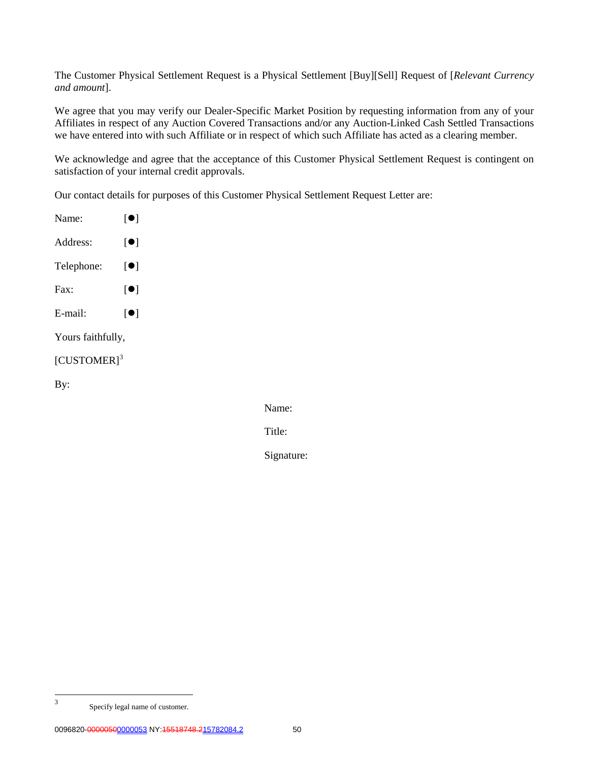The Customer Physical Settlement Request is a Physical Settlement [Buy][Sell] Request of [*Relevant Currency and amount*].

We agree that you may verify our Dealer-Specific Market Position by requesting information from any of your Affiliates in respect of any Auction Covered Transactions and/or any Auction-Linked Cash Settled Transactions we have entered into with such Affiliate or in respect of which such Affiliate has acted as a clearing member.

We acknowledge and agree that the acceptance of this Customer Physical Settlement Request is contingent on satisfaction of your internal credit approvals.

Our contact details for purposes of this Customer Physical Settlement Request Letter are:

Name: [●]

Address: [●]

Telephone: [●]

Fax: [●]

E-mail: [●]

Yours faithfully,

[CUSTOMER][3]

By:

Name:

Title:

Signature:

---

[3] Specify legal name of customer.

0096820-~~00000050~~0000053 NY:~~15518748.2~~15782084.2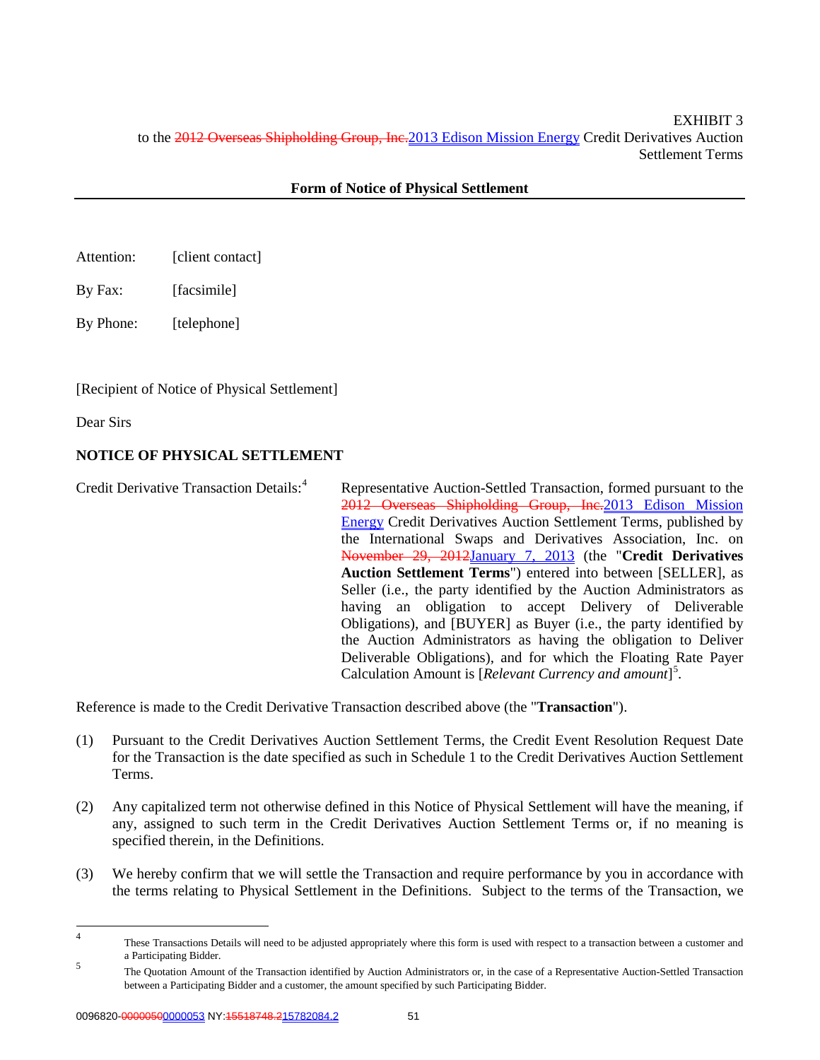EXHIBIT 3
to the ~~2012 Overseas Shipholding Group, Inc.~~2013 Edison Mission Energy Credit Derivatives Auction Settlement Terms

**Form of Notice of Physical Settlement**

---

Attention: [client contact]

By Fax: [facsimile]

By Phone: [telephone]

[Recipient of Notice of Physical Settlement]

Dear Sirs

**NOTICE OF PHYSICAL SETTLEMENT**

| | |
|---|---|
| Credit Derivative Transaction Details:[4] | Representative Auction-Settled Transaction, formed pursuant to the ~~2012 Overseas Shipholding Group, Inc.~~2013 Edison Mission Energy Credit Derivatives Auction Settlement Terms, published by the International Swaps and Derivatives Association, Inc. on ~~November 29, 2012~~January 7, 2013 (the "**Credit Derivatives Auction Settlement Terms**") entered into between [SELLER], as Seller (i.e., the party identified by the Auction Administrators as having an obligation to accept Delivery of Deliverable Obligations), and [BUYER] as Buyer (i.e., the party identified by the Auction Administrators as having the obligation to Deliver Deliverable Obligations), and for which the Floating Rate Payer Calculation Amount is [*Relevant Currency and amount*][5]. |

Reference is made to the Credit Derivative Transaction described above (the "**Transaction**").

(1) Pursuant to the Credit Derivatives Auction Settlement Terms, the Credit Event Resolution Request Date for the Transaction is the date specified as such in Schedule 1 to the Credit Derivatives Auction Settlement Terms.

(2) Any capitalized term not otherwise defined in this Notice of Physical Settlement will have the meaning, if any, assigned to such term in the Credit Derivatives Auction Settlement Terms or, if no meaning is specified therein, in the Definitions.

(3) We hereby confirm that we will settle the Transaction and require performance by you in accordance with the terms relating to Physical Settlement in the Definitions. Subject to the terms of the Transaction, we

---

[4] These Transactions Details will need to be adjusted appropriately where this form is used with respect to a transaction between a customer and a Participating Bidder.

[5] The Quotation Amount of the Transaction identified by Auction Administrators or, in the case of a Representative Auction-Settled Transaction between a Participating Bidder and a customer, the amount specified by such Participating Bidder.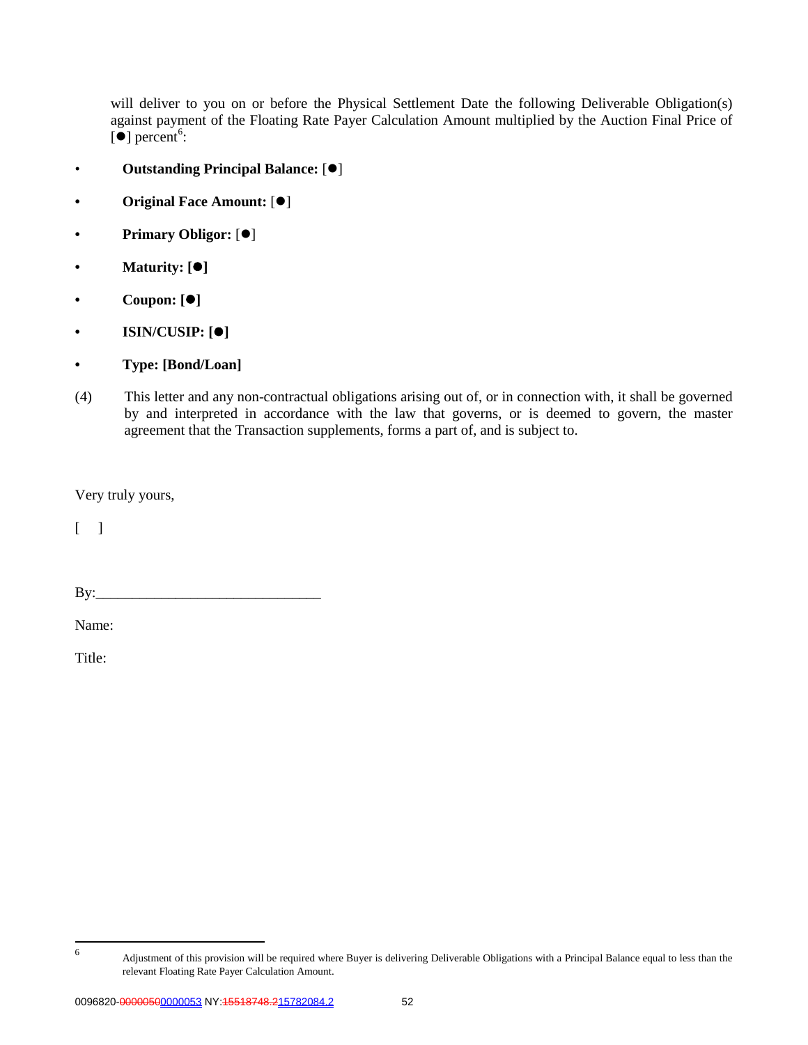will deliver to you on or before the Physical Settlement Date the following Deliverable Obligation(s) against payment of the Floating Rate Payer Calculation Amount multiplied by the Auction Final Price of [●] percent[6]:

- **Outstanding Principal Balance:** [●]
- **Original Face Amount:** [●]
- **Primary Obligor:** [●]
- **Maturity: [●]**
- **Coupon: [●]**
- **ISIN/CUSIP: [●]**
- **Type: [Bond/Loan]**

(4) This letter and any non-contractual obligations arising out of, or in connection with, it shall be governed by and interpreted in accordance with the law that governs, or is deemed to govern, the master agreement that the Transaction supplements, forms a part of, and is subject to.

Very truly yours,

[ ]

By:______________________________

Name:

Title:

---

[6] Adjustment of this provision will be required where Buyer is delivering Deliverable Obligations with a Principal Balance equal to less than the relevant Floating Rate Payer Calculation Amount.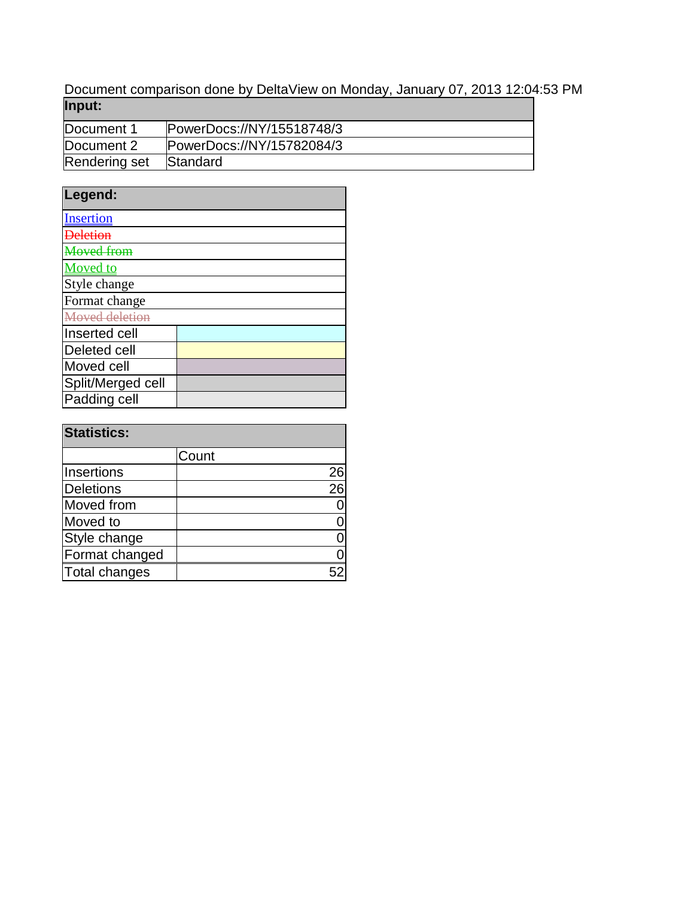Document comparison done by DeltaView on Monday, January 07, 2013 12:04:53 PM

| Input: | |
|---|---|
| Document 1 | PowerDocs://NY/15518748/3 |
| Document 2 | PowerDocs://NY/15782084/3 |
| Rendering set | Standard |

| Legend: | |
|---|---|
| Insertion | |
| ~~Deletion~~ | |
| ~~Moved from~~ | |
| Moved to | |
| Style change | |
| Format change | |
| ~~Moved deletion~~ | |
| Inserted cell | |
| Deleted cell | |
| Moved cell | |
| Split/Merged cell | |
| Padding cell | |

| Statistics: | |
|---|---|
| | Count |
| Insertions | 26 |
| Deletions | 26 |
| Moved from | 0 |
| Moved to | 0 |
| Style change | 0 |
| Format changed | 0 |
| Total changes | 52 |